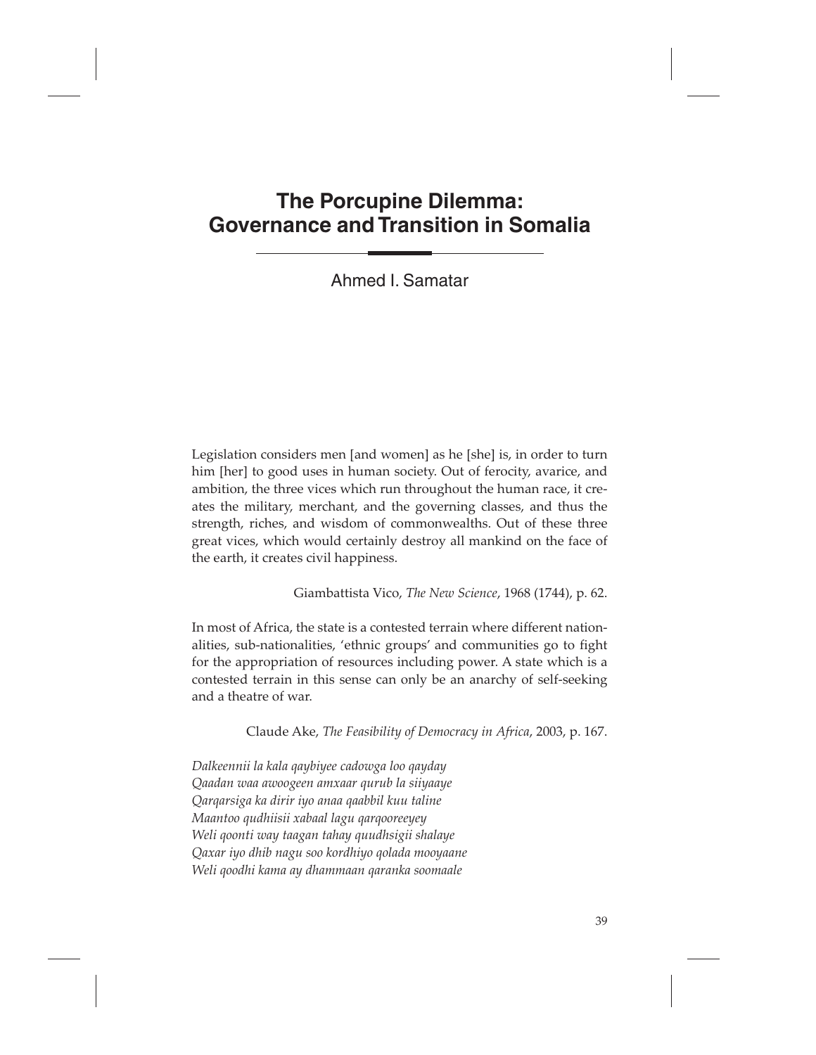# The Porcupine Dilemma: Governance and Transition in Somalia

Ahmed I. Samatar

Legislation considers men [and women] as he [she] is, in order to turn him [her] to good uses in human society. Out of ferocity, avarice, and ambition, the three vices which run throughout the human race, it creates the military, merchant, and the governing classes, and thus the strength, riches, and wisdom of commonwealths. Out of these three great vices, which would certainly destroy all mankind on the face of the earth, it creates civil happiness.

Giambattista Vico, *The New Science*, 1968 (1744), p. 62.

In most of Africa, the state is a contested terrain where different nationalities, sub-nationalities, 'ethnic groups' and communities go to fight for the appropriation of resources including power. A state which is a contested terrain in this sense can only be an anarchy of self-seeking and a theatre of war.

Claude Ake, *The Feasibility of Democracy in Africa*, 2003, p. 167.

*Dalkeennii la kala qaybiyee cadowga loo qayday*
*Qaadan waa awoogeen amxaar qurub la siiyaaye*
*Qarqarsiga ka dirir iyo anaa qaabbil kuu taline*
*Maantoo qudhiisii xabaal lagu qarqooreeyey*
*Weli qoonti way taagan tahay quudhsigii shalaye*
*Qaxar iyo dhib nagu soo kordhiyo qolada mooyaane*
*Weli qoodhi kama ay dhammaan qaranka soomaale*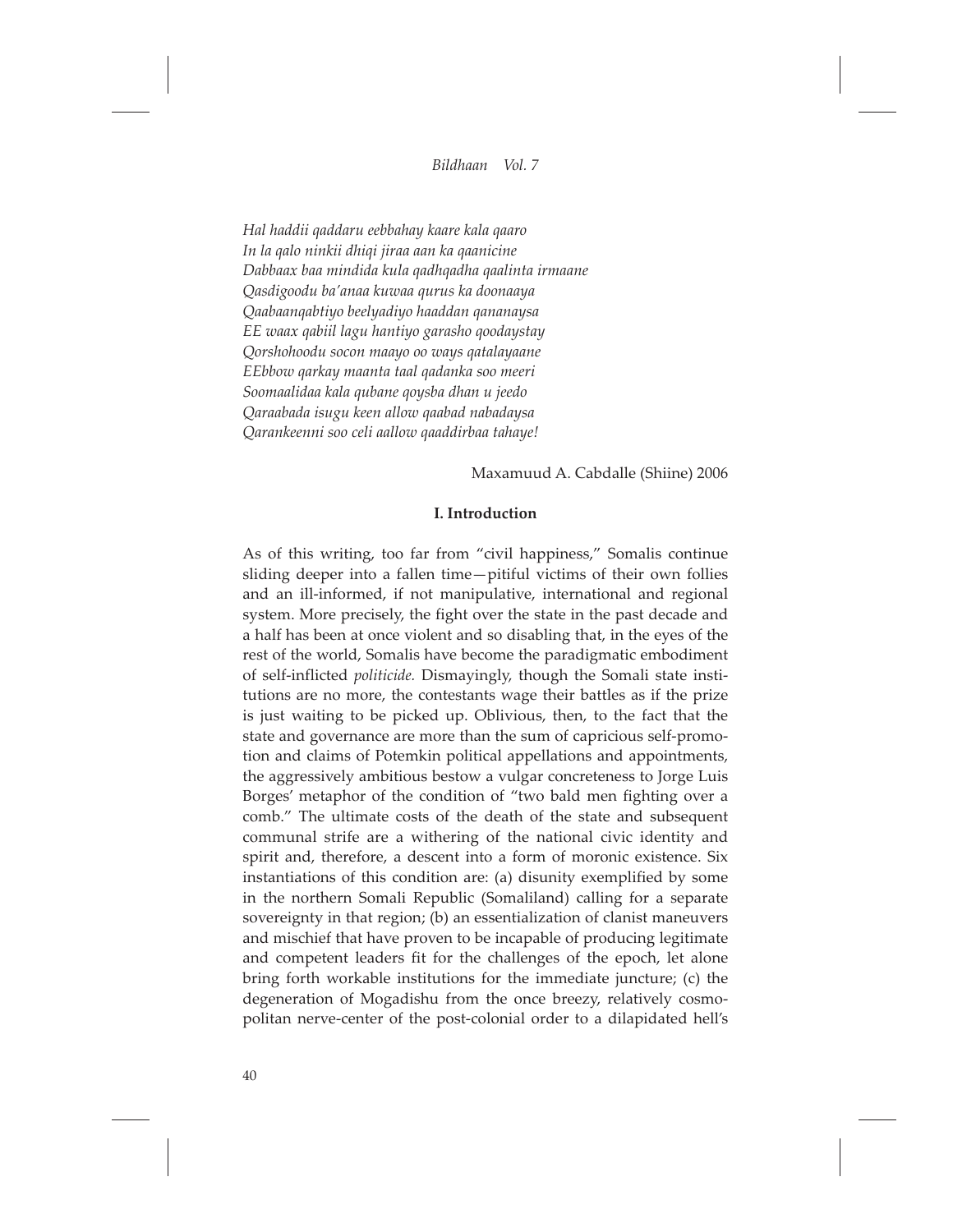*Hal haddii qaddaru eebbahay kaare kala qaaro*
*In la qalo ninkii dhiqi jiraa aan ka qaanicine*
*Dabbaax baa mindida kula qadhqadha qaalinta irmaane*
*Qasdigoodu ba'anaa kuwaa qurus ka doonaaya*
*Qaabaanqabtiyo beelyadiyo haaddan qananaysa*
*EE waax qabiil lagu hantiyo garasho qoodaystay*
*Qorshohoodu socon maayo oo ways qatalayaane*
*EEbbow qarkay maanta taal qadanka soo meeri*
*Soomaalidaa kala qubane qoysba dhan u jeedo*
*Qaraabada isugu keen allow qaabad nabadaysa*
*Qarankeenni soo celi aallow qaaddirbaa tahaye!*

Maxamuud A. Cabdalle (Shiine) 2006

## I. Introduction

As of this writing, too far from "civil happiness," Somalis continue sliding deeper into a fallen time—pitiful victims of their own follies and an ill-informed, if not manipulative, international and regional system. More precisely, the fight over the state in the past decade and a half has been at once violent and so disabling that, in the eyes of the rest of the world, Somalis have become the paradigmatic embodiment of self-inflicted *politicide.* Dismayingly, though the Somali state institutions are no more, the contestants wage their battles as if the prize is just waiting to be picked up. Oblivious, then, to the fact that the state and governance are more than the sum of capricious self-promotion and claims of Potemkin political appellations and appointments, the aggressively ambitious bestow a vulgar concreteness to Jorge Luis Borges' metaphor of the condition of "two bald men fighting over a comb." The ultimate costs of the death of the state and subsequent communal strife are a withering of the national civic identity and spirit and, therefore, a descent into a form of moronic existence. Six instantiations of this condition are: (a) disunity exemplified by some in the northern Somali Republic (Somaliland) calling for a separate sovereignty in that region; (b) an essentialization of clanist maneuvers and mischief that have proven to be incapable of producing legitimate and competent leaders fit for the challenges of the epoch, let alone bring forth workable institutions for the immediate juncture; (c) the degeneration of Mogadishu from the once breezy, relatively cosmopolitan nerve-center of the post-colonial order to a dilapidated hell's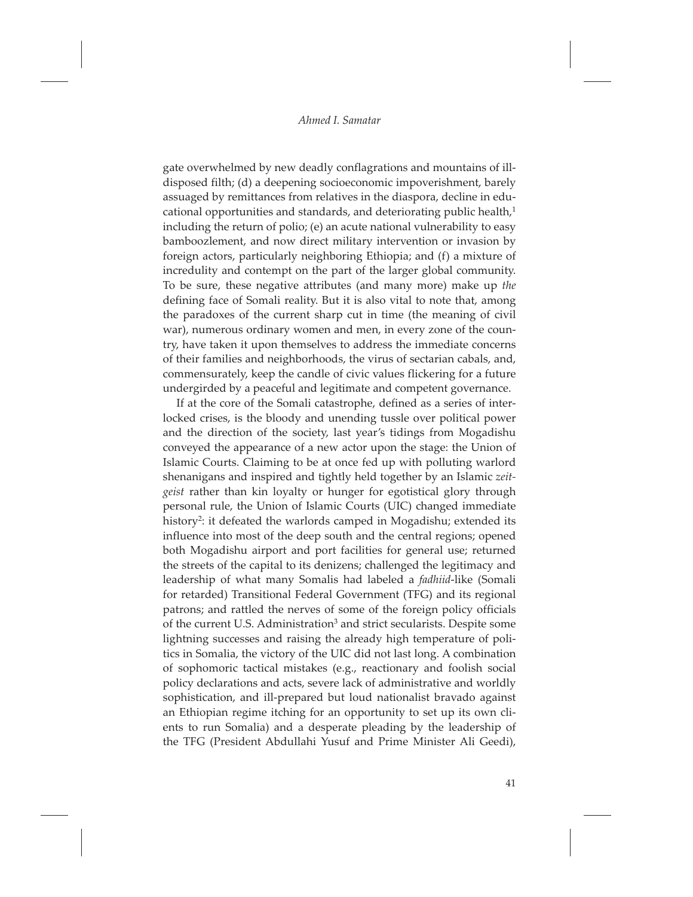gate overwhelmed by new deadly conflagrations and mountains of ill-disposed filth; (d) a deepening socioeconomic impoverishment, barely assuaged by remittances from relatives in the diaspora, decline in educational opportunities and standards, and deteriorating public health,[1] including the return of polio; (e) an acute national vulnerability to easy bamboozlement, and now direct military intervention or invasion by foreign actors, particularly neighboring Ethiopia; and (f) a mixture of incredulity and contempt on the part of the larger global community. To be sure, these negative attributes (and many more) make up *the* defining face of Somali reality. But it is also vital to note that, among the paradoxes of the current sharp cut in time (the meaning of civil war), numerous ordinary women and men, in every zone of the country, have taken it upon themselves to address the immediate concerns of their families and neighborhoods, the virus of sectarian cabals, and, commensurately, keep the candle of civic values flickering for a future undergirded by a peaceful and legitimate and competent governance.

If at the core of the Somali catastrophe, defined as a series of interlocked crises, is the bloody and unending tussle over political power and the direction of the society, last year's tidings from Mogadishu conveyed the appearance of a new actor upon the stage: the Union of Islamic Courts. Claiming to be at once fed up with polluting warlord shenanigans and inspired and tightly held together by an Islamic *zeitgeist* rather than kin loyalty or hunger for egotistical glory through personal rule, the Union of Islamic Courts (UIC) changed immediate history[2]: it defeated the warlords camped in Mogadishu; extended its influence into most of the deep south and the central regions; opened both Mogadishu airport and port facilities for general use; returned the streets of the capital to its denizens; challenged the legitimacy and leadership of what many Somalis had labeled a *fadhiid*-like (Somali for retarded) Transitional Federal Government (TFG) and its regional patrons; and rattled the nerves of some of the foreign policy officials of the current U.S. Administration[3] and strict secularists. Despite some lightning successes and raising the already high temperature of politics in Somalia, the victory of the UIC did not last long. A combination of sophomoric tactical mistakes (e.g., reactionary and foolish social policy declarations and acts, severe lack of administrative and worldly sophistication, and ill-prepared but loud nationalist bravado against an Ethiopian regime itching for an opportunity to set up its own clients to run Somalia) and a desperate pleading by the leadership of the TFG (President Abdullahi Yusuf and Prime Minister Ali Geedi),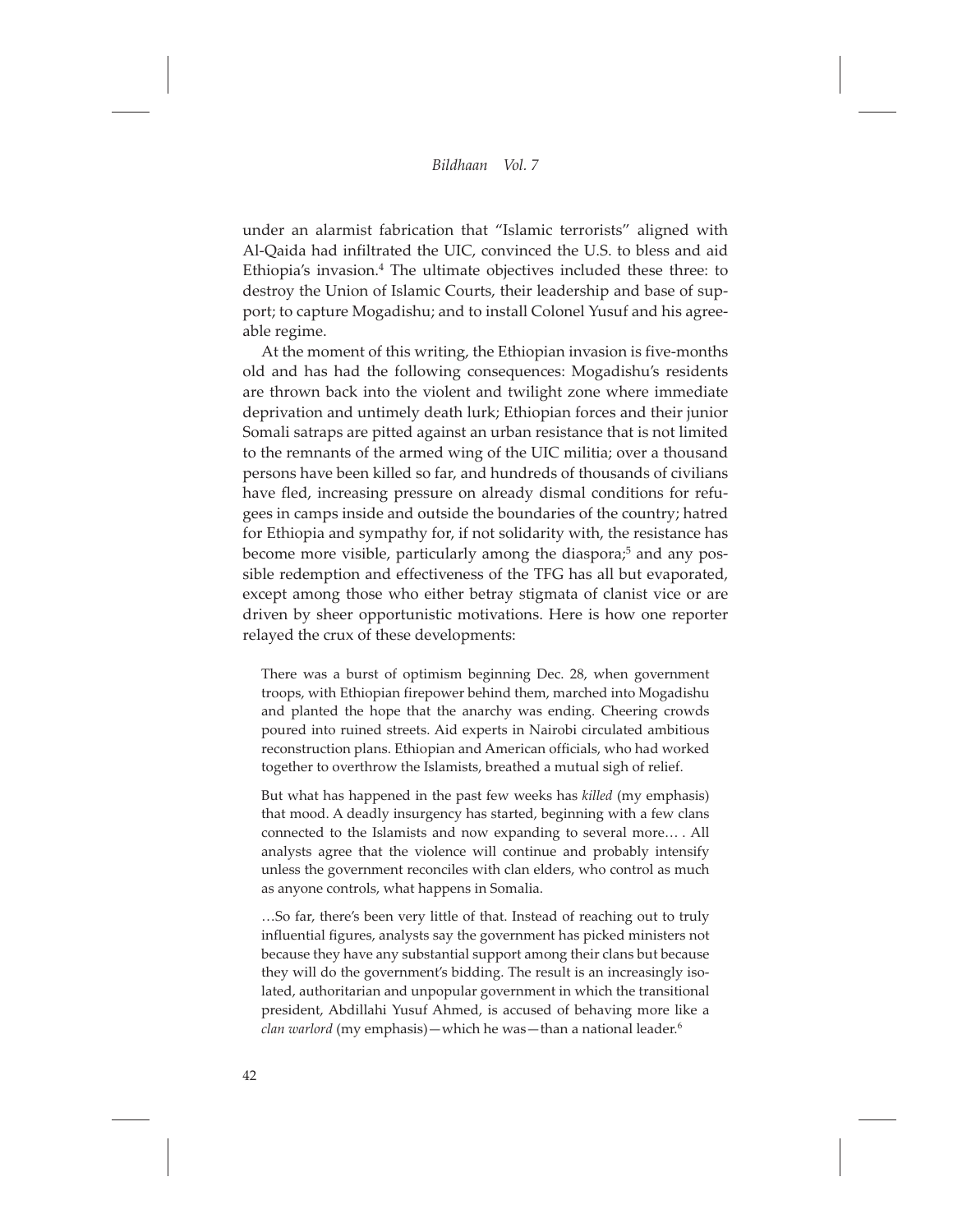under an alarmist fabrication that "Islamic terrorists" aligned with Al-Qaida had infiltrated the UIC, convinced the U.S. to bless and aid Ethiopia's invasion.[4] The ultimate objectives included these three: to destroy the Union of Islamic Courts, their leadership and base of support; to capture Mogadishu; and to install Colonel Yusuf and his agreeable regime.

At the moment of this writing, the Ethiopian invasion is five-months old and has had the following consequences: Mogadishu's residents are thrown back into the violent and twilight zone where immediate deprivation and untimely death lurk; Ethiopian forces and their junior Somali satraps are pitted against an urban resistance that is not limited to the remnants of the armed wing of the UIC militia; over a thousand persons have been killed so far, and hundreds of thousands of civilians have fled, increasing pressure on already dismal conditions for refugees in camps inside and outside the boundaries of the country; hatred for Ethiopia and sympathy for, if not solidarity with, the resistance has become more visible, particularly among the diaspora;[5] and any possible redemption and effectiveness of the TFG has all but evaporated, except among those who either betray stigmata of clanist vice or are driven by sheer opportunistic motivations. Here is how one reporter relayed the crux of these developments:

> There was a burst of optimism beginning Dec. 28, when government troops, with Ethiopian firepower behind them, marched into Mogadishu and planted the hope that the anarchy was ending. Cheering crowds poured into ruined streets. Aid experts in Nairobi circulated ambitious reconstruction plans. Ethiopian and American officials, who had worked together to overthrow the Islamists, breathed a mutual sigh of relief.
>
> But what has happened in the past few weeks has *killed* (my emphasis) that mood. A deadly insurgency has started, beginning with a few clans connected to the Islamists and now expanding to several more… . All analysts agree that the violence will continue and probably intensify unless the government reconciles with clan elders, who control as much as anyone controls, what happens in Somalia.
>
> …So far, there's been very little of that. Instead of reaching out to truly influential figures, analysts say the government has picked ministers not because they have any substantial support among their clans but because they will do the government's bidding. The result is an increasingly isolated, authoritarian and unpopular government in which the transitional president, Abdillahi Yusuf Ahmed, is accused of behaving more like a *clan warlord* (my emphasis)—which he was—than a national leader.[6]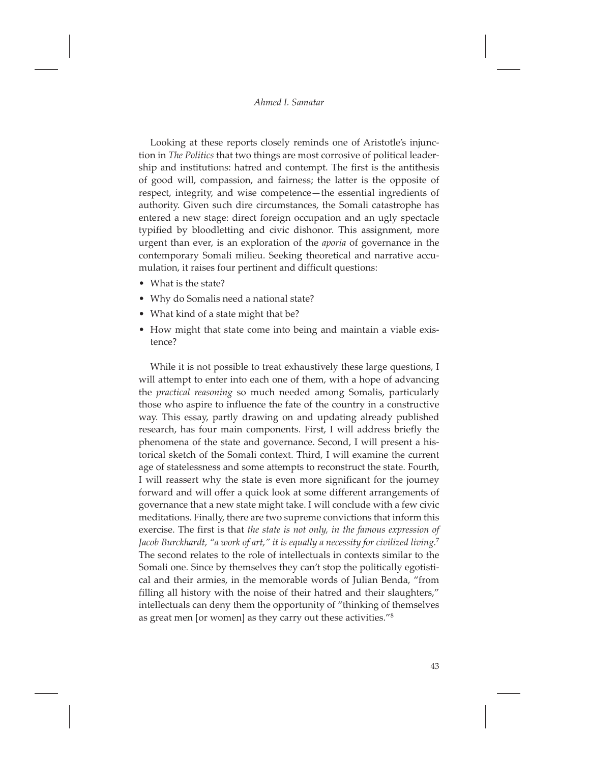Looking at these reports closely reminds one of Aristotle's injunction in *The Politics* that two things are most corrosive of political leadership and institutions: hatred and contempt. The first is the antithesis of good will, compassion, and fairness; the latter is the opposite of respect, integrity, and wise competence—the essential ingredients of authority. Given such dire circumstances, the Somali catastrophe has entered a new stage: direct foreign occupation and an ugly spectacle typified by bloodletting and civic dishonor. This assignment, more urgent than ever, is an exploration of the *aporia* of governance in the contemporary Somali milieu. Seeking theoretical and narrative accumulation, it raises four pertinent and difficult questions:

- What is the state?
- Why do Somalis need a national state?
- What kind of a state might that be?
- How might that state come into being and maintain a viable existence?

While it is not possible to treat exhaustively these large questions, I will attempt to enter into each one of them, with a hope of advancing the *practical reasoning* so much needed among Somalis, particularly those who aspire to influence the fate of the country in a constructive way. This essay, partly drawing on and updating already published research, has four main components. First, I will address briefly the phenomena of the state and governance. Second, I will present a historical sketch of the Somali context. Third, I will examine the current age of statelessness and some attempts to reconstruct the state. Fourth, I will reassert why the state is even more significant for the journey forward and will offer a quick look at some different arrangements of governance that a new state might take. I will conclude with a few civic meditations. Finally, there are two supreme convictions that inform this exercise. The first is that *the state is not only, in the famous expression of Jacob Burckhardt, "a work of art," it is equally a necessity for civilized living.*[7] The second relates to the role of intellectuals in contexts similar to the Somali one. Since by themselves they can't stop the politically egotistical and their armies, in the memorable words of Julian Benda, "from filling all history with the noise of their hatred and their slaughters," intellectuals can deny them the opportunity of "thinking of themselves as great men [or women] as they carry out these activities."[8]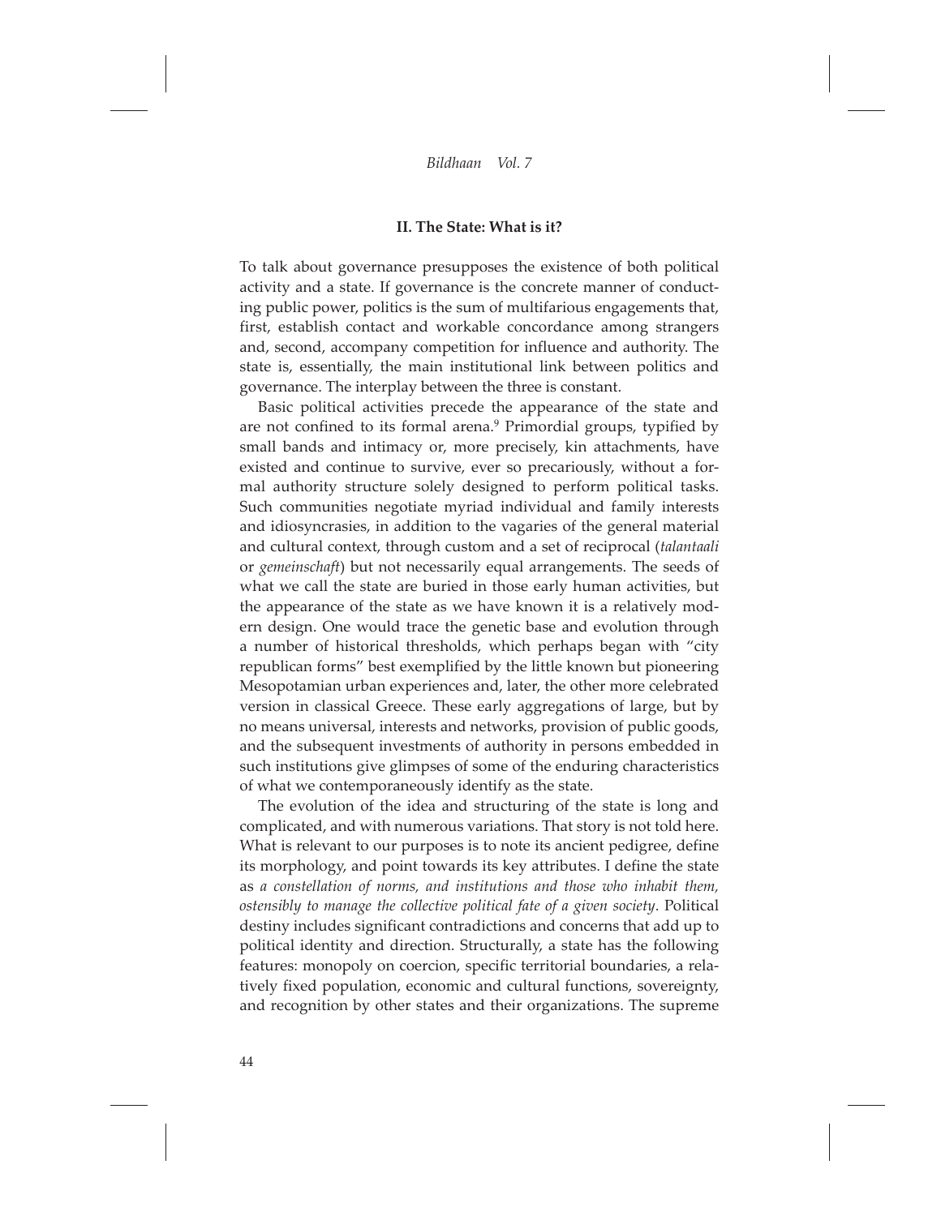## II. The State: What is it?

To talk about governance presupposes the existence of both political activity and a state. If governance is the concrete manner of conducting public power, politics is the sum of multifarious engagements that, first, establish contact and workable concordance among strangers and, second, accompany competition for influence and authority. The state is, essentially, the main institutional link between politics and governance. The interplay between the three is constant.

Basic political activities precede the appearance of the state and are not confined to its formal arena.[9] Primordial groups, typified by small bands and intimacy or, more precisely, kin attachments, have existed and continue to survive, ever so precariously, without a formal authority structure solely designed to perform political tasks. Such communities negotiate myriad individual and family interests and idiosyncrasies, in addition to the vagaries of the general material and cultural context, through custom and a set of reciprocal (*talantaali* or *gemeinschaft*) but not necessarily equal arrangements. The seeds of what we call the state are buried in those early human activities, but the appearance of the state as we have known it is a relatively modern design. One would trace the genetic base and evolution through a number of historical thresholds, which perhaps began with "city republican forms" best exemplified by the little known but pioneering Mesopotamian urban experiences and, later, the other more celebrated version in classical Greece. These early aggregations of large, but by no means universal, interests and networks, provision of public goods, and the subsequent investments of authority in persons embedded in such institutions give glimpses of some of the enduring characteristics of what we contemporaneously identify as the state.

The evolution of the idea and structuring of the state is long and complicated, and with numerous variations. That story is not told here. What is relevant to our purposes is to note its ancient pedigree, define its morphology, and point towards its key attributes. I define the state as *a constellation of norms, and institutions and those who inhabit them, ostensibly to manage the collective political fate of a given society*. Political destiny includes significant contradictions and concerns that add up to political identity and direction. Structurally, a state has the following features: monopoly on coercion, specific territorial boundaries, a relatively fixed population, economic and cultural functions, sovereignty, and recognition by other states and their organizations. The supreme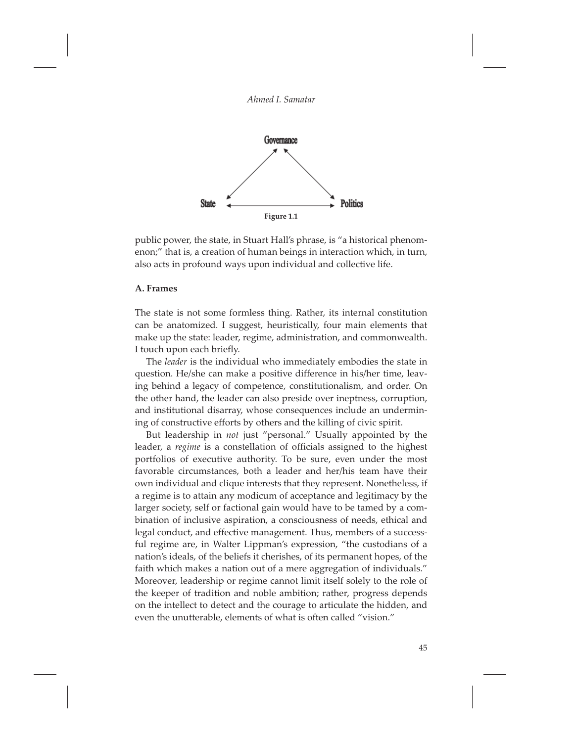Governance

State ↔ Politics

Figure 1.1

public power, the state, in Stuart Hall's phrase, is "a historical phenomenon;" that is, a creation of human beings in interaction which, in turn, also acts in profound ways upon individual and collective life.

**A. Frames**

The state is not some formless thing. Rather, its internal constitution can be anatomized. I suggest, heuristically, four main elements that make up the state: leader, regime, administration, and commonwealth. I touch upon each briefly.

The *leader* is the individual who immediately embodies the state in question. He/she can make a positive difference in his/her time, leaving behind a legacy of competence, constitutionalism, and order. On the other hand, the leader can also preside over ineptness, corruption, and institutional disarray, whose consequences include an undermining of constructive efforts by others and the killing of civic spirit.

But leadership in *not* just "personal." Usually appointed by the leader, a *regime* is a constellation of officials assigned to the highest portfolios of executive authority. To be sure, even under the most favorable circumstances, both a leader and her/his team have their own individual and clique interests that they represent. Nonetheless, if a regime is to attain any modicum of acceptance and legitimacy by the larger society, self or factional gain would have to be tamed by a combination of inclusive aspiration, a consciousness of needs, ethical and legal conduct, and effective management. Thus, members of a successful regime are, in Walter Lippman's expression, "the custodians of a nation's ideals, of the beliefs it cherishes, of its permanent hopes, of the faith which makes a nation out of a mere aggregation of individuals." Moreover, leadership or regime cannot limit itself solely to the role of the keeper of tradition and noble ambition; rather, progress depends on the intellect to detect and the courage to articulate the hidden, and even the unutterable, elements of what is often called "vision."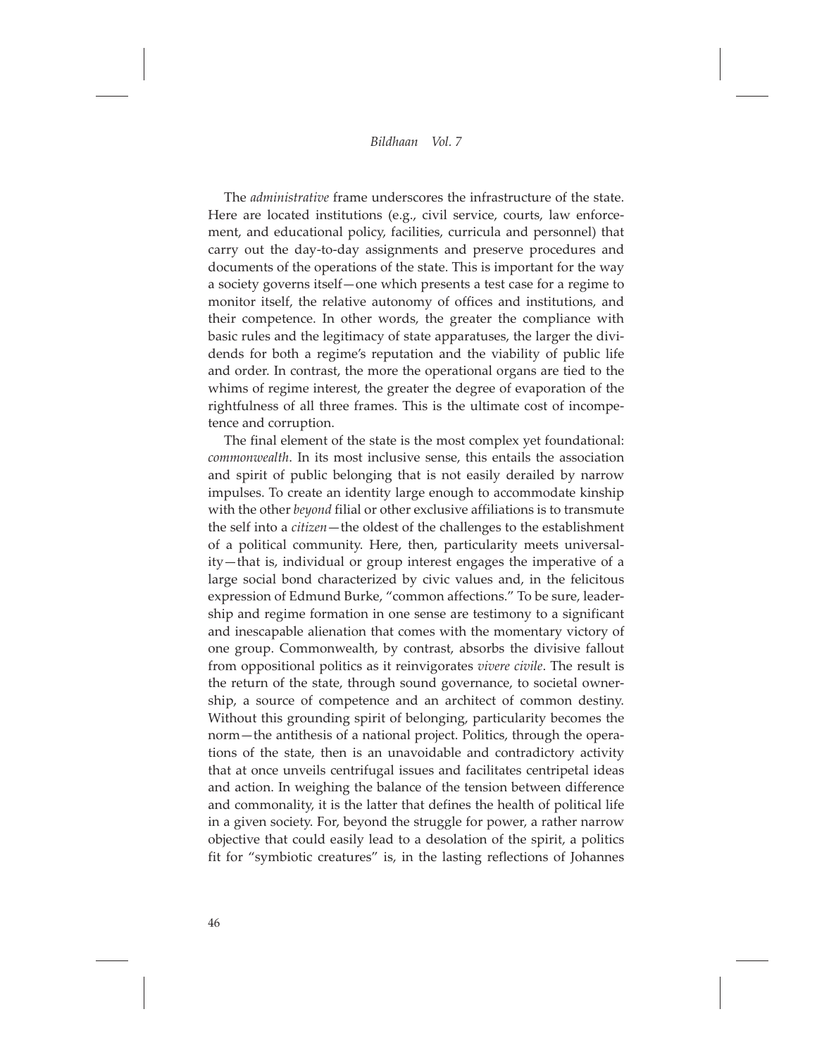The *administrative* frame underscores the infrastructure of the state. Here are located institutions (e.g., civil service, courts, law enforcement, and educational policy, facilities, curricula and personnel) that carry out the day-to-day assignments and preserve procedures and documents of the operations of the state. This is important for the way a society governs itself—one which presents a test case for a regime to monitor itself, the relative autonomy of offices and institutions, and their competence. In other words, the greater the compliance with basic rules and the legitimacy of state apparatuses, the larger the dividends for both a regime's reputation and the viability of public life and order. In contrast, the more the operational organs are tied to the whims of regime interest, the greater the degree of evaporation of the rightfulness of all three frames. This is the ultimate cost of incompetence and corruption.

The final element of the state is the most complex yet foundational: *commonwealth*. In its most inclusive sense, this entails the association and spirit of public belonging that is not easily derailed by narrow impulses. To create an identity large enough to accommodate kinship with the other *beyond* filial or other exclusive affiliations is to transmute the self into a *citizen*—the oldest of the challenges to the establishment of a political community. Here, then, particularity meets universality—that is, individual or group interest engages the imperative of a large social bond characterized by civic values and, in the felicitous expression of Edmund Burke, "common affections." To be sure, leadership and regime formation in one sense are testimony to a significant and inescapable alienation that comes with the momentary victory of one group. Commonwealth, by contrast, absorbs the divisive fallout from oppositional politics as it reinvigorates *vivere civile*. The result is the return of the state, through sound governance, to societal ownership, a source of competence and an architect of common destiny. Without this grounding spirit of belonging, particularity becomes the norm—the antithesis of a national project. Politics, through the operations of the state, then is an unavoidable and contradictory activity that at once unveils centrifugal issues and facilitates centripetal ideas and action. In weighing the balance of the tension between difference and commonality, it is the latter that defines the health of political life in a given society. For, beyond the struggle for power, a rather narrow objective that could easily lead to a desolation of the spirit, a politics fit for "symbiotic creatures" is, in the lasting reflections of Johannes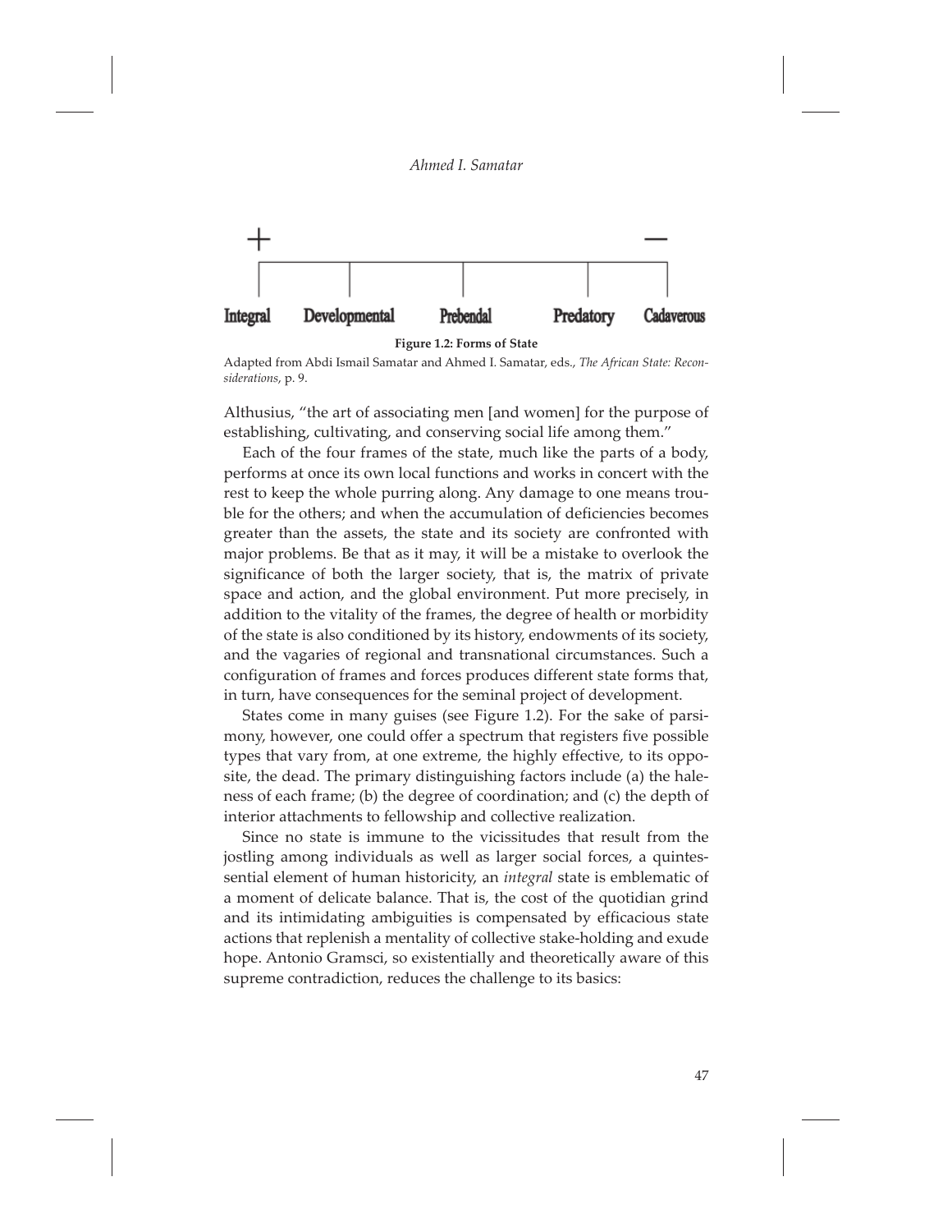| + | | | | − |
|---|---|---|---|---|
| Integral | Developmental | Prebendal | Predatory | Cadaverous |

**Figure 1.2: Forms of State**

Adapted from Abdi Ismail Samatar and Ahmed I. Samatar, eds., *The African State: Reconsiderations*, p. 9.

Althusius, "the art of associating men [and women] for the purpose of establishing, cultivating, and conserving social life among them."

Each of the four frames of the state, much like the parts of a body, performs at once its own local functions and works in concert with the rest to keep the whole purring along. Any damage to one means trouble for the others; and when the accumulation of deficiencies becomes greater than the assets, the state and its society are confronted with major problems. Be that as it may, it will be a mistake to overlook the significance of both the larger society, that is, the matrix of private space and action, and the global environment. Put more precisely, in addition to the vitality of the frames, the degree of health or morbidity of the state is also conditioned by its history, endowments of its society, and the vagaries of regional and transnational circumstances. Such a configuration of frames and forces produces different state forms that, in turn, have consequences for the seminal project of development.

States come in many guises (see Figure 1.2). For the sake of parsimony, however, one could offer a spectrum that registers five possible types that vary from, at one extreme, the highly effective, to its opposite, the dead. The primary distinguishing factors include (a) the haleness of each frame; (b) the degree of coordination; and (c) the depth of interior attachments to fellowship and collective realization.

Since no state is immune to the vicissitudes that result from the jostling among individuals as well as larger social forces, a quintessential element of human historicity, an *integral* state is emblematic of a moment of delicate balance. That is, the cost of the quotidian grind and its intimidating ambiguities is compensated by efficacious state actions that replenish a mentality of collective stake-holding and exude hope. Antonio Gramsci, so existentially and theoretically aware of this supreme contradiction, reduces the challenge to its basics: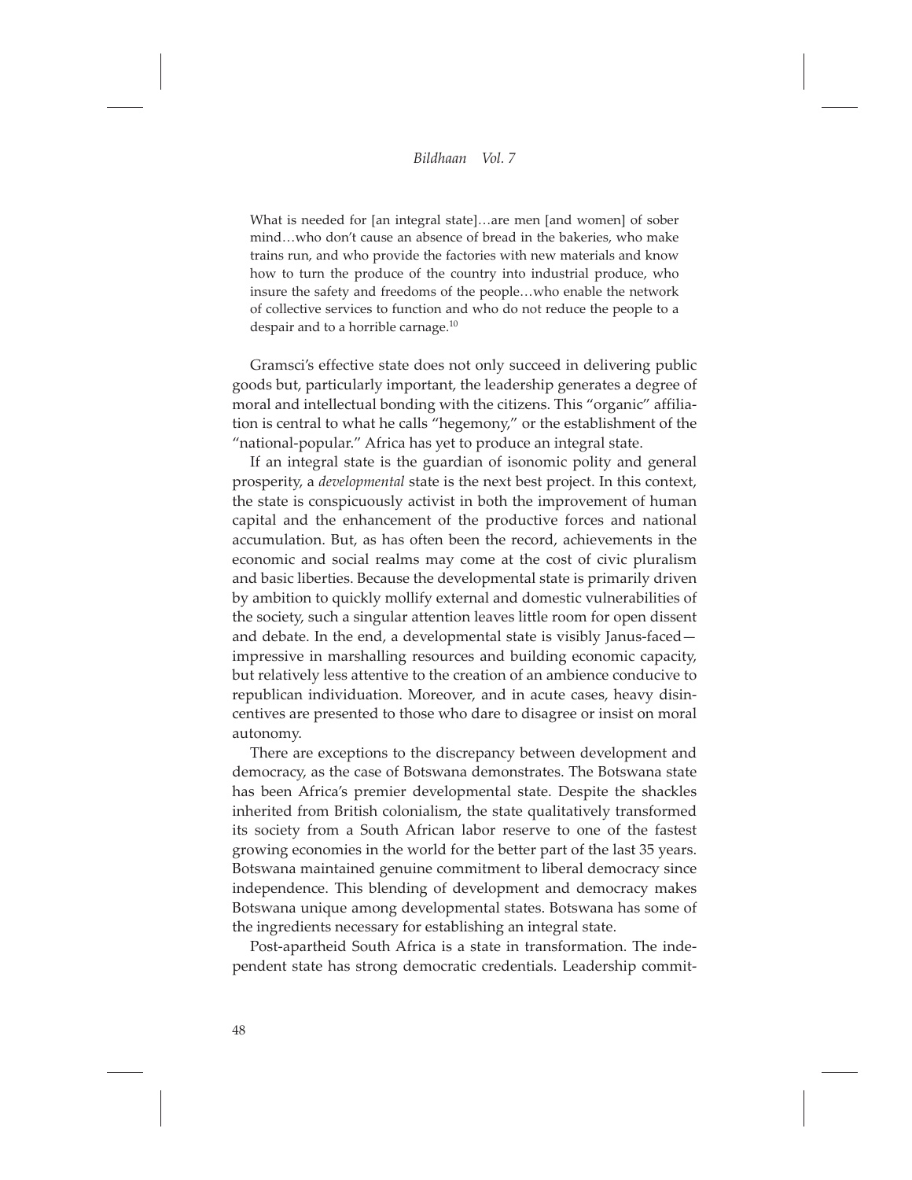> What is needed for [an integral state]…are men [and women] of sober mind…who don't cause an absence of bread in the bakeries, who make trains run, and who provide the factories with new materials and know how to turn the produce of the country into industrial produce, who insure the safety and freedoms of the people…who enable the network of collective services to function and who do not reduce the people to a despair and to a horrible carnage.[10]

Gramsci's effective state does not only succeed in delivering public goods but, particularly important, the leadership generates a degree of moral and intellectual bonding with the citizens. This "organic" affiliation is central to what he calls "hegemony," or the establishment of the "national-popular." Africa has yet to produce an integral state.

If an integral state is the guardian of isonomic polity and general prosperity, a *developmental* state is the next best project. In this context, the state is conspicuously activist in both the improvement of human capital and the enhancement of the productive forces and national accumulation. But, as has often been the record, achievements in the economic and social realms may come at the cost of civic pluralism and basic liberties. Because the developmental state is primarily driven by ambition to quickly mollify external and domestic vulnerabilities of the society, such a singular attention leaves little room for open dissent and debate. In the end, a developmental state is visibly Janus-faced—impressive in marshalling resources and building economic capacity, but relatively less attentive to the creation of an ambience conducive to republican individuation. Moreover, and in acute cases, heavy disincentives are presented to those who dare to disagree or insist on moral autonomy.

There are exceptions to the discrepancy between development and democracy, as the case of Botswana demonstrates. The Botswana state has been Africa's premier developmental state. Despite the shackles inherited from British colonialism, the state qualitatively transformed its society from a South African labor reserve to one of the fastest growing economies in the world for the better part of the last 35 years. Botswana maintained genuine commitment to liberal democracy since independence. This blending of development and democracy makes Botswana unique among developmental states. Botswana has some of the ingredients necessary for establishing an integral state.

Post-apartheid South Africa is a state in transformation. The independent state has strong democratic credentials. Leadership commit-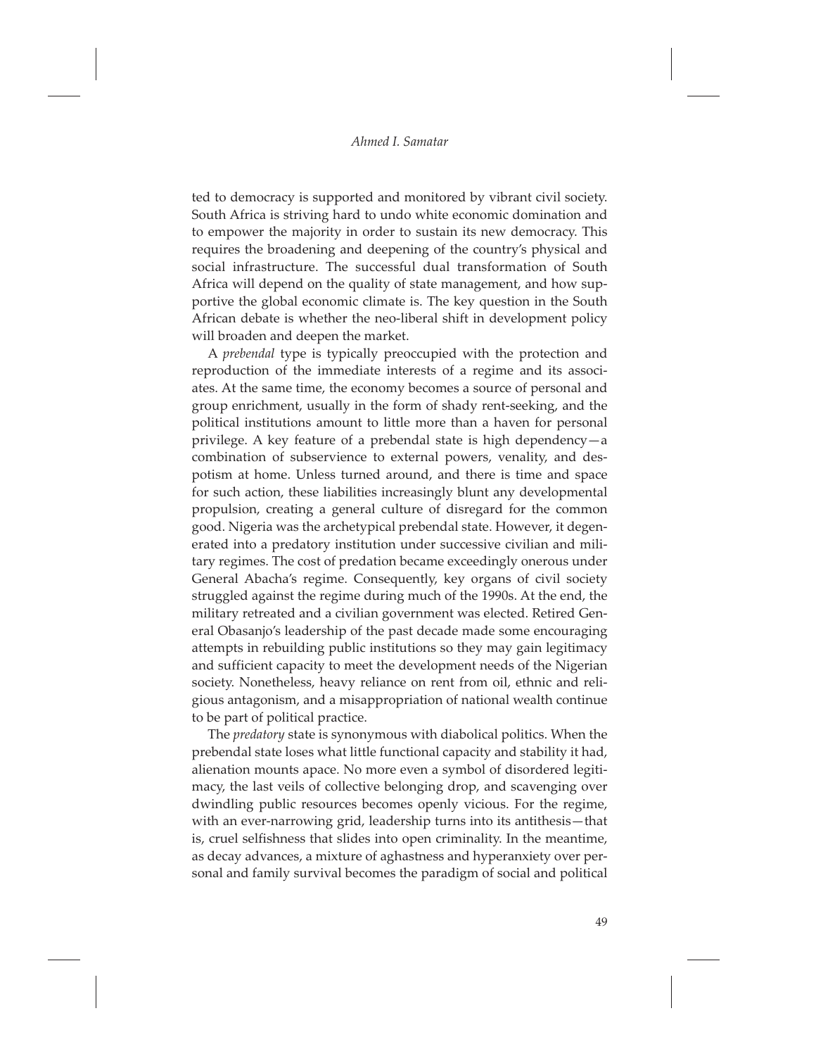ted to democracy is supported and monitored by vibrant civil society. South Africa is striving hard to undo white economic domination and to empower the majority in order to sustain its new democracy. This requires the broadening and deepening of the country's physical and social infrastructure. The successful dual transformation of South Africa will depend on the quality of state management, and how supportive the global economic climate is. The key question in the South African debate is whether the neo-liberal shift in development policy will broaden and deepen the market.

A *prebendal* type is typically preoccupied with the protection and reproduction of the immediate interests of a regime and its associates. At the same time, the economy becomes a source of personal and group enrichment, usually in the form of shady rent-seeking, and the political institutions amount to little more than a haven for personal privilege. A key feature of a prebendal state is high dependency—a combination of subservience to external powers, venality, and despotism at home. Unless turned around, and there is time and space for such action, these liabilities increasingly blunt any developmental propulsion, creating a general culture of disregard for the common good. Nigeria was the archetypical prebendal state. However, it degenerated into a predatory institution under successive civilian and military regimes. The cost of predation became exceedingly onerous under General Abacha's regime. Consequently, key organs of civil society struggled against the regime during much of the 1990s. At the end, the military retreated and a civilian government was elected. Retired General Obasanjo's leadership of the past decade made some encouraging attempts in rebuilding public institutions so they may gain legitimacy and sufficient capacity to meet the development needs of the Nigerian society. Nonetheless, heavy reliance on rent from oil, ethnic and religious antagonism, and a misappropriation of national wealth continue to be part of political practice.

The *predatory* state is synonymous with diabolical politics. When the prebendal state loses what little functional capacity and stability it had, alienation mounts apace. No more even a symbol of disordered legitimacy, the last veils of collective belonging drop, and scavenging over dwindling public resources becomes openly vicious. For the regime, with an ever-narrowing grid, leadership turns into its antithesis—that is, cruel selfishness that slides into open criminality. In the meantime, as decay advances, a mixture of aghastness and hyperanxiety over personal and family survival becomes the paradigm of social and political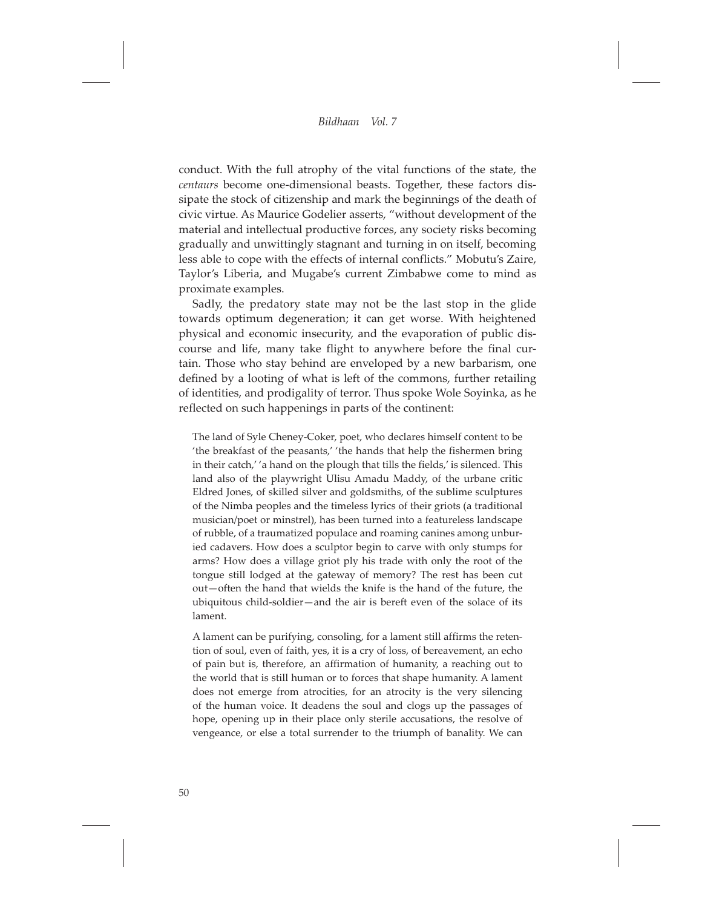conduct. With the full atrophy of the vital functions of the state, the *centaurs* become one-dimensional beasts. Together, these factors dissipate the stock of citizenship and mark the beginnings of the death of civic virtue. As Maurice Godelier asserts, "without development of the material and intellectual productive forces, any society risks becoming gradually and unwittingly stagnant and turning in on itself, becoming less able to cope with the effects of internal conflicts." Mobutu's Zaire, Taylor's Liberia, and Mugabe's current Zimbabwe come to mind as proximate examples.

Sadly, the predatory state may not be the last stop in the glide towards optimum degeneration; it can get worse. With heightened physical and economic insecurity, and the evaporation of public discourse and life, many take flight to anywhere before the final curtain. Those who stay behind are enveloped by a new barbarism, one defined by a looting of what is left of the commons, further retailing of identities, and prodigality of terror. Thus spoke Wole Soyinka, as he reflected on such happenings in parts of the continent:

> The land of Syle Cheney-Coker, poet, who declares himself content to be 'the breakfast of the peasants,' 'the hands that help the fishermen bring in their catch,' 'a hand on the plough that tills the fields,' is silenced. This land also of the playwright Ulisu Amadu Maddy, of the urbane critic Eldred Jones, of skilled silver and goldsmiths, of the sublime sculptures of the Nimba peoples and the timeless lyrics of their griots (a traditional musician/poet or minstrel), has been turned into a featureless landscape of rubble, of a traumatized populace and roaming canines among unburied cadavers. How does a sculptor begin to carve with only stumps for arms? How does a village griot ply his trade with only the root of the tongue still lodged at the gateway of memory? The rest has been cut out—often the hand that wields the knife is the hand of the future, the ubiquitous child-soldier—and the air is bereft even of the solace of its lament.
>
> A lament can be purifying, consoling, for a lament still affirms the retention of soul, even of faith, yes, it is a cry of loss, of bereavement, an echo of pain but is, therefore, an affirmation of humanity, a reaching out to the world that is still human or to forces that shape humanity. A lament does not emerge from atrocities, for an atrocity is the very silencing of the human voice. It deadens the soul and clogs up the passages of hope, opening up in their place only sterile accusations, the resolve of vengeance, or else a total surrender to the triumph of banality. We can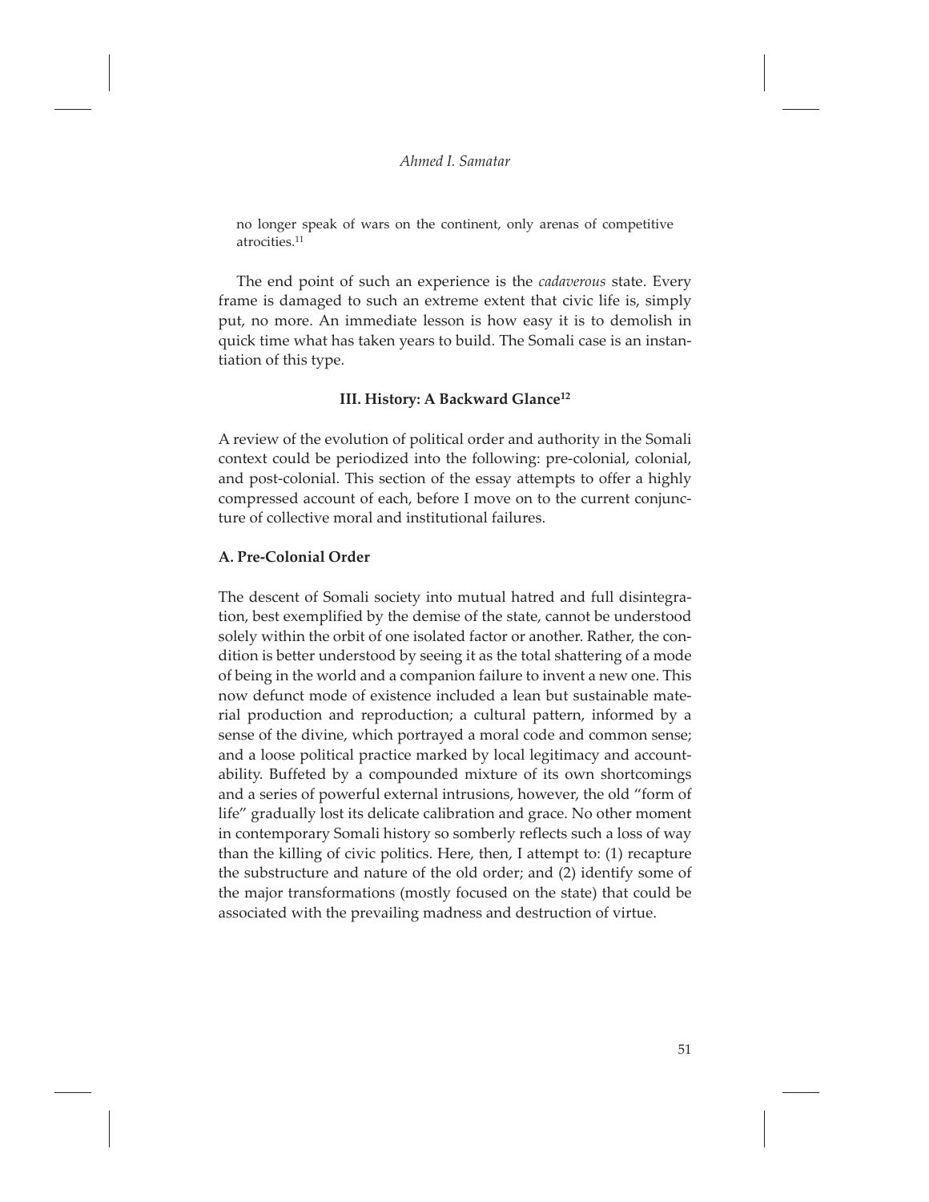no longer speak of wars on the continent, only arenas of competitive atrocities.[11]

The end point of such an experience is the *cadaverous* state. Every frame is damaged to such an extreme extent that civic life is, simply put, no more. An immediate lesson is how easy it is to demolish in quick time what has taken years to build. The Somali case is an instantiation of this type.

### III. History: A Backward Glance[12]

A review of the evolution of political order and authority in the Somali context could be periodized into the following: pre-colonial, colonial, and post-colonial. This section of the essay attempts to offer a highly compressed account of each, before I move on to the current conjuncture of collective moral and institutional failures.

#### A. Pre-Colonial Order

The descent of Somali society into mutual hatred and full disintegration, best exemplified by the demise of the state, cannot be understood solely within the orbit of one isolated factor or another. Rather, the condition is better understood by seeing it as the total shattering of a mode of being in the world and a companion failure to invent a new one. This now defunct mode of existence included a lean but sustainable material production and reproduction; a cultural pattern, informed by a sense of the divine, which portrayed a moral code and common sense; and a loose political practice marked by local legitimacy and accountability. Buffeted by a compounded mixture of its own shortcomings and a series of powerful external intrusions, however, the old "form of life" gradually lost its delicate calibration and grace. No other moment in contemporary Somali history so somberly reflects such a loss of way than the killing of civic politics. Here, then, I attempt to: (1) recapture the substructure and nature of the old order; and (2) identify some of the major transformations (mostly focused on the state) that could be associated with the prevailing madness and destruction of virtue.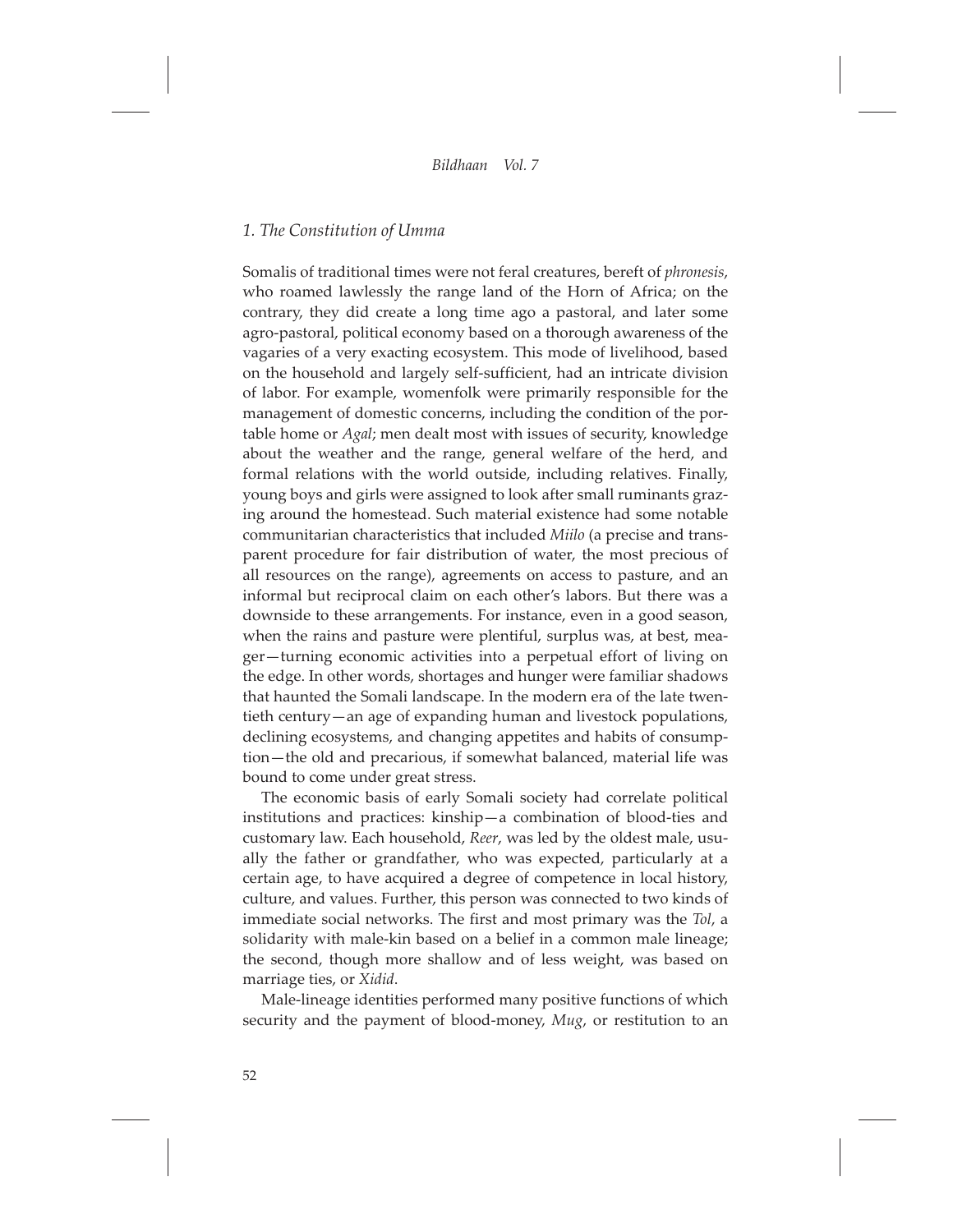*1. The Constitution of Umma*

Somalis of traditional times were not feral creatures, bereft of *phronesis*, who roamed lawlessly the range land of the Horn of Africa; on the contrary, they did create a long time ago a pastoral, and later some agro-pastoral, political economy based on a thorough awareness of the vagaries of a very exacting ecosystem. This mode of livelihood, based on the household and largely self-sufficient, had an intricate division of labor. For example, womenfolk were primarily responsible for the management of domestic concerns, including the condition of the portable home or *Agal*; men dealt most with issues of security, knowledge about the weather and the range, general welfare of the herd, and formal relations with the world outside, including relatives. Finally, young boys and girls were assigned to look after small ruminants grazing around the homestead. Such material existence had some notable communitarian characteristics that included *Miilo* (a precise and transparent procedure for fair distribution of water, the most precious of all resources on the range), agreements on access to pasture, and an informal but reciprocal claim on each other's labors. But there was a downside to these arrangements. For instance, even in a good season, when the rains and pasture were plentiful, surplus was, at best, meager—turning economic activities into a perpetual effort of living on the edge. In other words, shortages and hunger were familiar shadows that haunted the Somali landscape. In the modern era of the late twentieth century—an age of expanding human and livestock populations, declining ecosystems, and changing appetites and habits of consumption—the old and precarious, if somewhat balanced, material life was bound to come under great stress.

The economic basis of early Somali society had correlate political institutions and practices: kinship—a combination of blood-ties and customary law. Each household, *Reer*, was led by the oldest male, usually the father or grandfather, who was expected, particularly at a certain age, to have acquired a degree of competence in local history, culture, and values. Further, this person was connected to two kinds of immediate social networks. The first and most primary was the *Tol*, a solidarity with male-kin based on a belief in a common male lineage; the second, though more shallow and of less weight, was based on marriage ties, or *Xidid*.

Male-lineage identities performed many positive functions of which security and the payment of blood-money, *Mug*, or restitution to an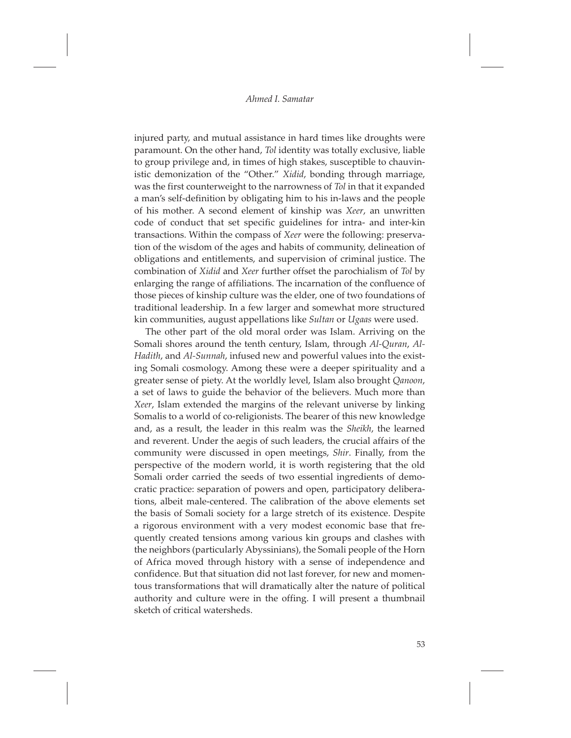injured party, and mutual assistance in hard times like droughts were paramount. On the other hand, *Tol* identity was totally exclusive, liable to group privilege and, in times of high stakes, susceptible to chauvinistic demonization of the "Other." *Xidid*, bonding through marriage, was the first counterweight to the narrowness of *Tol* in that it expanded a man's self-definition by obligating him to his in-laws and the people of his mother. A second element of kinship was *Xeer*, an unwritten code of conduct that set specific guidelines for intra- and inter-kin transactions. Within the compass of *Xeer* were the following: preservation of the wisdom of the ages and habits of community, delineation of obligations and entitlements, and supervision of criminal justice. The combination of *Xidid* and *Xeer* further offset the parochialism of *Tol* by enlarging the range of affiliations. The incarnation of the confluence of those pieces of kinship culture was the elder, one of two foundations of traditional leadership. In a few larger and somewhat more structured kin communities, august appellations like *Sultan* or *Ugaas* were used.

The other part of the old moral order was Islam. Arriving on the Somali shores around the tenth century, Islam, through *Al-Quran*, *Al-Hadith*, and *Al-Sunnah*, infused new and powerful values into the existing Somali cosmology. Among these were a deeper spirituality and a greater sense of piety. At the worldly level, Islam also brought *Qanoon*, a set of laws to guide the behavior of the believers. Much more than *Xeer*, Islam extended the margins of the relevant universe by linking Somalis to a world of co-religionists. The bearer of this new knowledge and, as a result, the leader in this realm was the *Sheikh*, the learned and reverent. Under the aegis of such leaders, the crucial affairs of the community were discussed in open meetings, *Shir*. Finally, from the perspective of the modern world, it is worth registering that the old Somali order carried the seeds of two essential ingredients of democratic practice: separation of powers and open, participatory deliberations, albeit male-centered. The calibration of the above elements set the basis of Somali society for a large stretch of its existence. Despite a rigorous environment with a very modest economic base that frequently created tensions among various kin groups and clashes with the neighbors (particularly Abyssinians), the Somali people of the Horn of Africa moved through history with a sense of independence and confidence. But that situation did not last forever, for new and momentous transformations that will dramatically alter the nature of political authority and culture were in the offing. I will present a thumbnail sketch of critical watersheds.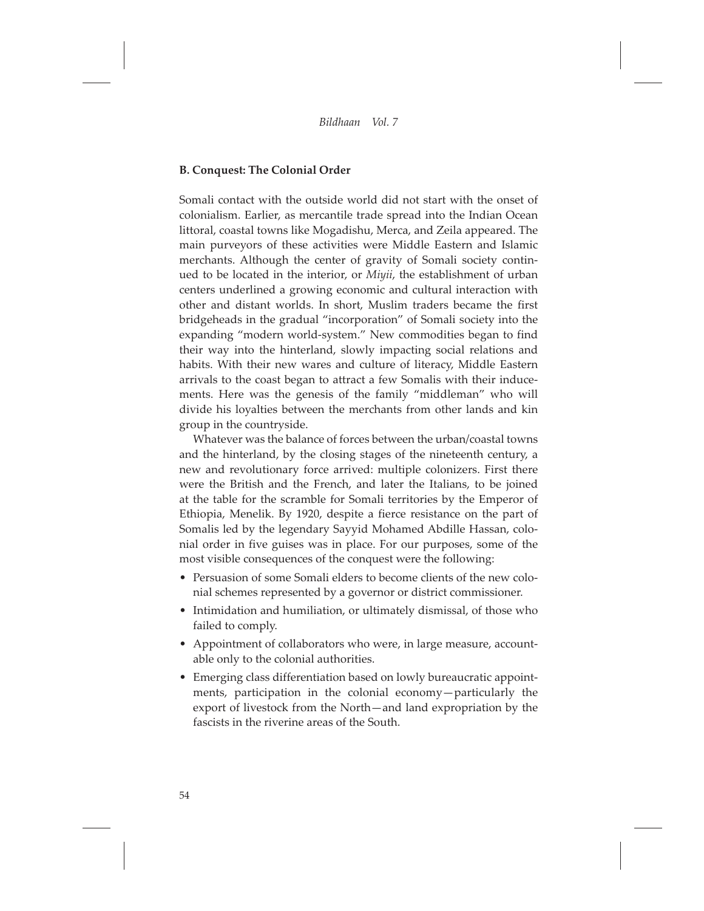### B. Conquest: The Colonial Order

Somali contact with the outside world did not start with the onset of colonialism. Earlier, as mercantile trade spread into the Indian Ocean littoral, coastal towns like Mogadishu, Merca, and Zeila appeared. The main purveyors of these activities were Middle Eastern and Islamic merchants. Although the center of gravity of Somali society continued to be located in the interior, or *Miyii*, the establishment of urban centers underlined a growing economic and cultural interaction with other and distant worlds. In short, Muslim traders became the first bridgeheads in the gradual "incorporation" of Somali society into the expanding "modern world-system." New commodities began to find their way into the hinterland, slowly impacting social relations and habits. With their new wares and culture of literacy, Middle Eastern arrivals to the coast began to attract a few Somalis with their inducements. Here was the genesis of the family "middleman" who will divide his loyalties between the merchants from other lands and kin group in the countryside.

Whatever was the balance of forces between the urban/coastal towns and the hinterland, by the closing stages of the nineteenth century, a new and revolutionary force arrived: multiple colonizers. First there were the British and the French, and later the Italians, to be joined at the table for the scramble for Somali territories by the Emperor of Ethiopia, Menelik. By 1920, despite a fierce resistance on the part of Somalis led by the legendary Sayyid Mohamed Abdille Hassan, colonial order in five guises was in place. For our purposes, some of the most visible consequences of the conquest were the following:

- Persuasion of some Somali elders to become clients of the new colonial schemes represented by a governor or district commissioner.
- Intimidation and humiliation, or ultimately dismissal, of those who failed to comply.
- Appointment of collaborators who were, in large measure, accountable only to the colonial authorities.
- Emerging class differentiation based on lowly bureaucratic appointments, participation in the colonial economy—particularly the export of livestock from the North—and land expropriation by the fascists in the riverine areas of the South.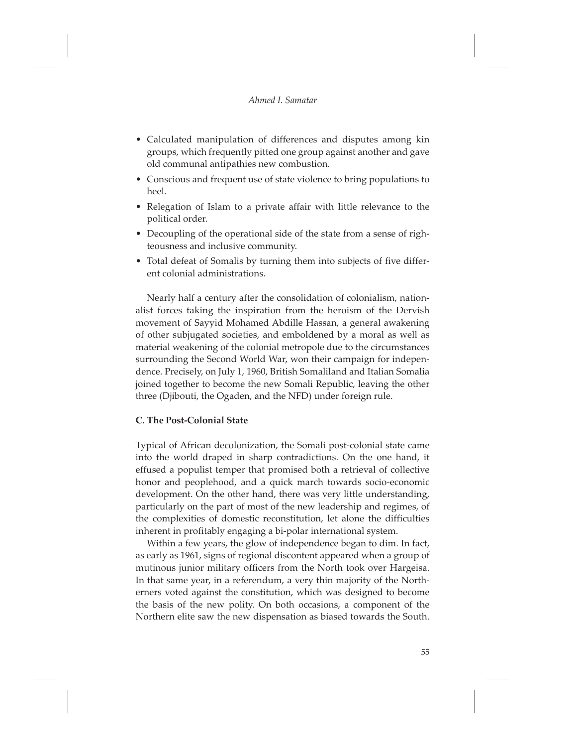- Calculated manipulation of differences and disputes among kin groups, which frequently pitted one group against another and gave old communal antipathies new combustion.
- Conscious and frequent use of state violence to bring populations to heel.
- Relegation of Islam to a private affair with little relevance to the political order.
- Decoupling of the operational side of the state from a sense of righteousness and inclusive community.
- Total defeat of Somalis by turning them into subjects of five different colonial administrations.

Nearly half a century after the consolidation of colonialism, nationalist forces taking the inspiration from the heroism of the Dervish movement of Sayyid Mohamed Abdille Hassan, a general awakening of other subjugated societies, and emboldened by a moral as well as material weakening of the colonial metropole due to the circumstances surrounding the Second World War, won their campaign for independence. Precisely, on July 1, 1960, British Somaliland and Italian Somalia joined together to become the new Somali Republic, leaving the other three (Djibouti, the Ogaden, and the NFD) under foreign rule.

### C. The Post-Colonial State

Typical of African decolonization, the Somali post-colonial state came into the world draped in sharp contradictions. On the one hand, it effused a populist temper that promised both a retrieval of collective honor and peoplehood, and a quick march towards socio-economic development. On the other hand, there was very little understanding, particularly on the part of most of the new leadership and regimes, of the complexities of domestic reconstitution, let alone the difficulties inherent in profitably engaging a bi-polar international system.

Within a few years, the glow of independence began to dim. In fact, as early as 1961, signs of regional discontent appeared when a group of mutinous junior military officers from the North took over Hargeisa. In that same year, in a referendum, a very thin majority of the Northerners voted against the constitution, which was designed to become the basis of the new polity. On both occasions, a component of the Northern elite saw the new dispensation as biased towards the South.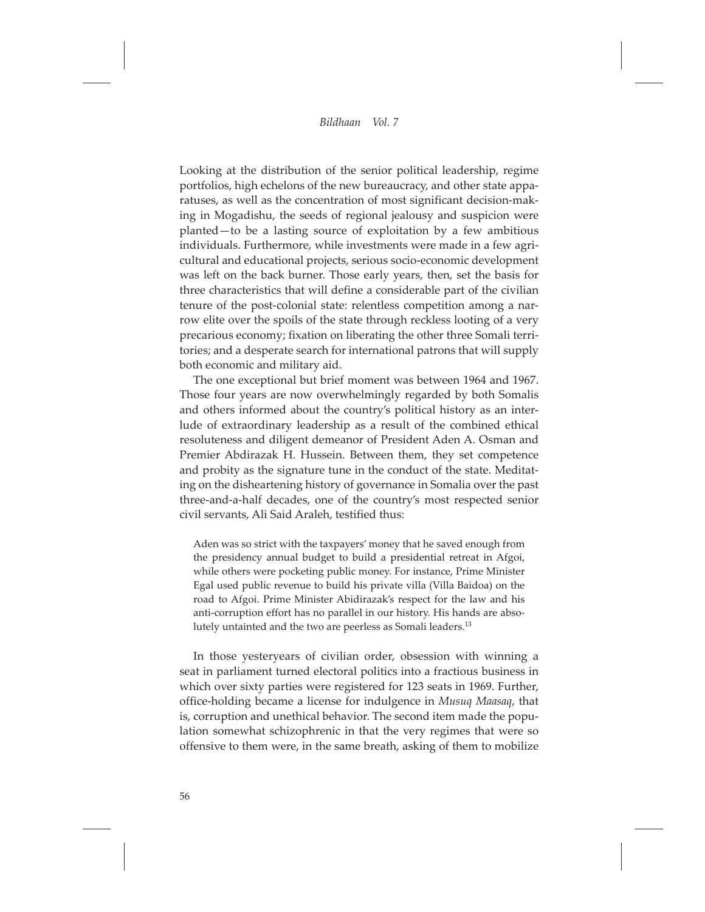Looking at the distribution of the senior political leadership, regime portfolios, high echelons of the new bureaucracy, and other state apparatuses, as well as the concentration of most significant decision-making in Mogadishu, the seeds of regional jealousy and suspicion were planted—to be a lasting source of exploitation by a few ambitious individuals. Furthermore, while investments were made in a few agricultural and educational projects, serious socio-economic development was left on the back burner. Those early years, then, set the basis for three characteristics that will define a considerable part of the civilian tenure of the post-colonial state: relentless competition among a narrow elite over the spoils of the state through reckless looting of a very precarious economy; fixation on liberating the other three Somali territories; and a desperate search for international patrons that will supply both economic and military aid.

The one exceptional but brief moment was between 1964 and 1967. Those four years are now overwhelmingly regarded by both Somalis and others informed about the country's political history as an interlude of extraordinary leadership as a result of the combined ethical resoluteness and diligent demeanor of President Aden A. Osman and Premier Abdirazak H. Hussein. Between them, they set competence and probity as the signature tune in the conduct of the state. Meditating on the disheartening history of governance in Somalia over the past three-and-a-half decades, one of the country's most respected senior civil servants, Ali Said Araleh, testified thus:

> Aden was so strict with the taxpayers' money that he saved enough from the presidency annual budget to build a presidential retreat in Afgoi, while others were pocketing public money. For instance, Prime Minister Egal used public revenue to build his private villa (Villa Baidoa) on the road to Afgoi. Prime Minister Abidirazak's respect for the law and his anti-corruption effort has no parallel in our history. His hands are absolutely untainted and the two are peerless as Somali leaders.[13]

In those yesteryears of civilian order, obsession with winning a seat in parliament turned electoral politics into a fractious business in which over sixty parties were registered for 123 seats in 1969. Further, office-holding became a license for indulgence in *Musuq Maasaq*, that is, corruption and unethical behavior. The second item made the population somewhat schizophrenic in that the very regimes that were so offensive to them were, in the same breath, asking of them to mobilize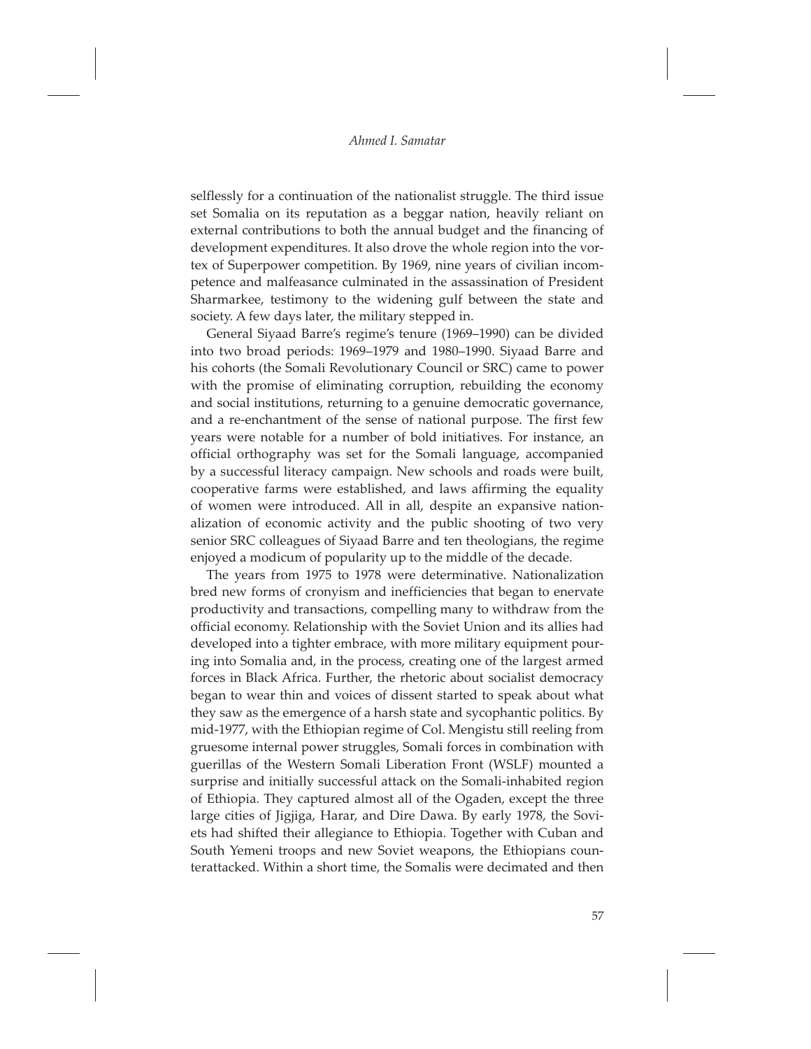selflessly for a continuation of the nationalist struggle. The third issue set Somalia on its reputation as a beggar nation, heavily reliant on external contributions to both the annual budget and the financing of development expenditures. It also drove the whole region into the vortex of Superpower competition. By 1969, nine years of civilian incompetence and malfeasance culminated in the assassination of President Sharmarkee, testimony to the widening gulf between the state and society. A few days later, the military stepped in.

General Siyaad Barre's regime's tenure (1969–1990) can be divided into two broad periods: 1969–1979 and 1980–1990. Siyaad Barre and his cohorts (the Somali Revolutionary Council or SRC) came to power with the promise of eliminating corruption, rebuilding the economy and social institutions, returning to a genuine democratic governance, and a re-enchantment of the sense of national purpose. The first few years were notable for a number of bold initiatives. For instance, an official orthography was set for the Somali language, accompanied by a successful literacy campaign. New schools and roads were built, cooperative farms were established, and laws affirming the equality of women were introduced. All in all, despite an expansive nationalization of economic activity and the public shooting of two very senior SRC colleagues of Siyaad Barre and ten theologians, the regime enjoyed a modicum of popularity up to the middle of the decade.

The years from 1975 to 1978 were determinative. Nationalization bred new forms of cronyism and inefficiencies that began to enervate productivity and transactions, compelling many to withdraw from the official economy. Relationship with the Soviet Union and its allies had developed into a tighter embrace, with more military equipment pouring into Somalia and, in the process, creating one of the largest armed forces in Black Africa. Further, the rhetoric about socialist democracy began to wear thin and voices of dissent started to speak about what they saw as the emergence of a harsh state and sycophantic politics. By mid-1977, with the Ethiopian regime of Col. Mengistu still reeling from gruesome internal power struggles, Somali forces in combination with guerillas of the Western Somali Liberation Front (WSLF) mounted a surprise and initially successful attack on the Somali-inhabited region of Ethiopia. They captured almost all of the Ogaden, except the three large cities of Jigjiga, Harar, and Dire Dawa. By early 1978, the Soviets had shifted their allegiance to Ethiopia. Together with Cuban and South Yemeni troops and new Soviet weapons, the Ethiopians counterattacked. Within a short time, the Somalis were decimated and then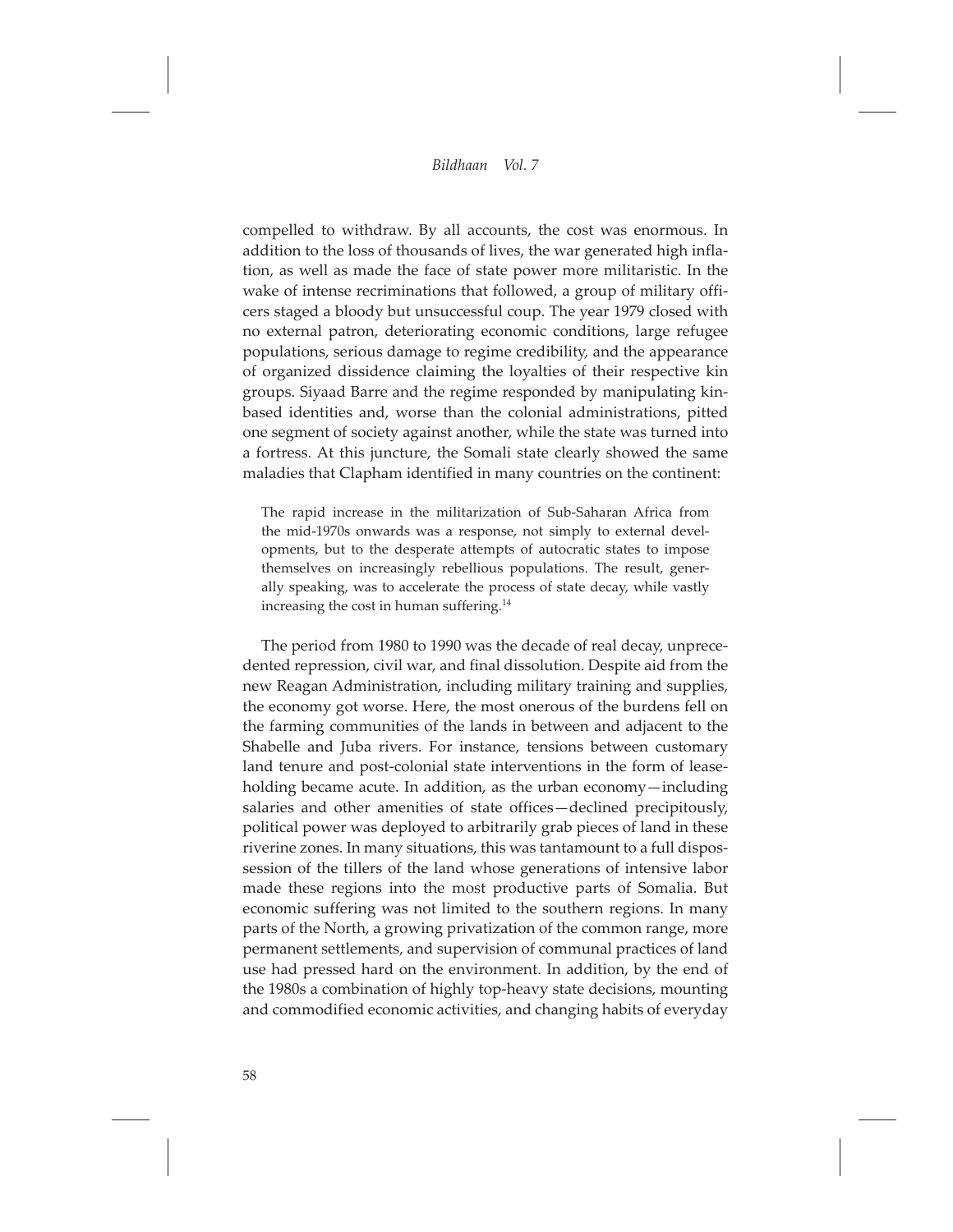compelled to withdraw. By all accounts, the cost was enormous. In addition to the loss of thousands of lives, the war generated high inflation, as well as made the face of state power more militaristic. In the wake of intense recriminations that followed, a group of military officers staged a bloody but unsuccessful coup. The year 1979 closed with no external patron, deteriorating economic conditions, large refugee populations, serious damage to regime credibility, and the appearance of organized dissidence claiming the loyalties of their respective kin groups. Siyaad Barre and the regime responded by manipulating kin-based identities and, worse than the colonial administrations, pitted one segment of society against another, while the state was turned into a fortress. At this juncture, the Somali state clearly showed the same maladies that Clapham identified in many countries on the continent:

> The rapid increase in the militarization of Sub-Saharan Africa from the mid-1970s onwards was a response, not simply to external developments, but to the desperate attempts of autocratic states to impose themselves on increasingly rebellious populations. The result, generally speaking, was to accelerate the process of state decay, while vastly increasing the cost in human suffering.[14]

The period from 1980 to 1990 was the decade of real decay, unprecedented repression, civil war, and final dissolution. Despite aid from the new Reagan Administration, including military training and supplies, the economy got worse. Here, the most onerous of the burdens fell on the farming communities of the lands in between and adjacent to the Shabelle and Juba rivers. For instance, tensions between customary land tenure and post-colonial state interventions in the form of lease-holding became acute. In addition, as the urban economy—including salaries and other amenities of state offices—declined precipitously, political power was deployed to arbitrarily grab pieces of land in these riverine zones. In many situations, this was tantamount to a full dispossession of the tillers of the land whose generations of intensive labor made these regions into the most productive parts of Somalia. But economic suffering was not limited to the southern regions. In many parts of the North, a growing privatization of the common range, more permanent settlements, and supervision of communal practices of land use had pressed hard on the environment. In addition, by the end of the 1980s a combination of highly top-heavy state decisions, mounting and commodified economic activities, and changing habits of everyday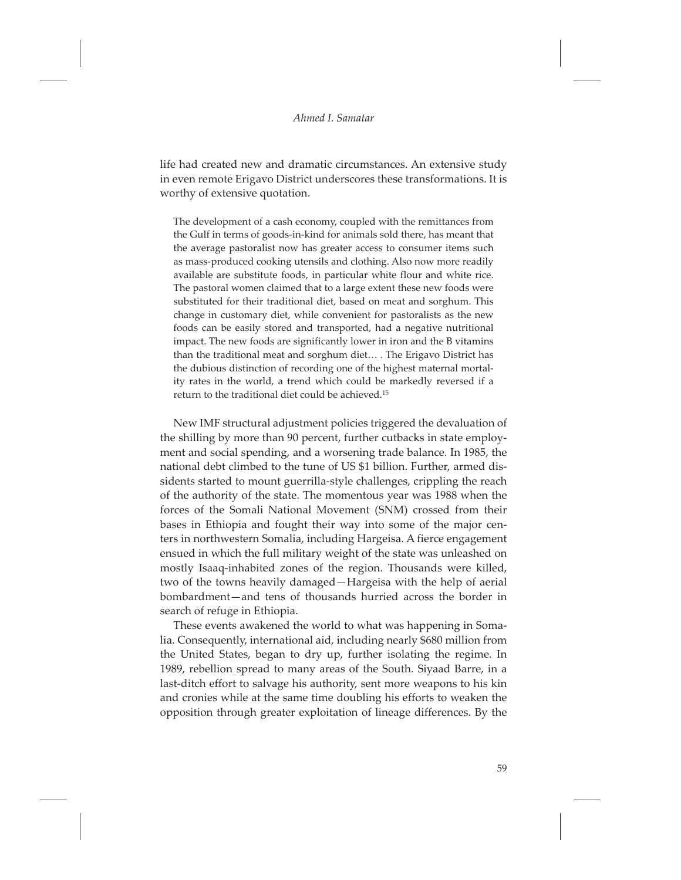life had created new and dramatic circumstances. An extensive study in even remote Erigavo District underscores these transformations. It is worthy of extensive quotation.

> The development of a cash economy, coupled with the remittances from the Gulf in terms of goods-in-kind for animals sold there, has meant that the average pastoralist now has greater access to consumer items such as mass-produced cooking utensils and clothing. Also now more readily available are substitute foods, in particular white flour and white rice. The pastoral women claimed that to a large extent these new foods were substituted for their traditional diet, based on meat and sorghum. This change in customary diet, while convenient for pastoralists as the new foods can be easily stored and transported, had a negative nutritional impact. The new foods are significantly lower in iron and the B vitamins than the traditional meat and sorghum diet… . The Erigavo District has the dubious distinction of recording one of the highest maternal mortality rates in the world, a trend which could be markedly reversed if a return to the traditional diet could be achieved.[15]

New IMF structural adjustment policies triggered the devaluation of the shilling by more than 90 percent, further cutbacks in state employment and social spending, and a worsening trade balance. In 1985, the national debt climbed to the tune of US $1 billion. Further, armed dissidents started to mount guerrilla-style challenges, crippling the reach of the authority of the state. The momentous year was 1988 when the forces of the Somali National Movement (SNM) crossed from their bases in Ethiopia and fought their way into some of the major centers in northwestern Somalia, including Hargeisa. A fierce engagement ensued in which the full military weight of the state was unleashed on mostly Isaaq-inhabited zones of the region. Thousands were killed, two of the towns heavily damaged—Hargeisa with the help of aerial bombardment—and tens of thousands hurried across the border in search of refuge in Ethiopia.

These events awakened the world to what was happening in Somalia. Consequently, international aid, including nearly $680 million from the United States, began to dry up, further isolating the regime. In 1989, rebellion spread to many areas of the South. Siyaad Barre, in a last-ditch effort to salvage his authority, sent more weapons to his kin and cronies while at the same time doubling his efforts to weaken the opposition through greater exploitation of lineage differences. By the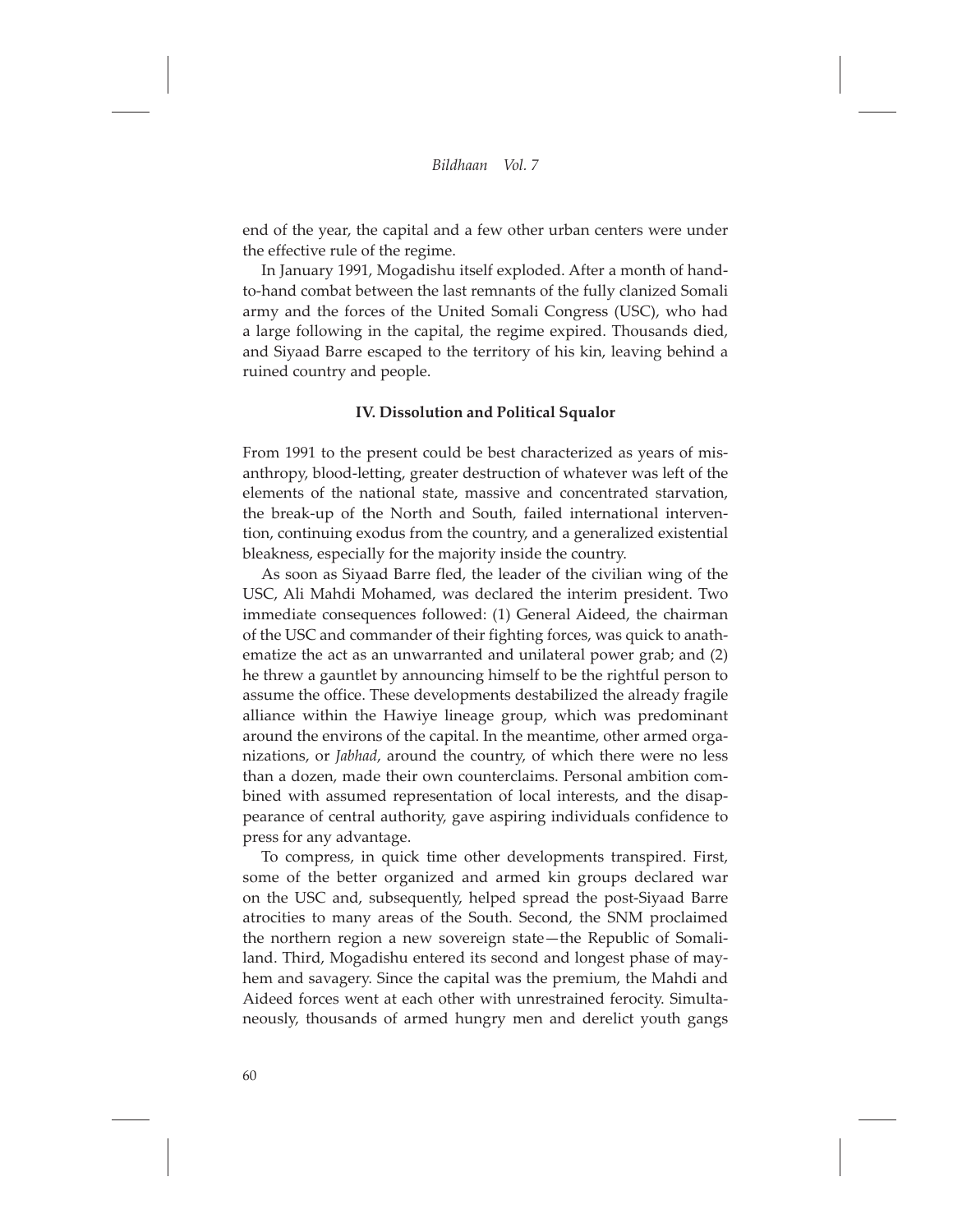end of the year, the capital and a few other urban centers were under the effective rule of the regime.

In January 1991, Mogadishu itself exploded. After a month of hand-to-hand combat between the last remnants of the fully clanized Somali army and the forces of the United Somali Congress (USC), who had a large following in the capital, the regime expired. Thousands died, and Siyaad Barre escaped to the territory of his kin, leaving behind a ruined country and people.

### IV. Dissolution and Political Squalor

From 1991 to the present could be best characterized as years of misanthropy, blood-letting, greater destruction of whatever was left of the elements of the national state, massive and concentrated starvation, the break-up of the North and South, failed international intervention, continuing exodus from the country, and a generalized existential bleakness, especially for the majority inside the country.

As soon as Siyaad Barre fled, the leader of the civilian wing of the USC, Ali Mahdi Mohamed, was declared the interim president. Two immediate consequences followed: (1) General Aideed, the chairman of the USC and commander of their fighting forces, was quick to anathematize the act as an unwarranted and unilateral power grab; and (2) he threw a gauntlet by announcing himself to be the rightful person to assume the office. These developments destabilized the already fragile alliance within the Hawiye lineage group, which was predominant around the environs of the capital. In the meantime, other armed organizations, or *Jabhad*, around the country, of which there were no less than a dozen, made their own counterclaims. Personal ambition combined with assumed representation of local interests, and the disappearance of central authority, gave aspiring individuals confidence to press for any advantage.

To compress, in quick time other developments transpired. First, some of the better organized and armed kin groups declared war on the USC and, subsequently, helped spread the post-Siyaad Barre atrocities to many areas of the South. Second, the SNM proclaimed the northern region a new sovereign state—the Republic of Somaliland. Third, Mogadishu entered its second and longest phase of mayhem and savagery. Since the capital was the premium, the Mahdi and Aideed forces went at each other with unrestrained ferocity. Simultaneously, thousands of armed hungry men and derelict youth gangs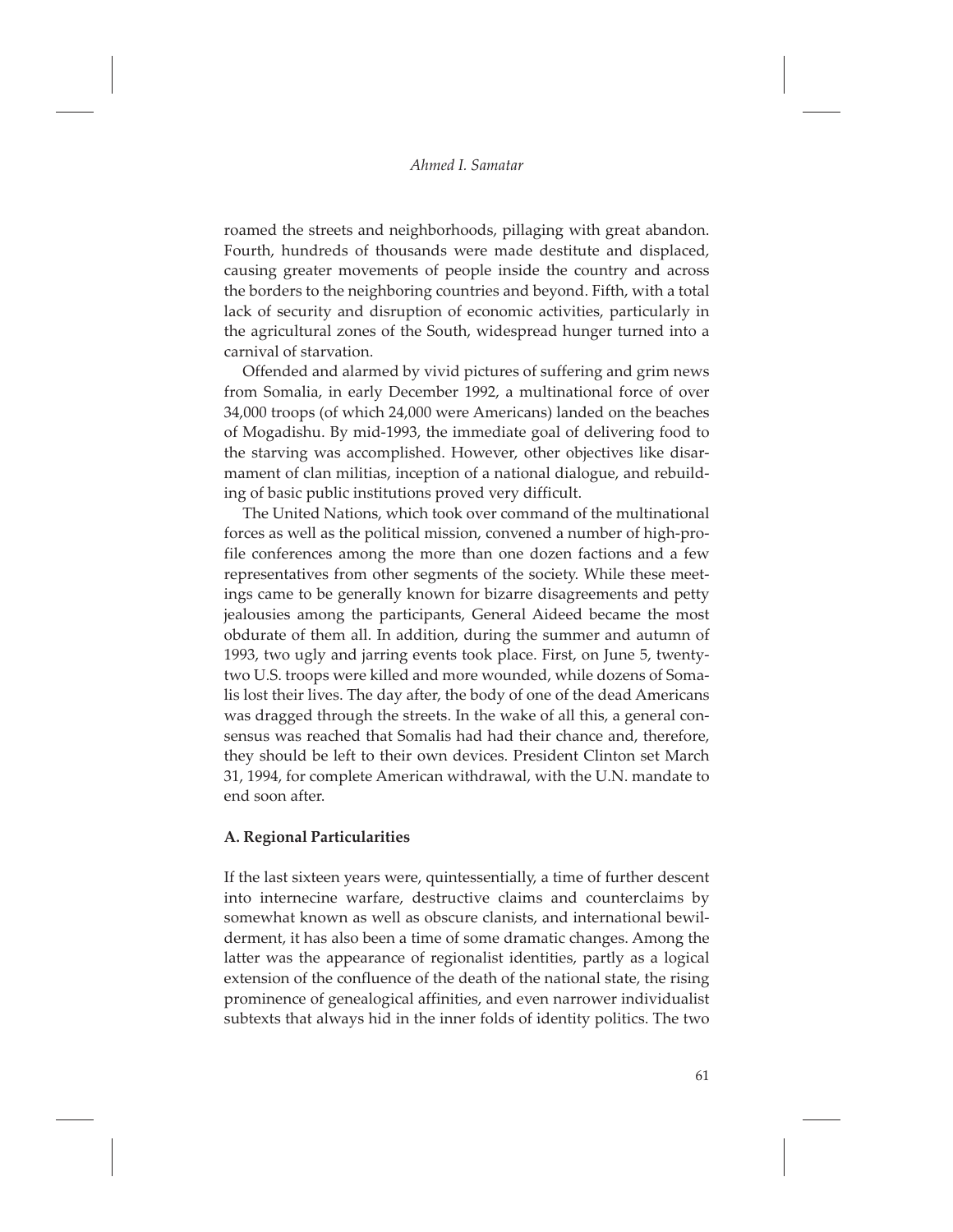roamed the streets and neighborhoods, pillaging with great abandon. Fourth, hundreds of thousands were made destitute and displaced, causing greater movements of people inside the country and across the borders to the neighboring countries and beyond. Fifth, with a total lack of security and disruption of economic activities, particularly in the agricultural zones of the South, widespread hunger turned into a carnival of starvation.

Offended and alarmed by vivid pictures of suffering and grim news from Somalia, in early December 1992, a multinational force of over 34,000 troops (of which 24,000 were Americans) landed on the beaches of Mogadishu. By mid-1993, the immediate goal of delivering food to the starving was accomplished. However, other objectives like disarmament of clan militias, inception of a national dialogue, and rebuilding of basic public institutions proved very difficult.

The United Nations, which took over command of the multinational forces as well as the political mission, convened a number of high-profile conferences among the more than one dozen factions and a few representatives from other segments of the society. While these meetings came to be generally known for bizarre disagreements and petty jealousies among the participants, General Aideed became the most obdurate of them all. In addition, during the summer and autumn of 1993, two ugly and jarring events took place. First, on June 5, twenty-two U.S. troops were killed and more wounded, while dozens of Somalis lost their lives. The day after, the body of one of the dead Americans was dragged through the streets. In the wake of all this, a general consensus was reached that Somalis had had their chance and, therefore, they should be left to their own devices. President Clinton set March 31, 1994, for complete American withdrawal, with the U.N. mandate to end soon after.

### A. Regional Particularities

If the last sixteen years were, quintessentially, a time of further descent into internecine warfare, destructive claims and counterclaims by somewhat known as well as obscure clanists, and international bewilderment, it has also been a time of some dramatic changes. Among the latter was the appearance of regionalist identities, partly as a logical extension of the confluence of the death of the national state, the rising prominence of genealogical affinities, and even narrower individualist subtexts that always hid in the inner folds of identity politics. The two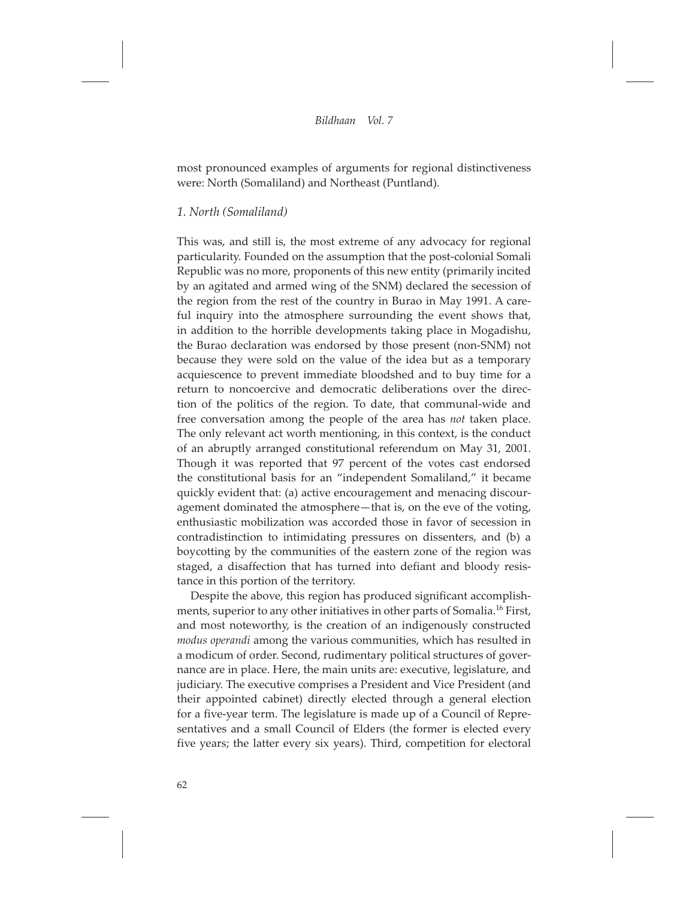most pronounced examples of arguments for regional distinctiveness were: North (Somaliland) and Northeast (Puntland).

*1. North (Somaliland)*

This was, and still is, the most extreme of any advocacy for regional particularity. Founded on the assumption that the post-colonial Somali Republic was no more, proponents of this new entity (primarily incited by an agitated and armed wing of the SNM) declared the secession of the region from the rest of the country in Burao in May 1991. A careful inquiry into the atmosphere surrounding the event shows that, in addition to the horrible developments taking place in Mogadishu, the Burao declaration was endorsed by those present (non-SNM) not because they were sold on the value of the idea but as a temporary acquiescence to prevent immediate bloodshed and to buy time for a return to noncoercive and democratic deliberations over the direction of the politics of the region. To date, that communal-wide and free conversation among the people of the area has *not* taken place. The only relevant act worth mentioning, in this context, is the conduct of an abruptly arranged constitutional referendum on May 31, 2001. Though it was reported that 97 percent of the votes cast endorsed the constitutional basis for an "independent Somaliland," it became quickly evident that: (a) active encouragement and menacing discouragement dominated the atmosphere—that is, on the eve of the voting, enthusiastic mobilization was accorded those in favor of secession in contradistinction to intimidating pressures on dissenters, and (b) a boycotting by the communities of the eastern zone of the region was staged, a disaffection that has turned into defiant and bloody resistance in this portion of the territory.

Despite the above, this region has produced significant accomplishments, superior to any other initiatives in other parts of Somalia.[16] First, and most noteworthy, is the creation of an indigenously constructed *modus operandi* among the various communities, which has resulted in a modicum of order. Second, rudimentary political structures of governance are in place. Here, the main units are: executive, legislature, and judiciary. The executive comprises a President and Vice President (and their appointed cabinet) directly elected through a general election for a five-year term. The legislature is made up of a Council of Representatives and a small Council of Elders (the former is elected every five years; the latter every six years). Third, competition for electoral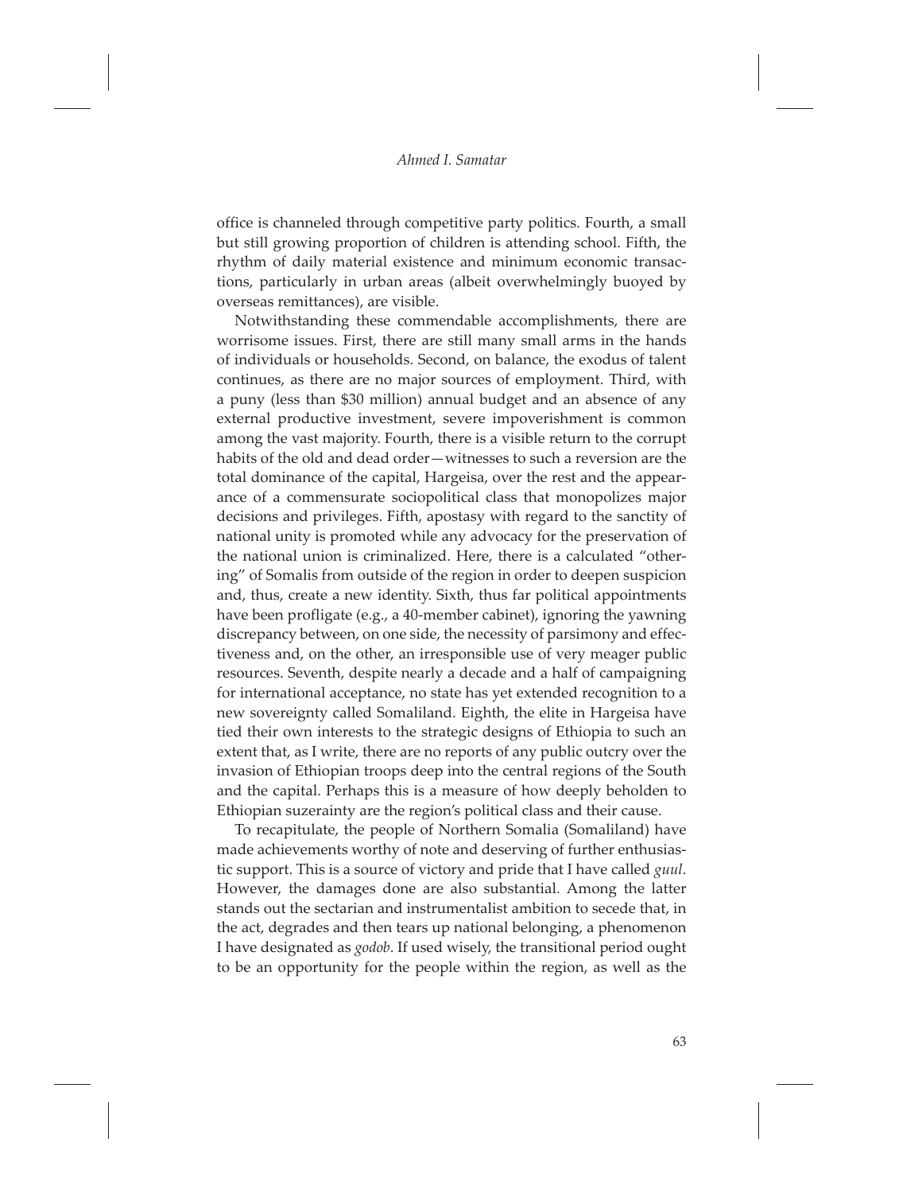office is channeled through competitive party politics. Fourth, a small but still growing proportion of children is attending school. Fifth, the rhythm of daily material existence and minimum economic transactions, particularly in urban areas (albeit overwhelmingly buoyed by overseas remittances), are visible.

Notwithstanding these commendable accomplishments, there are worrisome issues. First, there are still many small arms in the hands of individuals or households. Second, on balance, the exodus of talent continues, as there are no major sources of employment. Third, with a puny (less than $30 million) annual budget and an absence of any external productive investment, severe impoverishment is common among the vast majority. Fourth, there is a visible return to the corrupt habits of the old and dead order—witnesses to such a reversion are the total dominance of the capital, Hargeisa, over the rest and the appearance of a commensurate sociopolitical class that monopolizes major decisions and privileges. Fifth, apostasy with regard to the sanctity of national unity is promoted while any advocacy for the preservation of the national union is criminalized. Here, there is a calculated "othering" of Somalis from outside of the region in order to deepen suspicion and, thus, create a new identity. Sixth, thus far political appointments have been profligate (e.g., a 40-member cabinet), ignoring the yawning discrepancy between, on one side, the necessity of parsimony and effectiveness and, on the other, an irresponsible use of very meager public resources. Seventh, despite nearly a decade and a half of campaigning for international acceptance, no state has yet extended recognition to a new sovereignty called Somaliland. Eighth, the elite in Hargeisa have tied their own interests to the strategic designs of Ethiopia to such an extent that, as I write, there are no reports of any public outcry over the invasion of Ethiopian troops deep into the central regions of the South and the capital. Perhaps this is a measure of how deeply beholden to Ethiopian suzerainty are the region's political class and their cause.

To recapitulate, the people of Northern Somalia (Somaliland) have made achievements worthy of note and deserving of further enthusiastic support. This is a source of victory and pride that I have called *guul*. However, the damages done are also substantial. Among the latter stands out the sectarian and instrumentalist ambition to secede that, in the act, degrades and then tears up national belonging, a phenomenon I have designated as *godob*. If used wisely, the transitional period ought to be an opportunity for the people within the region, as well as the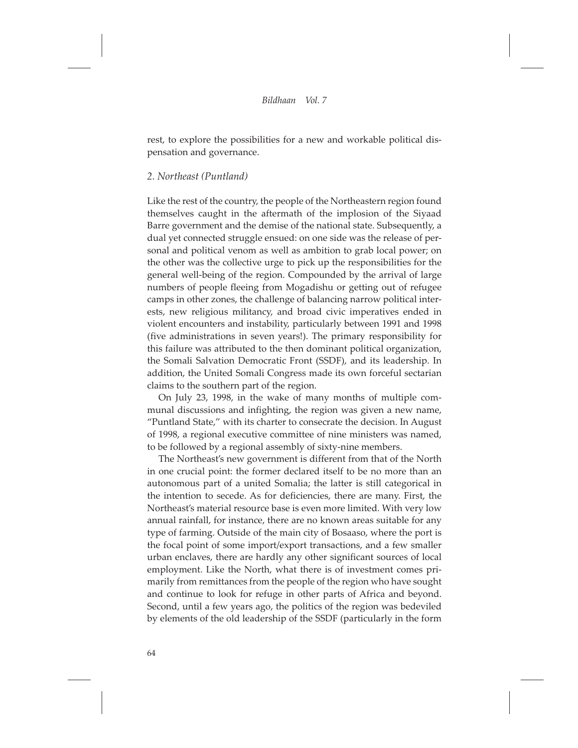rest, to explore the possibilities for a new and workable political dispensation and governance.

*2. Northeast (Puntland)*

Like the rest of the country, the people of the Northeastern region found themselves caught in the aftermath of the implosion of the Siyaad Barre government and the demise of the national state. Subsequently, a dual yet connected struggle ensued: on one side was the release of personal and political venom as well as ambition to grab local power; on the other was the collective urge to pick up the responsibilities for the general well-being of the region. Compounded by the arrival of large numbers of people fleeing from Mogadishu or getting out of refugee camps in other zones, the challenge of balancing narrow political interests, new religious militancy, and broad civic imperatives ended in violent encounters and instability, particularly between 1991 and 1998 (five administrations in seven years!). The primary responsibility for this failure was attributed to the then dominant political organization, the Somali Salvation Democratic Front (SSDF), and its leadership. In addition, the United Somali Congress made its own forceful sectarian claims to the southern part of the region.

On July 23, 1998, in the wake of many months of multiple communal discussions and infighting, the region was given a new name, "Puntland State," with its charter to consecrate the decision. In August of 1998, a regional executive committee of nine ministers was named, to be followed by a regional assembly of sixty-nine members.

The Northeast's new government is different from that of the North in one crucial point: the former declared itself to be no more than an autonomous part of a united Somalia; the latter is still categorical in the intention to secede. As for deficiencies, there are many. First, the Northeast's material resource base is even more limited. With very low annual rainfall, for instance, there are no known areas suitable for any type of farming. Outside of the main city of Bosaaso, where the port is the focal point of some import/export transactions, and a few smaller urban enclaves, there are hardly any other significant sources of local employment. Like the North, what there is of investment comes primarily from remittances from the people of the region who have sought and continue to look for refuge in other parts of Africa and beyond. Second, until a few years ago, the politics of the region was bedeviled by elements of the old leadership of the SSDF (particularly in the form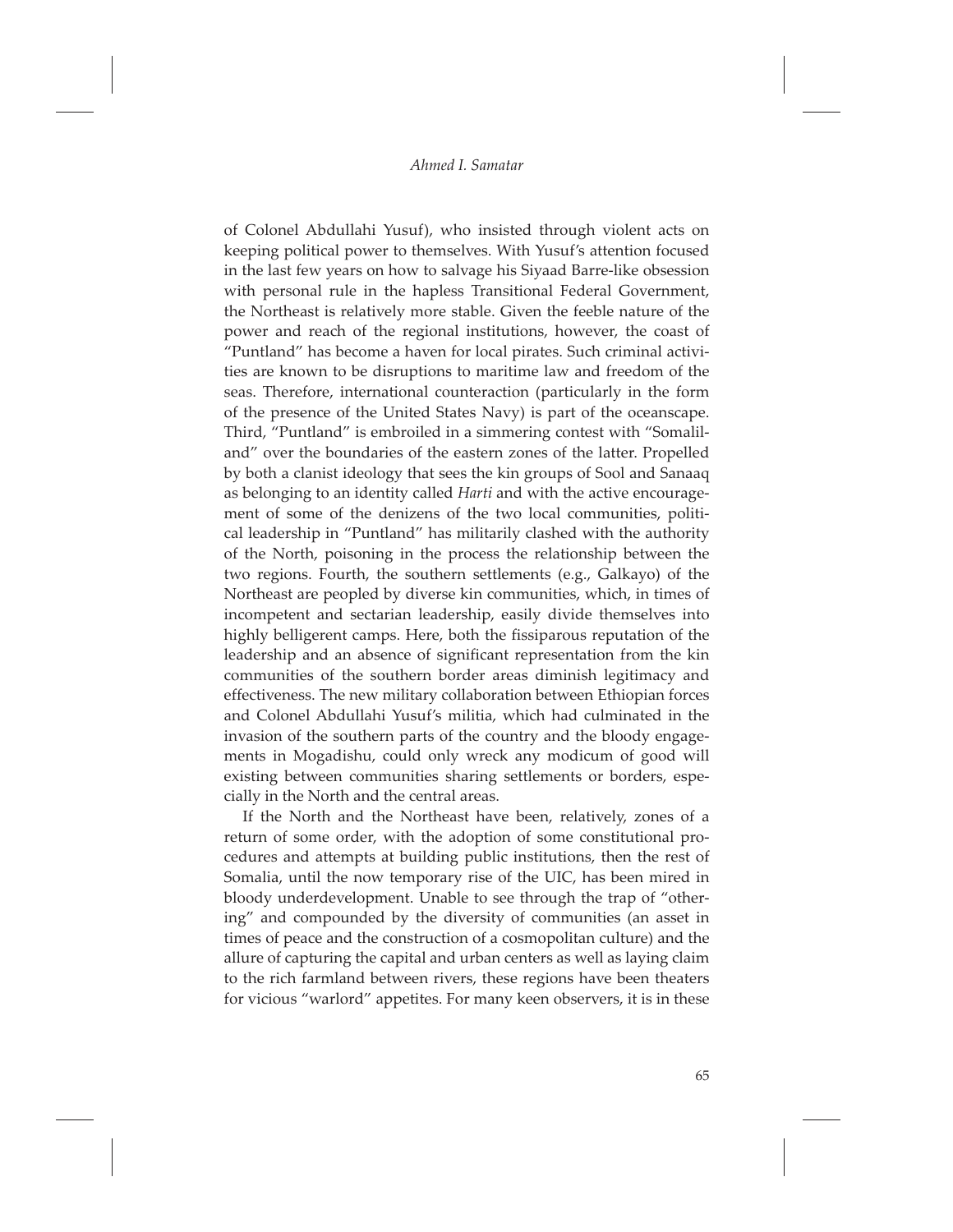of Colonel Abdullahi Yusuf), who insisted through violent acts on keeping political power to themselves. With Yusuf's attention focused in the last few years on how to salvage his Siyaad Barre-like obsession with personal rule in the hapless Transitional Federal Government, the Northeast is relatively more stable. Given the feeble nature of the power and reach of the regional institutions, however, the coast of "Puntland" has become a haven for local pirates. Such criminal activities are known to be disruptions to maritime law and freedom of the seas. Therefore, international counteraction (particularly in the form of the presence of the United States Navy) is part of the oceanscape. Third, "Puntland" is embroiled in a simmering contest with "Somaliland" over the boundaries of the eastern zones of the latter. Propelled by both a clanist ideology that sees the kin groups of Sool and Sanaaq as belonging to an identity called *Harti* and with the active encouragement of some of the denizens of the two local communities, political leadership in "Puntland" has militarily clashed with the authority of the North, poisoning in the process the relationship between the two regions. Fourth, the southern settlements (e.g., Galkayo) of the Northeast are peopled by diverse kin communities, which, in times of incompetent and sectarian leadership, easily divide themselves into highly belligerent camps. Here, both the fissiparous reputation of the leadership and an absence of significant representation from the kin communities of the southern border areas diminish legitimacy and effectiveness. The new military collaboration between Ethiopian forces and Colonel Abdullahi Yusuf's militia, which had culminated in the invasion of the southern parts of the country and the bloody engagements in Mogadishu, could only wreck any modicum of good will existing between communities sharing settlements or borders, especially in the North and the central areas.

If the North and the Northeast have been, relatively, zones of a return of some order, with the adoption of some constitutional procedures and attempts at building public institutions, then the rest of Somalia, until the now temporary rise of the UIC, has been mired in bloody underdevelopment. Unable to see through the trap of "othering" and compounded by the diversity of communities (an asset in times of peace and the construction of a cosmopolitan culture) and the allure of capturing the capital and urban centers as well as laying claim to the rich farmland between rivers, these regions have been theaters for vicious "warlord" appetites. For many keen observers, it is in these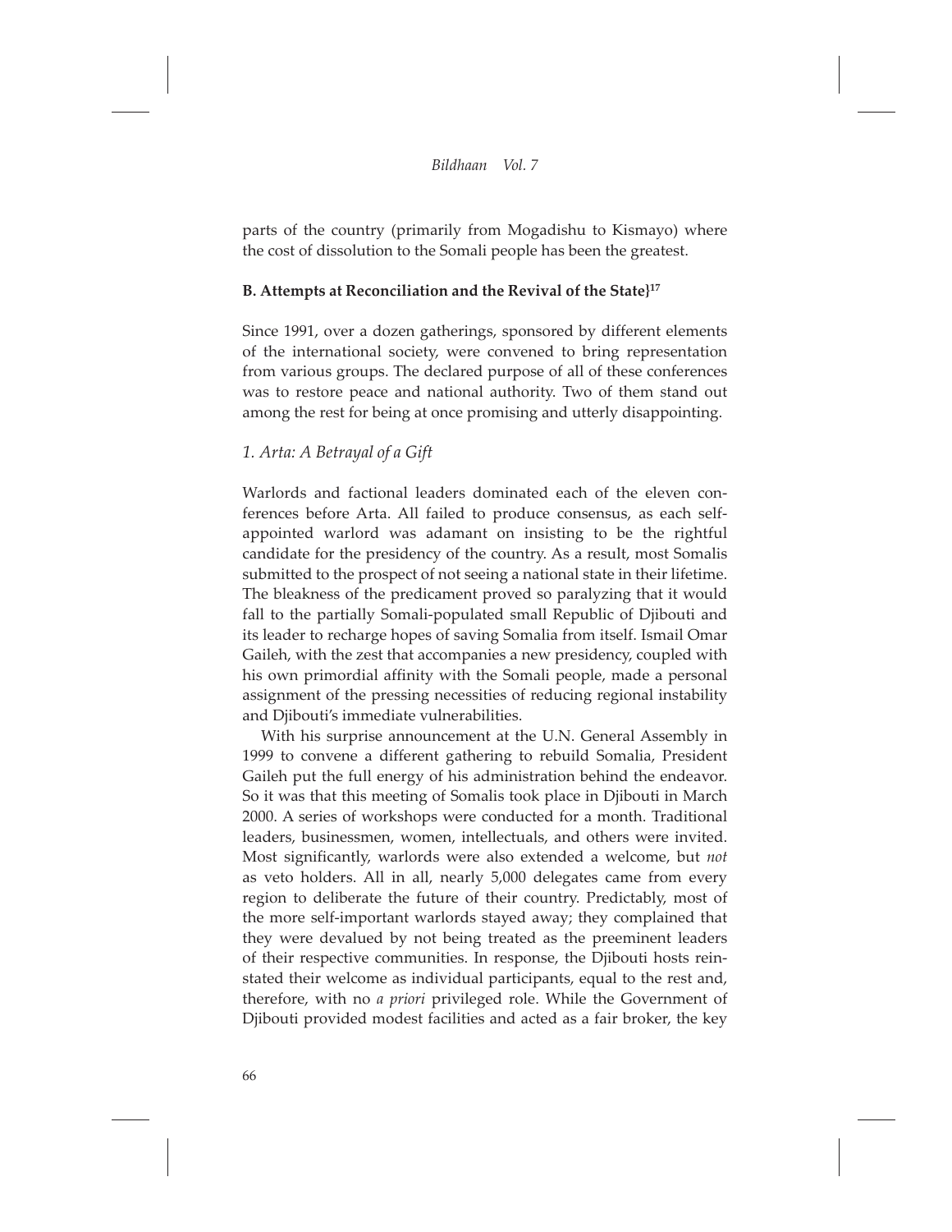parts of the country (primarily from Mogadishu to Kismayo) where the cost of dissolution to the Somali people has been the greatest.

### B. Attempts at Reconciliation and the Revival of the State}[17]

Since 1991, over a dozen gatherings, sponsored by different elements of the international society, were convened to bring representation from various groups. The declared purpose of all of these conferences was to restore peace and national authority. Two of them stand out among the rest for being at once promising and utterly disappointing.

#### *1. Arta: A Betrayal of a Gift*

Warlords and factional leaders dominated each of the eleven conferences before Arta. All failed to produce consensus, as each self-appointed warlord was adamant on insisting to be the rightful candidate for the presidency of the country. As a result, most Somalis submitted to the prospect of not seeing a national state in their lifetime. The bleakness of the predicament proved so paralyzing that it would fall to the partially Somali-populated small Republic of Djibouti and its leader to recharge hopes of saving Somalia from itself. Ismail Omar Gaileh, with the zest that accompanies a new presidency, coupled with his own primordial affinity with the Somali people, made a personal assignment of the pressing necessities of reducing regional instability and Djibouti's immediate vulnerabilities.

With his surprise announcement at the U.N. General Assembly in 1999 to convene a different gathering to rebuild Somalia, President Gaileh put the full energy of his administration behind the endeavor. So it was that this meeting of Somalis took place in Djibouti in March 2000. A series of workshops were conducted for a month. Traditional leaders, businessmen, women, intellectuals, and others were invited. Most significantly, warlords were also extended a welcome, but *not* as veto holders. All in all, nearly 5,000 delegates came from every region to deliberate the future of their country. Predictably, most of the more self-important warlords stayed away; they complained that they were devalued by not being treated as the preeminent leaders of their respective communities. In response, the Djibouti hosts reinstated their welcome as individual participants, equal to the rest and, therefore, with no *a priori* privileged role. While the Government of Djibouti provided modest facilities and acted as a fair broker, the key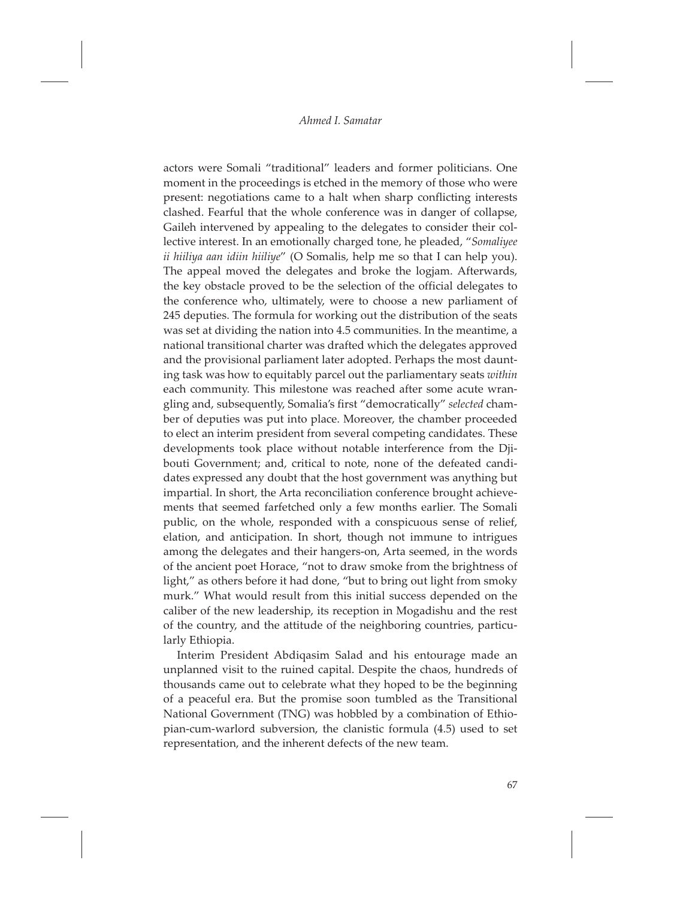actors were Somali "traditional" leaders and former politicians. One moment in the proceedings is etched in the memory of those who were present: negotiations came to a halt when sharp conflicting interests clashed. Fearful that the whole conference was in danger of collapse, Gaileh intervened by appealing to the delegates to consider their collective interest. In an emotionally charged tone, he pleaded, "*Somaliyee ii hiiliya aan idiin hiiliye*" (O Somalis, help me so that I can help you). The appeal moved the delegates and broke the logjam. Afterwards, the key obstacle proved to be the selection of the official delegates to the conference who, ultimately, were to choose a new parliament of 245 deputies. The formula for working out the distribution of the seats was set at dividing the nation into 4.5 communities. In the meantime, a national transitional charter was drafted which the delegates approved and the provisional parliament later adopted. Perhaps the most daunting task was how to equitably parcel out the parliamentary seats *within* each community. This milestone was reached after some acute wrangling and, subsequently, Somalia's first "democratically" *selected* chamber of deputies was put into place. Moreover, the chamber proceeded to elect an interim president from several competing candidates. These developments took place without notable interference from the Djibouti Government; and, critical to note, none of the defeated candidates expressed any doubt that the host government was anything but impartial. In short, the Arta reconciliation conference brought achievements that seemed farfetched only a few months earlier. The Somali public, on the whole, responded with a conspicuous sense of relief, elation, and anticipation. In short, though not immune to intrigues among the delegates and their hangers-on, Arta seemed, in the words of the ancient poet Horace, "not to draw smoke from the brightness of light," as others before it had done, "but to bring out light from smoky murk." What would result from this initial success depended on the caliber of the new leadership, its reception in Mogadishu and the rest of the country, and the attitude of the neighboring countries, particularly Ethiopia.

Interim President Abdiqasim Salad and his entourage made an unplanned visit to the ruined capital. Despite the chaos, hundreds of thousands came out to celebrate what they hoped to be the beginning of a peaceful era. But the promise soon tumbled as the Transitional National Government (TNG) was hobbled by a combination of Ethiopian-cum-warlord subversion, the clanistic formula (4.5) used to set representation, and the inherent defects of the new team.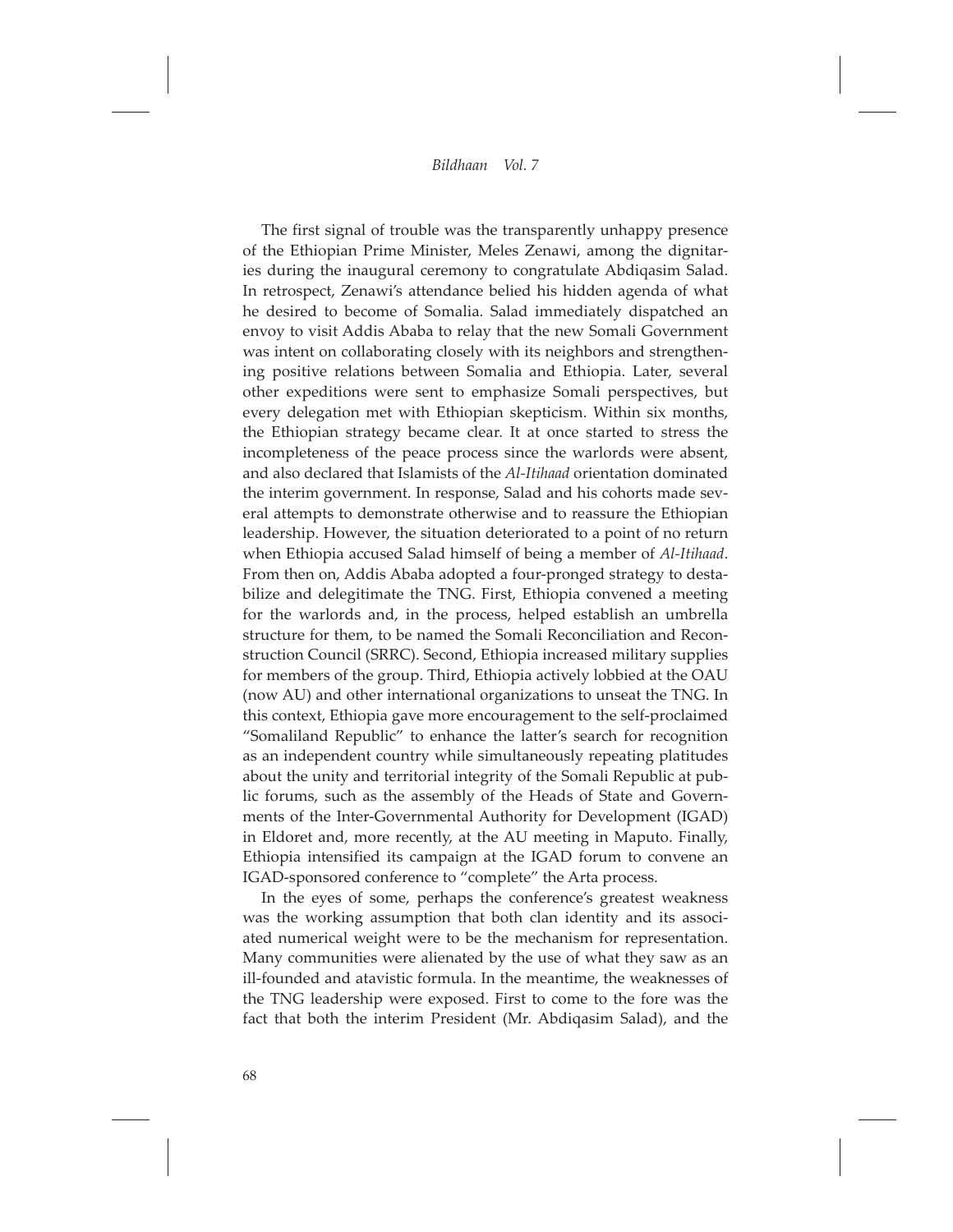The first signal of trouble was the transparently unhappy presence of the Ethiopian Prime Minister, Meles Zenawi, among the dignitaries during the inaugural ceremony to congratulate Abdiqasim Salad. In retrospect, Zenawi's attendance belied his hidden agenda of what he desired to become of Somalia. Salad immediately dispatched an envoy to visit Addis Ababa to relay that the new Somali Government was intent on collaborating closely with its neighbors and strengthening positive relations between Somalia and Ethiopia. Later, several other expeditions were sent to emphasize Somali perspectives, but every delegation met with Ethiopian skepticism. Within six months, the Ethiopian strategy became clear. It at once started to stress the incompleteness of the peace process since the warlords were absent, and also declared that Islamists of the *Al-Itihaad* orientation dominated the interim government. In response, Salad and his cohorts made several attempts to demonstrate otherwise and to reassure the Ethiopian leadership. However, the situation deteriorated to a point of no return when Ethiopia accused Salad himself of being a member of *Al-Itihaad*. From then on, Addis Ababa adopted a four-pronged strategy to destabilize and delegitimate the TNG. First, Ethiopia convened a meeting for the warlords and, in the process, helped establish an umbrella structure for them, to be named the Somali Reconciliation and Reconstruction Council (SRRC). Second, Ethiopia increased military supplies for members of the group. Third, Ethiopia actively lobbied at the OAU (now AU) and other international organizations to unseat the TNG. In this context, Ethiopia gave more encouragement to the self-proclaimed "Somaliland Republic" to enhance the latter's search for recognition as an independent country while simultaneously repeating platitudes about the unity and territorial integrity of the Somali Republic at public forums, such as the assembly of the Heads of State and Governments of the Inter-Governmental Authority for Development (IGAD) in Eldoret and, more recently, at the AU meeting in Maputo. Finally, Ethiopia intensified its campaign at the IGAD forum to convene an IGAD-sponsored conference to "complete" the Arta process.

In the eyes of some, perhaps the conference's greatest weakness was the working assumption that both clan identity and its associated numerical weight were to be the mechanism for representation. Many communities were alienated by the use of what they saw as an ill-founded and atavistic formula. In the meantime, the weaknesses of the TNG leadership were exposed. First to come to the fore was the fact that both the interim President (Mr. Abdiqasim Salad), and the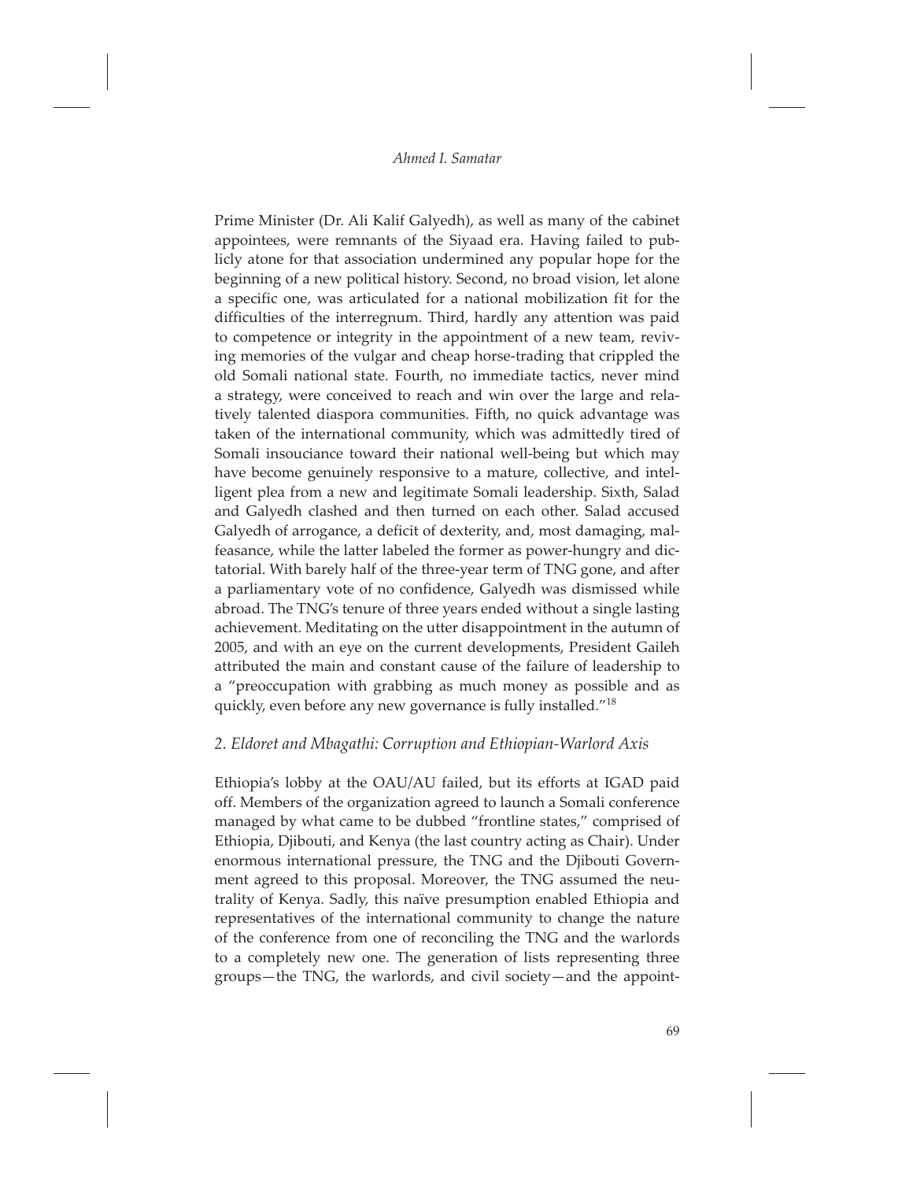Prime Minister (Dr. Ali Kalif Galyedh), as well as many of the cabinet appointees, were remnants of the Siyaad era. Having failed to publicly atone for that association undermined any popular hope for the beginning of a new political history. Second, no broad vision, let alone a specific one, was articulated for a national mobilization fit for the difficulties of the interregnum. Third, hardly any attention was paid to competence or integrity in the appointment of a new team, reviving memories of the vulgar and cheap horse-trading that crippled the old Somali national state. Fourth, no immediate tactics, never mind a strategy, were conceived to reach and win over the large and relatively talented diaspora communities. Fifth, no quick advantage was taken of the international community, which was admittedly tired of Somali insouciance toward their national well-being but which may have become genuinely responsive to a mature, collective, and intelligent plea from a new and legitimate Somali leadership. Sixth, Salad and Galyedh clashed and then turned on each other. Salad accused Galyedh of arrogance, a deficit of dexterity, and, most damaging, malfeasance, while the latter labeled the former as power-hungry and dictatorial. With barely half of the three-year term of TNG gone, and after a parliamentary vote of no confidence, Galyedh was dismissed while abroad. The TNG's tenure of three years ended without a single lasting achievement. Meditating on the utter disappointment in the autumn of 2005, and with an eye on the current developments, President Gaileh attributed the main and constant cause of the failure of leadership to a "preoccupation with grabbing as much money as possible and as quickly, even before any new governance is fully installed."[18]

### *2. Eldoret and Mbagathi: Corruption and Ethiopian-Warlord Axis*

Ethiopia's lobby at the OAU/AU failed, but its efforts at IGAD paid off. Members of the organization agreed to launch a Somali conference managed by what came to be dubbed "frontline states," comprised of Ethiopia, Djibouti, and Kenya (the last country acting as Chair). Under enormous international pressure, the TNG and the Djibouti Government agreed to this proposal. Moreover, the TNG assumed the neutrality of Kenya. Sadly, this naïve presumption enabled Ethiopia and representatives of the international community to change the nature of the conference from one of reconciling the TNG and the warlords to a completely new one. The generation of lists representing three groups—the TNG, the warlords, and civil society—and the appoint-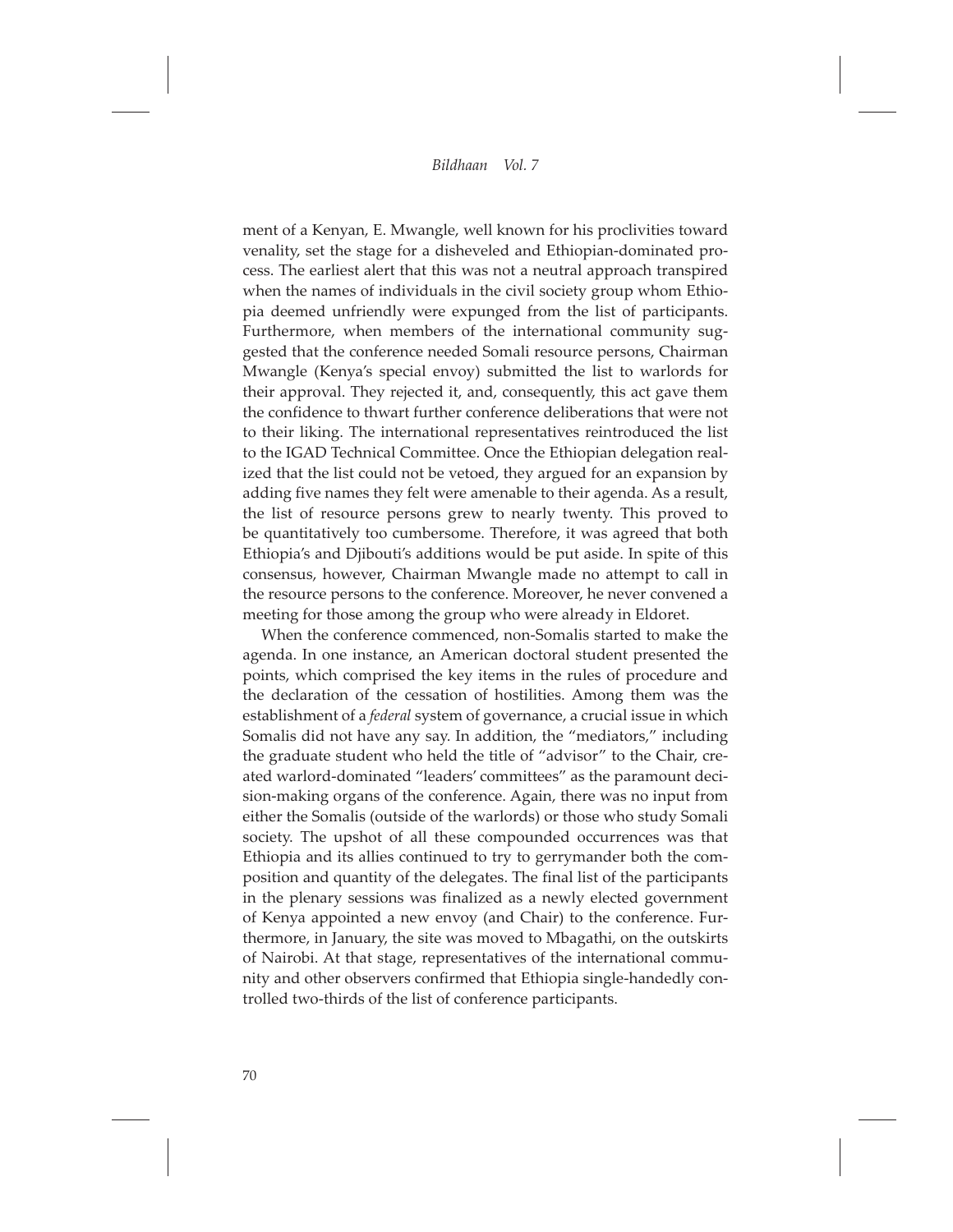ment of a Kenyan, E. Mwangle, well known for his proclivities toward venality, set the stage for a disheveled and Ethiopian-dominated process. The earliest alert that this was not a neutral approach transpired when the names of individuals in the civil society group whom Ethiopia deemed unfriendly were expunged from the list of participants. Furthermore, when members of the international community suggested that the conference needed Somali resource persons, Chairman Mwangle (Kenya's special envoy) submitted the list to warlords for their approval. They rejected it, and, consequently, this act gave them the confidence to thwart further conference deliberations that were not to their liking. The international representatives reintroduced the list to the IGAD Technical Committee. Once the Ethiopian delegation realized that the list could not be vetoed, they argued for an expansion by adding five names they felt were amenable to their agenda. As a result, the list of resource persons grew to nearly twenty. This proved to be quantitatively too cumbersome. Therefore, it was agreed that both Ethiopia's and Djibouti's additions would be put aside. In spite of this consensus, however, Chairman Mwangle made no attempt to call in the resource persons to the conference. Moreover, he never convened a meeting for those among the group who were already in Eldoret.

When the conference commenced, non-Somalis started to make the agenda. In one instance, an American doctoral student presented the points, which comprised the key items in the rules of procedure and the declaration of the cessation of hostilities. Among them was the establishment of a *federal* system of governance, a crucial issue in which Somalis did not have any say. In addition, the "mediators," including the graduate student who held the title of "advisor" to the Chair, created warlord-dominated "leaders' committees" as the paramount decision-making organs of the conference. Again, there was no input from either the Somalis (outside of the warlords) or those who study Somali society. The upshot of all these compounded occurrences was that Ethiopia and its allies continued to try to gerrymander both the composition and quantity of the delegates. The final list of the participants in the plenary sessions was finalized as a newly elected government of Kenya appointed a new envoy (and Chair) to the conference. Furthermore, in January, the site was moved to Mbagathi, on the outskirts of Nairobi. At that stage, representatives of the international community and other observers confirmed that Ethiopia single-handedly controlled two-thirds of the list of conference participants.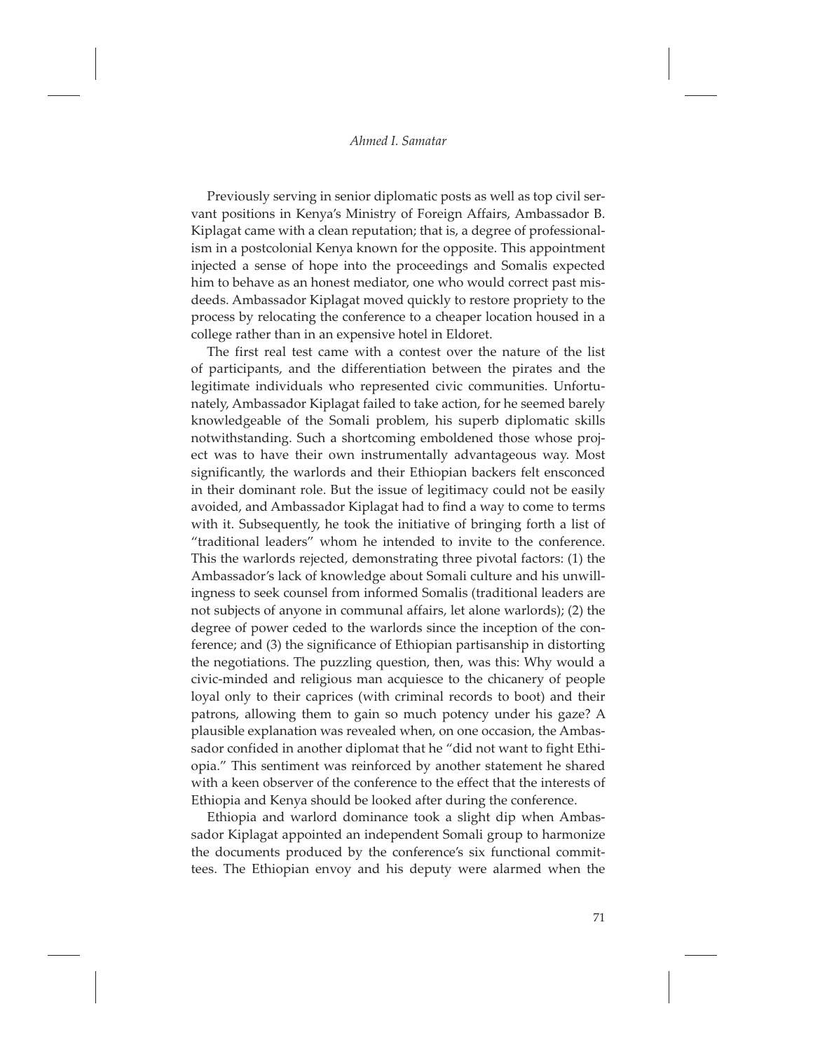Previously serving in senior diplomatic posts as well as top civil servant positions in Kenya's Ministry of Foreign Affairs, Ambassador B. Kiplagat came with a clean reputation; that is, a degree of professionalism in a postcolonial Kenya known for the opposite. This appointment injected a sense of hope into the proceedings and Somalis expected him to behave as an honest mediator, one who would correct past misdeeds. Ambassador Kiplagat moved quickly to restore propriety to the process by relocating the conference to a cheaper location housed in a college rather than in an expensive hotel in Eldoret.

The first real test came with a contest over the nature of the list of participants, and the differentiation between the pirates and the legitimate individuals who represented civic communities. Unfortunately, Ambassador Kiplagat failed to take action, for he seemed barely knowledgeable of the Somali problem, his superb diplomatic skills notwithstanding. Such a shortcoming emboldened those whose project was to have their own instrumentally advantageous way. Most significantly, the warlords and their Ethiopian backers felt ensconced in their dominant role. But the issue of legitimacy could not be easily avoided, and Ambassador Kiplagat had to find a way to come to terms with it. Subsequently, he took the initiative of bringing forth a list of "traditional leaders" whom he intended to invite to the conference. This the warlords rejected, demonstrating three pivotal factors: (1) the Ambassador's lack of knowledge about Somali culture and his unwillingness to seek counsel from informed Somalis (traditional leaders are not subjects of anyone in communal affairs, let alone warlords); (2) the degree of power ceded to the warlords since the inception of the conference; and (3) the significance of Ethiopian partisanship in distorting the negotiations. The puzzling question, then, was this: Why would a civic-minded and religious man acquiesce to the chicanery of people loyal only to their caprices (with criminal records to boot) and their patrons, allowing them to gain so much potency under his gaze? A plausible explanation was revealed when, on one occasion, the Ambassador confided in another diplomat that he "did not want to fight Ethiopia." This sentiment was reinforced by another statement he shared with a keen observer of the conference to the effect that the interests of Ethiopia and Kenya should be looked after during the conference.

Ethiopia and warlord dominance took a slight dip when Ambassador Kiplagat appointed an independent Somali group to harmonize the documents produced by the conference's six functional committees. The Ethiopian envoy and his deputy were alarmed when the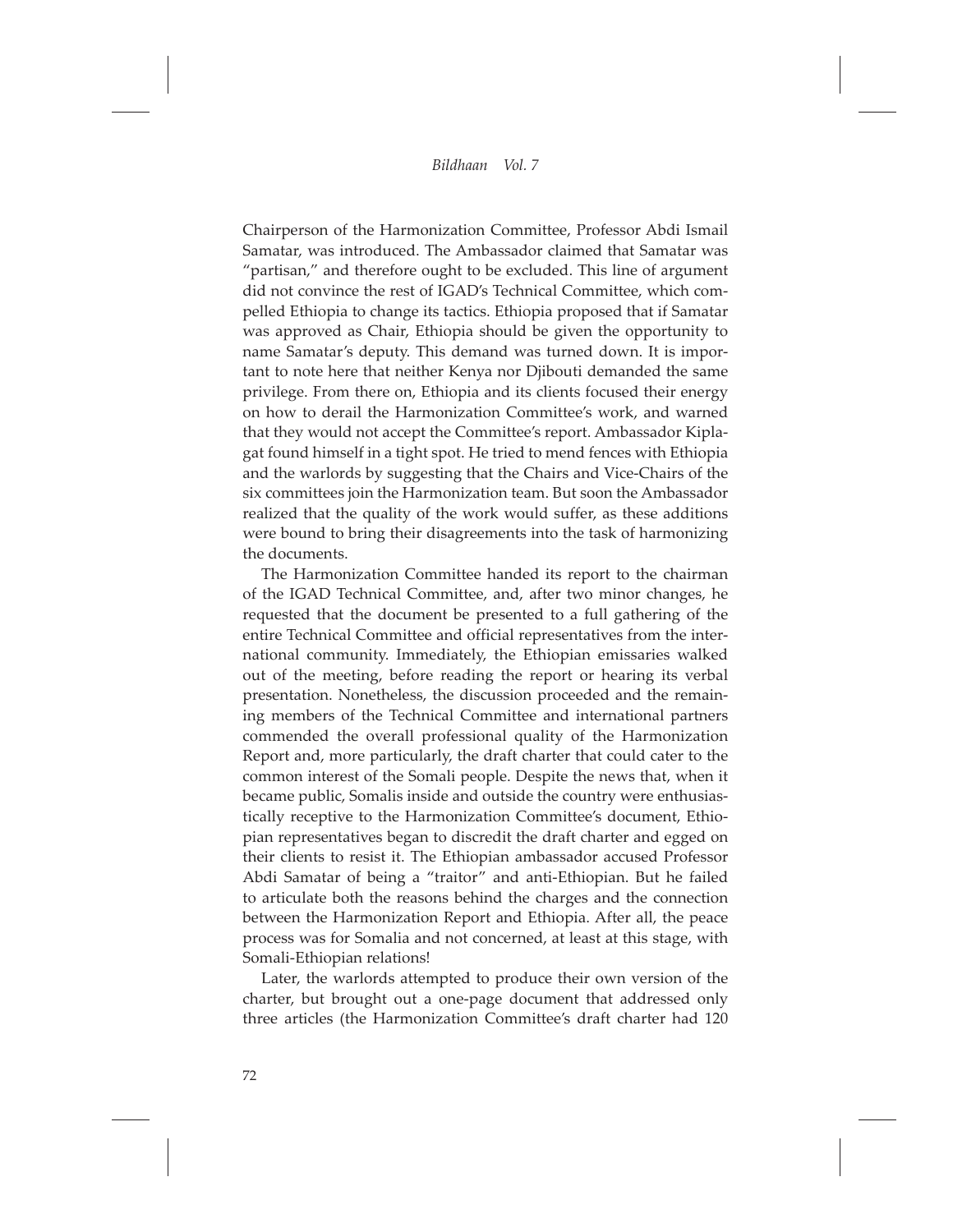Chairperson of the Harmonization Committee, Professor Abdi Ismail Samatar, was introduced. The Ambassador claimed that Samatar was "partisan," and therefore ought to be excluded. This line of argument did not convince the rest of IGAD's Technical Committee, which compelled Ethiopia to change its tactics. Ethiopia proposed that if Samatar was approved as Chair, Ethiopia should be given the opportunity to name Samatar's deputy. This demand was turned down. It is important to note here that neither Kenya nor Djibouti demanded the same privilege. From there on, Ethiopia and its clients focused their energy on how to derail the Harmonization Committee's work, and warned that they would not accept the Committee's report. Ambassador Kiplagat found himself in a tight spot. He tried to mend fences with Ethiopia and the warlords by suggesting that the Chairs and Vice-Chairs of the six committees join the Harmonization team. But soon the Ambassador realized that the quality of the work would suffer, as these additions were bound to bring their disagreements into the task of harmonizing the documents.

The Harmonization Committee handed its report to the chairman of the IGAD Technical Committee, and, after two minor changes, he requested that the document be presented to a full gathering of the entire Technical Committee and official representatives from the international community. Immediately, the Ethiopian emissaries walked out of the meeting, before reading the report or hearing its verbal presentation. Nonetheless, the discussion proceeded and the remaining members of the Technical Committee and international partners commended the overall professional quality of the Harmonization Report and, more particularly, the draft charter that could cater to the common interest of the Somali people. Despite the news that, when it became public, Somalis inside and outside the country were enthusiastically receptive to the Harmonization Committee's document, Ethiopian representatives began to discredit the draft charter and egged on their clients to resist it. The Ethiopian ambassador accused Professor Abdi Samatar of being a "traitor" and anti-Ethiopian. But he failed to articulate both the reasons behind the charges and the connection between the Harmonization Report and Ethiopia. After all, the peace process was for Somalia and not concerned, at least at this stage, with Somali-Ethiopian relations!

Later, the warlords attempted to produce their own version of the charter, but brought out a one-page document that addressed only three articles (the Harmonization Committee's draft charter had 120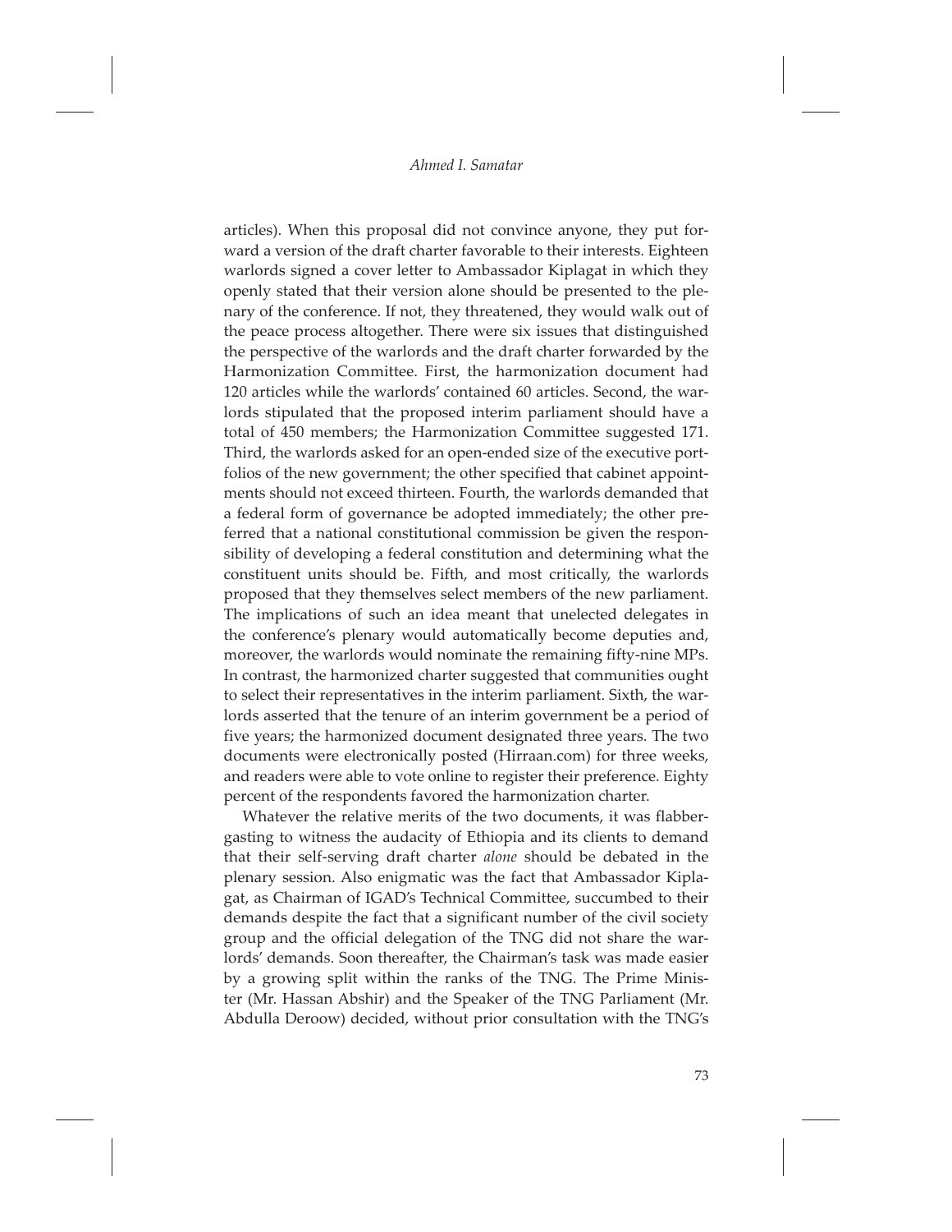articles). When this proposal did not convince anyone, they put forward a version of the draft charter favorable to their interests. Eighteen warlords signed a cover letter to Ambassador Kiplagat in which they openly stated that their version alone should be presented to the plenary of the conference. If not, they threatened, they would walk out of the peace process altogether. There were six issues that distinguished the perspective of the warlords and the draft charter forwarded by the Harmonization Committee. First, the harmonization document had 120 articles while the warlords' contained 60 articles. Second, the warlords stipulated that the proposed interim parliament should have a total of 450 members; the Harmonization Committee suggested 171. Third, the warlords asked for an open-ended size of the executive portfolios of the new government; the other specified that cabinet appointments should not exceed thirteen. Fourth, the warlords demanded that a federal form of governance be adopted immediately; the other preferred that a national constitutional commission be given the responsibility of developing a federal constitution and determining what the constituent units should be. Fifth, and most critically, the warlords proposed that they themselves select members of the new parliament. The implications of such an idea meant that unelected delegates in the conference's plenary would automatically become deputies and, moreover, the warlords would nominate the remaining fifty-nine MPs. In contrast, the harmonized charter suggested that communities ought to select their representatives in the interim parliament. Sixth, the warlords asserted that the tenure of an interim government be a period of five years; the harmonized document designated three years. The two documents were electronically posted (Hirraan.com) for three weeks, and readers were able to vote online to register their preference. Eighty percent of the respondents favored the harmonization charter.

Whatever the relative merits of the two documents, it was flabbergasting to witness the audacity of Ethiopia and its clients to demand that their self-serving draft charter *alone* should be debated in the plenary session. Also enigmatic was the fact that Ambassador Kiplagat, as Chairman of IGAD's Technical Committee, succumbed to their demands despite the fact that a significant number of the civil society group and the official delegation of the TNG did not share the warlords' demands. Soon thereafter, the Chairman's task was made easier by a growing split within the ranks of the TNG. The Prime Minister (Mr. Hassan Abshir) and the Speaker of the TNG Parliament (Mr. Abdulla Deroow) decided, without prior consultation with the TNG's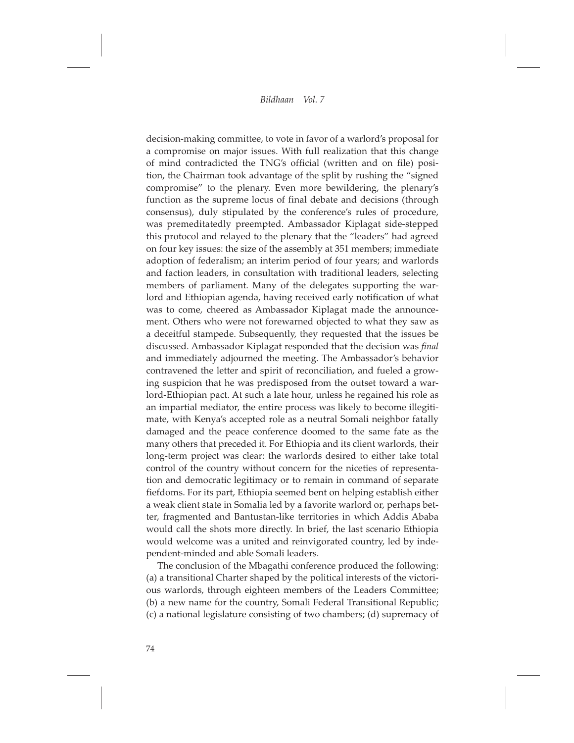decision-making committee, to vote in favor of a warlord's proposal for a compromise on major issues. With full realization that this change of mind contradicted the TNG's official (written and on file) position, the Chairman took advantage of the split by rushing the "signed compromise" to the plenary. Even more bewildering, the plenary's function as the supreme locus of final debate and decisions (through consensus), duly stipulated by the conference's rules of procedure, was premeditatedly preempted. Ambassador Kiplagat side-stepped this protocol and relayed to the plenary that the "leaders" had agreed on four key issues: the size of the assembly at 351 members; immediate adoption of federalism; an interim period of four years; and warlords and faction leaders, in consultation with traditional leaders, selecting members of parliament. Many of the delegates supporting the warlord and Ethiopian agenda, having received early notification of what was to come, cheered as Ambassador Kiplagat made the announcement. Others who were not forewarned objected to what they saw as a deceitful stampede. Subsequently, they requested that the issues be discussed. Ambassador Kiplagat responded that the decision was *final* and immediately adjourned the meeting. The Ambassador's behavior contravened the letter and spirit of reconciliation, and fueled a growing suspicion that he was predisposed from the outset toward a warlord-Ethiopian pact. At such a late hour, unless he regained his role as an impartial mediator, the entire process was likely to become illegitimate, with Kenya's accepted role as a neutral Somali neighbor fatally damaged and the peace conference doomed to the same fate as the many others that preceded it. For Ethiopia and its client warlords, their long-term project was clear: the warlords desired to either take total control of the country without concern for the niceties of representation and democratic legitimacy or to remain in command of separate fiefdoms. For its part, Ethiopia seemed bent on helping establish either a weak client state in Somalia led by a favorite warlord or, perhaps better, fragmented and Bantustan-like territories in which Addis Ababa would call the shots more directly. In brief, the last scenario Ethiopia would welcome was a united and reinvigorated country, led by independent-minded and able Somali leaders.

The conclusion of the Mbagathi conference produced the following: (a) a transitional Charter shaped by the political interests of the victorious warlords, through eighteen members of the Leaders Committee; (b) a new name for the country, Somali Federal Transitional Republic; (c) a national legislature consisting of two chambers; (d) supremacy of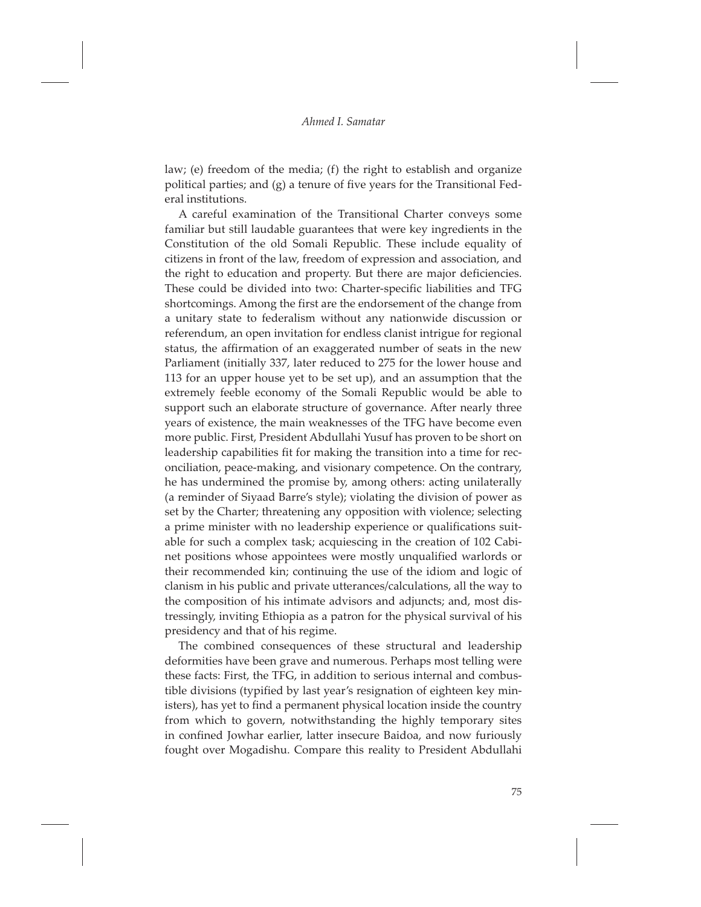law; (e) freedom of the media; (f) the right to establish and organize political parties; and (g) a tenure of five years for the Transitional Federal institutions.

A careful examination of the Transitional Charter conveys some familiar but still laudable guarantees that were key ingredients in the Constitution of the old Somali Republic. These include equality of citizens in front of the law, freedom of expression and association, and the right to education and property. But there are major deficiencies. These could be divided into two: Charter-specific liabilities and TFG shortcomings. Among the first are the endorsement of the change from a unitary state to federalism without any nationwide discussion or referendum, an open invitation for endless clanist intrigue for regional status, the affirmation of an exaggerated number of seats in the new Parliament (initially 337, later reduced to 275 for the lower house and 113 for an upper house yet to be set up), and an assumption that the extremely feeble economy of the Somali Republic would be able to support such an elaborate structure of governance. After nearly three years of existence, the main weaknesses of the TFG have become even more public. First, President Abdullahi Yusuf has proven to be short on leadership capabilities fit for making the transition into a time for reconciliation, peace-making, and visionary competence. On the contrary, he has undermined the promise by, among others: acting unilaterally (a reminder of Siyaad Barre's style); violating the division of power as set by the Charter; threatening any opposition with violence; selecting a prime minister with no leadership experience or qualifications suitable for such a complex task; acquiescing in the creation of 102 Cabinet positions whose appointees were mostly unqualified warlords or their recommended kin; continuing the use of the idiom and logic of clanism in his public and private utterances/calculations, all the way to the composition of his intimate advisors and adjuncts; and, most distressingly, inviting Ethiopia as a patron for the physical survival of his presidency and that of his regime.

The combined consequences of these structural and leadership deformities have been grave and numerous. Perhaps most telling were these facts: First, the TFG, in addition to serious internal and combustible divisions (typified by last year's resignation of eighteen key ministers), has yet to find a permanent physical location inside the country from which to govern, notwithstanding the highly temporary sites in confined Jowhar earlier, latter insecure Baidoa, and now furiously fought over Mogadishu. Compare this reality to President Abdullahi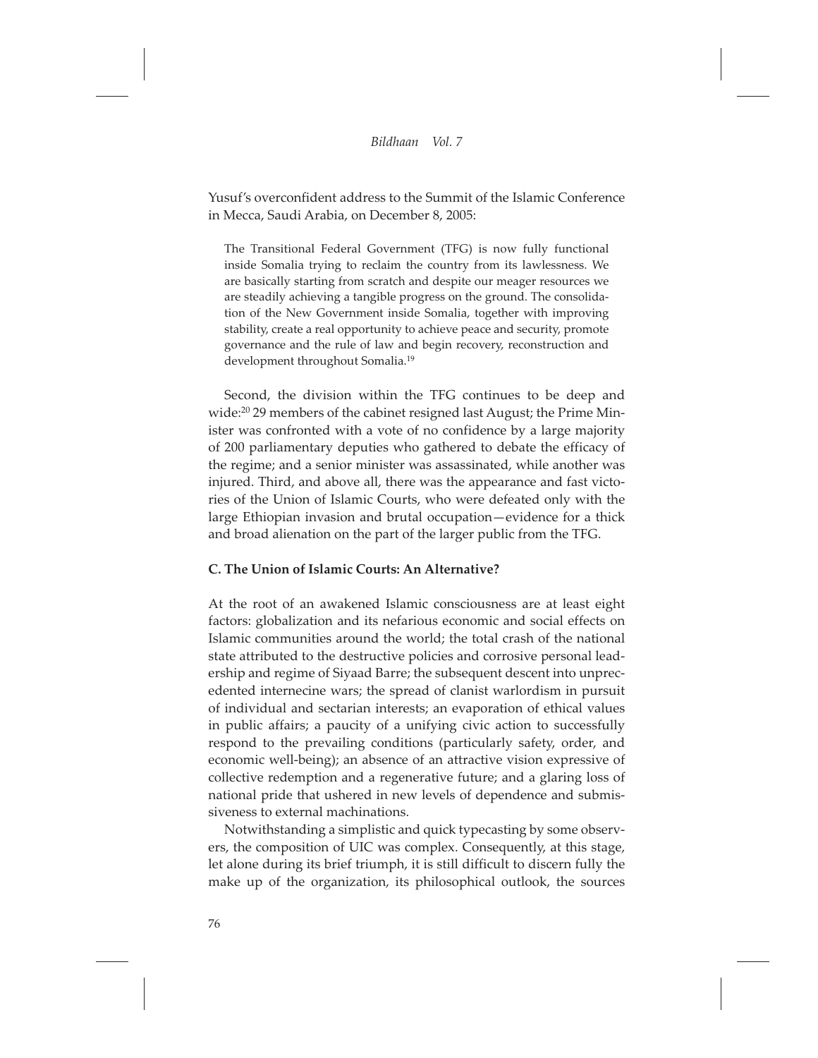Yusuf's overconfident address to the Summit of the Islamic Conference in Mecca, Saudi Arabia, on December 8, 2005:

> The Transitional Federal Government (TFG) is now fully functional inside Somalia trying to reclaim the country from its lawlessness. We are basically starting from scratch and despite our meager resources we are steadily achieving a tangible progress on the ground. The consolidation of the New Government inside Somalia, together with improving stability, create a real opportunity to achieve peace and security, promote governance and the rule of law and begin recovery, reconstruction and development throughout Somalia.[19]

Second, the division within the TFG continues to be deep and wide:[20] 29 members of the cabinet resigned last August; the Prime Minister was confronted with a vote of no confidence by a large majority of 200 parliamentary deputies who gathered to debate the efficacy of the regime; and a senior minister was assassinated, while another was injured. Third, and above all, there was the appearance and fast victories of the Union of Islamic Courts, who were defeated only with the large Ethiopian invasion and brutal occupation—evidence for a thick and broad alienation on the part of the larger public from the TFG.

### C. The Union of Islamic Courts: An Alternative?

At the root of an awakened Islamic consciousness are at least eight factors: globalization and its nefarious economic and social effects on Islamic communities around the world; the total crash of the national state attributed to the destructive policies and corrosive personal leadership and regime of Siyaad Barre; the subsequent descent into unprecedented internecine wars; the spread of clanist warlordism in pursuit of individual and sectarian interests; an evaporation of ethical values in public affairs; a paucity of a unifying civic action to successfully respond to the prevailing conditions (particularly safety, order, and economic well-being); an absence of an attractive vision expressive of collective redemption and a regenerative future; and a glaring loss of national pride that ushered in new levels of dependence and submissiveness to external machinations.

Notwithstanding a simplistic and quick typecasting by some observers, the composition of UIC was complex. Consequently, at this stage, let alone during its brief triumph, it is still difficult to discern fully the make up of the organization, its philosophical outlook, the sources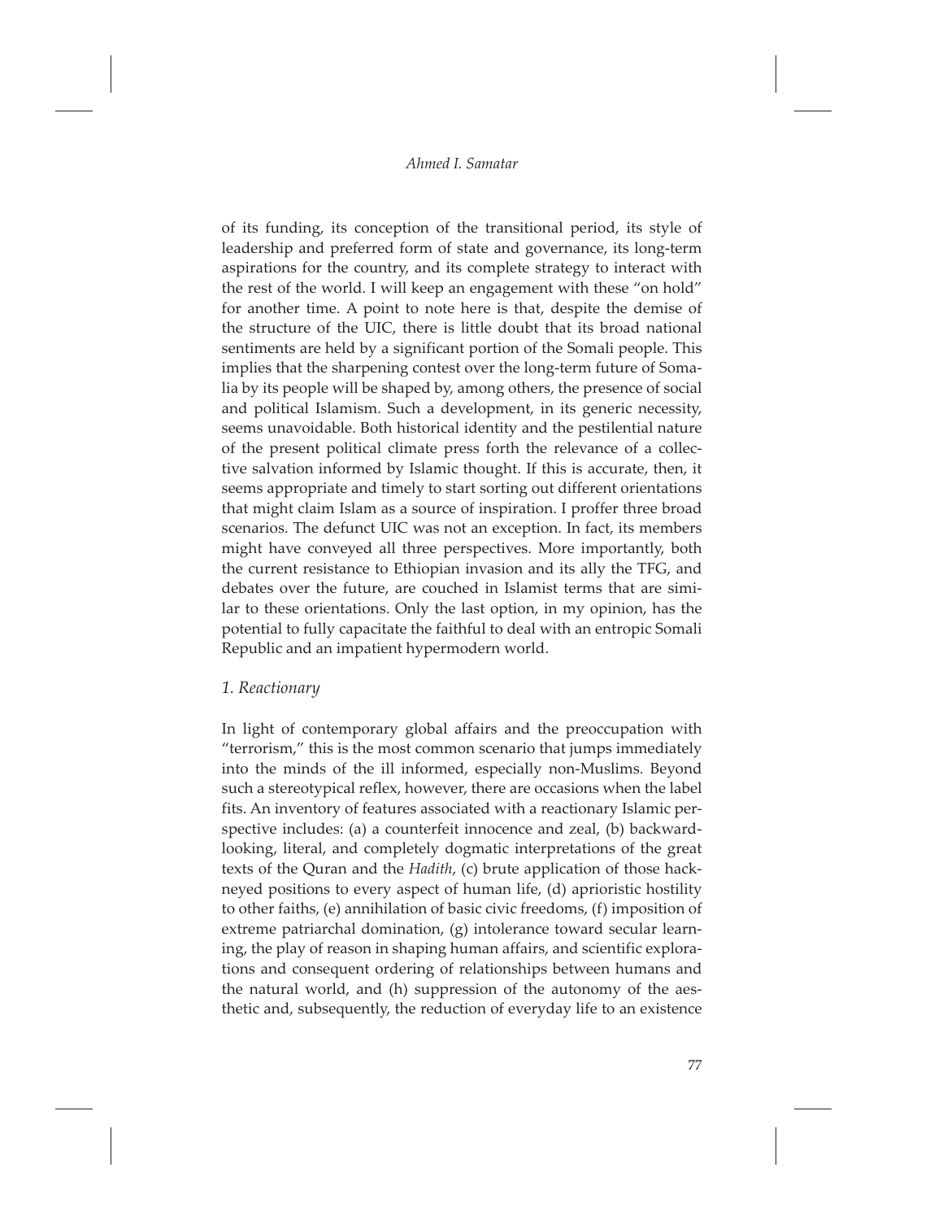of its funding, its conception of the transitional period, its style of leadership and preferred form of state and governance, its long-term aspirations for the country, and its complete strategy to interact with the rest of the world. I will keep an engagement with these "on hold" for another time. A point to note here is that, despite the demise of the structure of the UIC, there is little doubt that its broad national sentiments are held by a significant portion of the Somali people. This implies that the sharpening contest over the long-term future of Somalia by its people will be shaped by, among others, the presence of social and political Islamism. Such a development, in its generic necessity, seems unavoidable. Both historical identity and the pestilential nature of the present political climate press forth the relevance of a collective salvation informed by Islamic thought. If this is accurate, then, it seems appropriate and timely to start sorting out different orientations that might claim Islam as a source of inspiration. I proffer three broad scenarios. The defunct UIC was not an exception. In fact, its members might have conveyed all three perspectives. More importantly, both the current resistance to Ethiopian invasion and its ally the TFG, and debates over the future, are couched in Islamist terms that are similar to these orientations. Only the last option, in my opinion, has the potential to fully capacitate the faithful to deal with an entropic Somali Republic and an impatient hypermodern world.

### *1. Reactionary*

In light of contemporary global affairs and the preoccupation with "terrorism," this is the most common scenario that jumps immediately into the minds of the ill informed, especially non-Muslims. Beyond such a stereotypical reflex, however, there are occasions when the label fits. An inventory of features associated with a reactionary Islamic perspective includes: (a) a counterfeit innocence and zeal, (b) backward-looking, literal, and completely dogmatic interpretations of the great texts of the Quran and the *Hadith*, (c) brute application of those hackneyed positions to every aspect of human life, (d) aprioristic hostility to other faiths, (e) annihilation of basic civic freedoms, (f) imposition of extreme patriarchal domination, (g) intolerance toward secular learning, the play of reason in shaping human affairs, and scientific explorations and consequent ordering of relationships between humans and the natural world, and (h) suppression of the autonomy of the aesthetic and, subsequently, the reduction of everyday life to an existence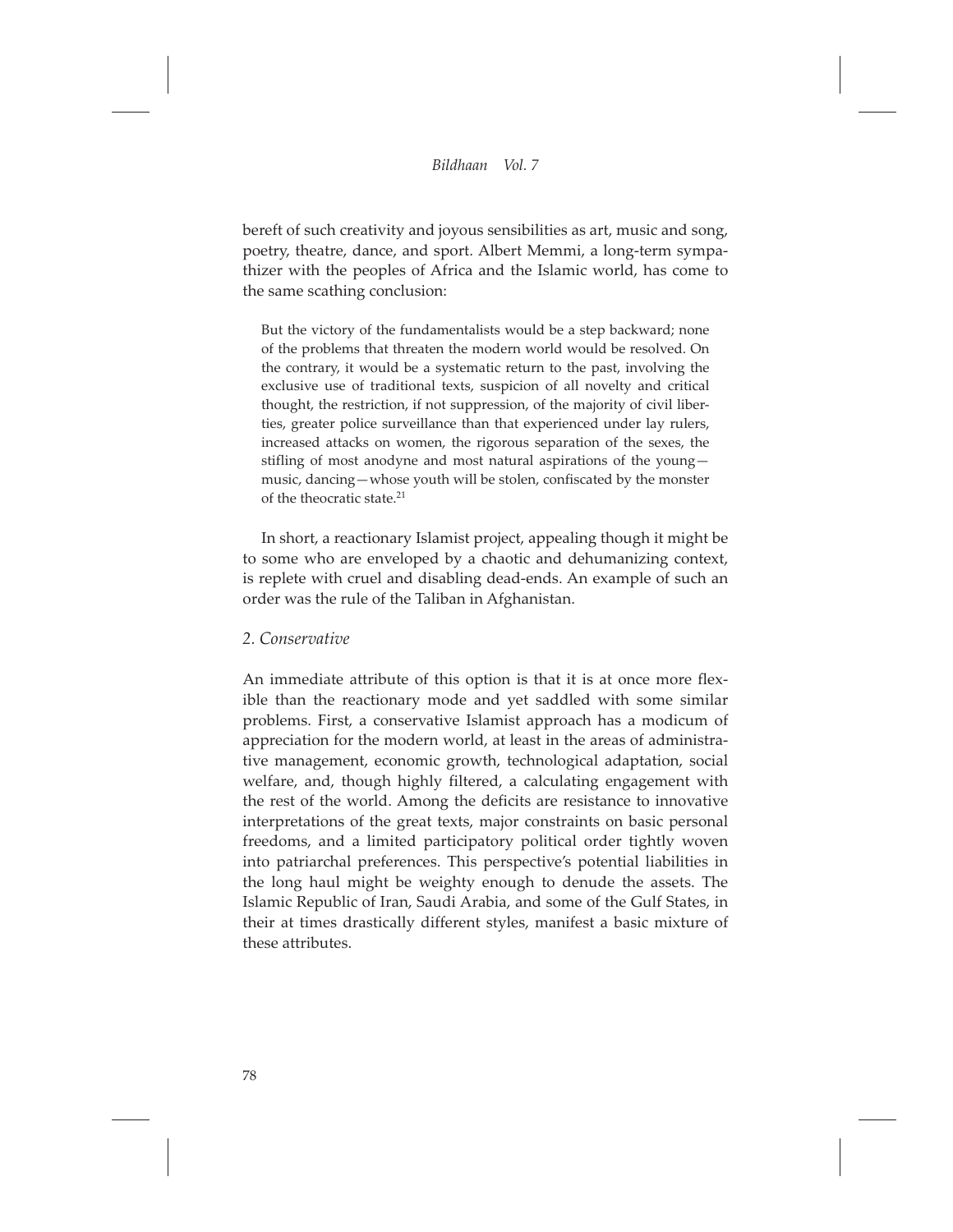bereft of such creativity and joyous sensibilities as art, music and song, poetry, theatre, dance, and sport. Albert Memmi, a long-term sympathizer with the peoples of Africa and the Islamic world, has come to the same scathing conclusion:

> But the victory of the fundamentalists would be a step backward; none of the problems that threaten the modern world would be resolved. On the contrary, it would be a systematic return to the past, involving the exclusive use of traditional texts, suspicion of all novelty and critical thought, the restriction, if not suppression, of the majority of civil liberties, greater police surveillance than that experienced under lay rulers, increased attacks on women, the rigorous separation of the sexes, the stifling of most anodyne and most natural aspirations of the young—music, dancing—whose youth will be stolen, confiscated by the monster of the theocratic state.[21]

In short, a reactionary Islamist project, appealing though it might be to some who are enveloped by a chaotic and dehumanizing context, is replete with cruel and disabling dead-ends. An example of such an order was the rule of the Taliban in Afghanistan.

*2. Conservative*

An immediate attribute of this option is that it is at once more flexible than the reactionary mode and yet saddled with some similar problems. First, a conservative Islamist approach has a modicum of appreciation for the modern world, at least in the areas of administrative management, economic growth, technological adaptation, social welfare, and, though highly filtered, a calculating engagement with the rest of the world. Among the deficits are resistance to innovative interpretations of the great texts, major constraints on basic personal freedoms, and a limited participatory political order tightly woven into patriarchal preferences. This perspective's potential liabilities in the long haul might be weighty enough to denude the assets. The Islamic Republic of Iran, Saudi Arabia, and some of the Gulf States, in their at times drastically different styles, manifest a basic mixture of these attributes.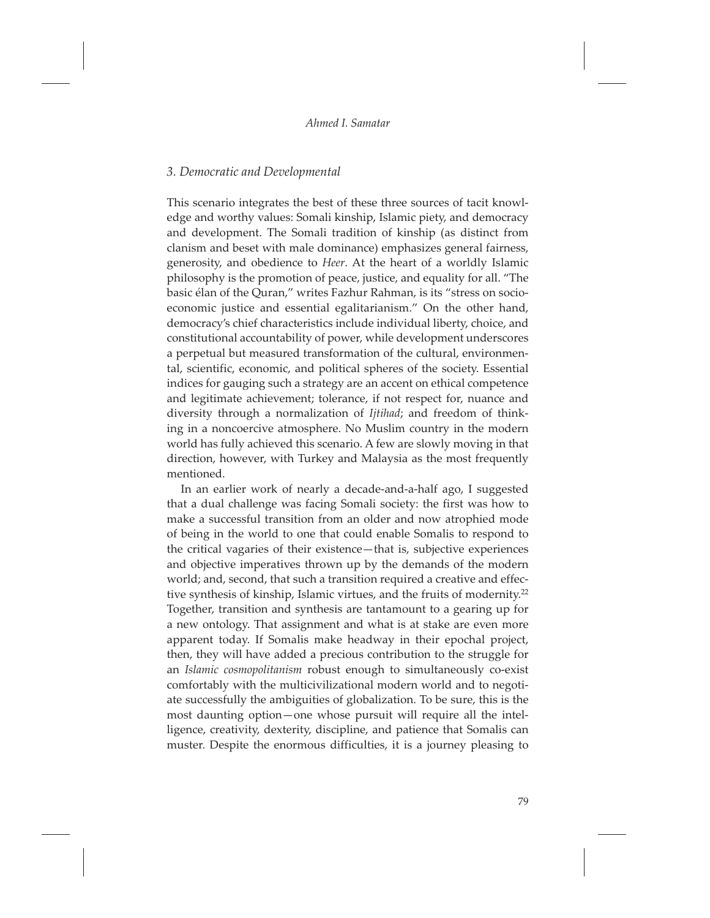### *3. Democratic and Developmental*

This scenario integrates the best of these three sources of tacit knowledge and worthy values: Somali kinship, Islamic piety, and democracy and development. The Somali tradition of kinship (as distinct from clanism and beset with male dominance) emphasizes general fairness, generosity, and obedience to *Heer*. At the heart of a worldly Islamic philosophy is the promotion of peace, justice, and equality for all. "The basic élan of the Quran," writes Fazhur Rahman, is its "stress on socioeconomic justice and essential egalitarianism." On the other hand, democracy's chief characteristics include individual liberty, choice, and constitutional accountability of power, while development underscores a perpetual but measured transformation of the cultural, environmental, scientific, economic, and political spheres of the society. Essential indices for gauging such a strategy are an accent on ethical competence and legitimate achievement; tolerance, if not respect for, nuance and diversity through a normalization of *Ijtihad*; and freedom of thinking in a noncoercive atmosphere. No Muslim country in the modern world has fully achieved this scenario. A few are slowly moving in that direction, however, with Turkey and Malaysia as the most frequently mentioned.

In an earlier work of nearly a decade-and-a-half ago, I suggested that a dual challenge was facing Somali society: the first was how to make a successful transition from an older and now atrophied mode of being in the world to one that could enable Somalis to respond to the critical vagaries of their existence—that is, subjective experiences and objective imperatives thrown up by the demands of the modern world; and, second, that such a transition required a creative and effective synthesis of kinship, Islamic virtues, and the fruits of modernity.[22] Together, transition and synthesis are tantamount to a gearing up for a new ontology. That assignment and what is at stake are even more apparent today. If Somalis make headway in their epochal project, then, they will have added a precious contribution to the struggle for an *Islamic cosmopolitanism* robust enough to simultaneously co-exist comfortably with the multicivilizational modern world and to negotiate successfully the ambiguities of globalization. To be sure, this is the most daunting option—one whose pursuit will require all the intelligence, creativity, dexterity, discipline, and patience that Somalis can muster. Despite the enormous difficulties, it is a journey pleasing to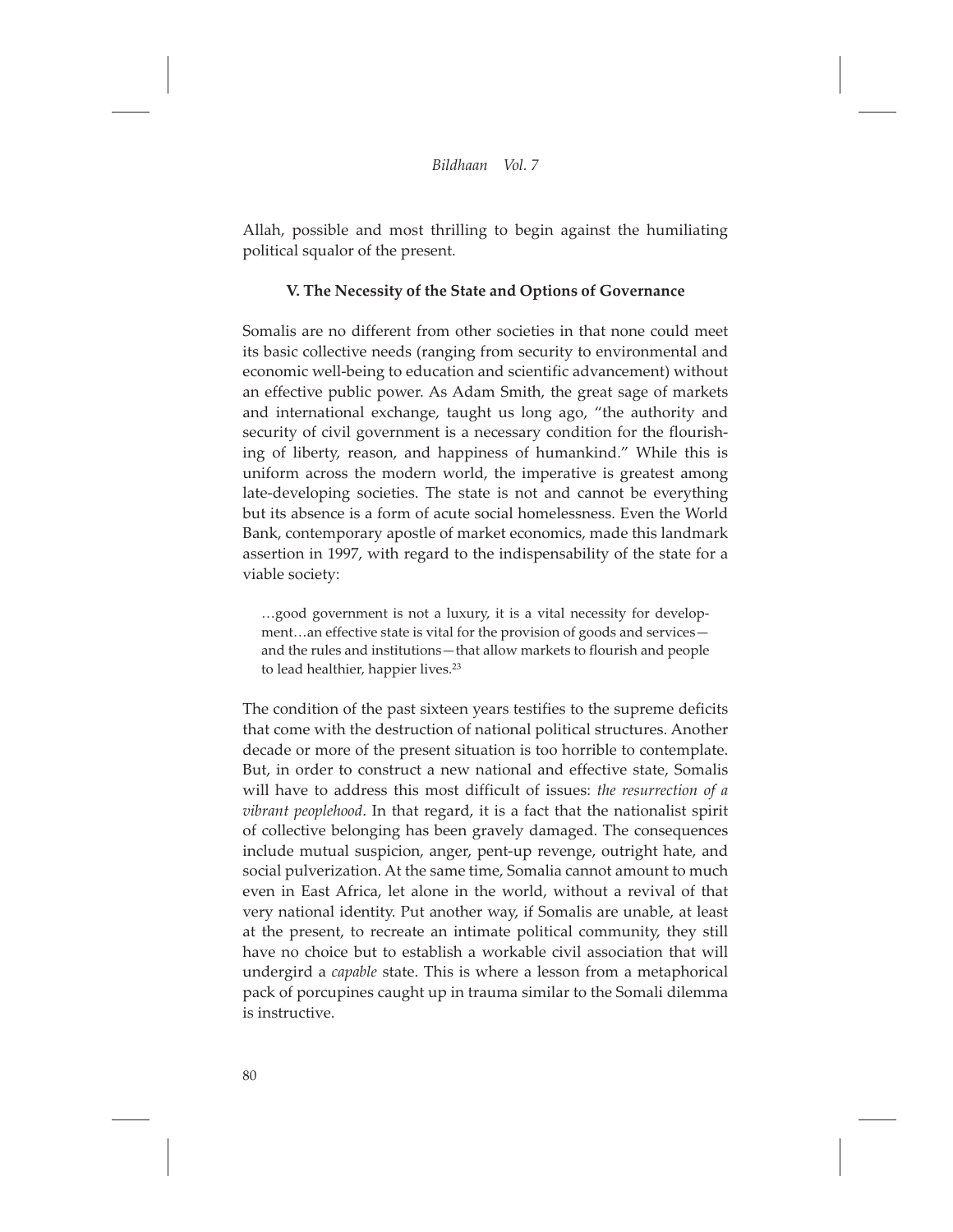Allah, possible and most thrilling to begin against the humiliating political squalor of the present.

### V. The Necessity of the State and Options of Governance

Somalis are no different from other societies in that none could meet its basic collective needs (ranging from security to environmental and economic well-being to education and scientific advancement) without an effective public power. As Adam Smith, the great sage of markets and international exchange, taught us long ago, "the authority and security of civil government is a necessary condition for the flourishing of liberty, reason, and happiness of humankind." While this is uniform across the modern world, the imperative is greatest among late-developing societies. The state is not and cannot be everything but its absence is a form of acute social homelessness. Even the World Bank, contemporary apostle of market economics, made this landmark assertion in 1997, with regard to the indispensability of the state for a viable society:

> …good government is not a luxury, it is a vital necessity for development…an effective state is vital for the provision of goods and services—and the rules and institutions—that allow markets to flourish and people to lead healthier, happier lives.[23]

The condition of the past sixteen years testifies to the supreme deficits that come with the destruction of national political structures. Another decade or more of the present situation is too horrible to contemplate. But, in order to construct a new national and effective state, Somalis will have to address this most difficult of issues: *the resurrection of a vibrant peoplehood*. In that regard, it is a fact that the nationalist spirit of collective belonging has been gravely damaged. The consequences include mutual suspicion, anger, pent-up revenge, outright hate, and social pulverization. At the same time, Somalia cannot amount to much even in East Africa, let alone in the world, without a revival of that very national identity. Put another way, if Somalis are unable, at least at the present, to recreate an intimate political community, they still have no choice but to establish a workable civil association that will undergird a *capable* state. This is where a lesson from a metaphorical pack of porcupines caught up in trauma similar to the Somali dilemma is instructive.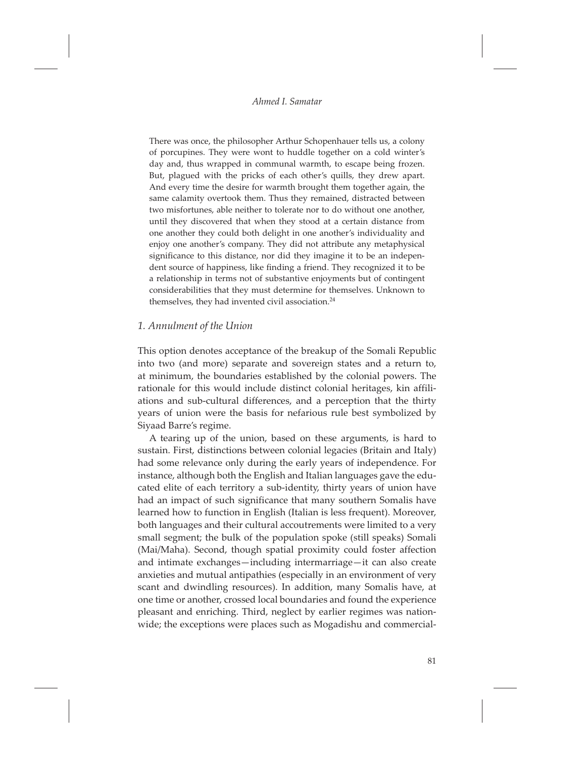> There was once, the philosopher Arthur Schopenhauer tells us, a colony of porcupines. They were wont to huddle together on a cold winter's day and, thus wrapped in communal warmth, to escape being frozen. But, plagued with the pricks of each other's quills, they drew apart. And every time the desire for warmth brought them together again, the same calamity overtook them. Thus they remained, distracted between two misfortunes, able neither to tolerate nor to do without one another, until they discovered that when they stood at a certain distance from one another they could both delight in one another's individuality and enjoy one another's company. They did not attribute any metaphysical significance to this distance, nor did they imagine it to be an independent source of happiness, like finding a friend. They recognized it to be a relationship in terms not of substantive enjoyments but of contingent considerabilities that they must determine for themselves. Unknown to themselves, they had invented civil association.[24]

### *1. Annulment of the Union*

This option denotes acceptance of the breakup of the Somali Republic into two (and more) separate and sovereign states and a return to, at minimum, the boundaries established by the colonial powers. The rationale for this would include distinct colonial heritages, kin affiliations and sub-cultural differences, and a perception that the thirty years of union were the basis for nefarious rule best symbolized by Siyaad Barre's regime.

A tearing up of the union, based on these arguments, is hard to sustain. First, distinctions between colonial legacies (Britain and Italy) had some relevance only during the early years of independence. For instance, although both the English and Italian languages gave the educated elite of each territory a sub-identity, thirty years of union have had an impact of such significance that many southern Somalis have learned how to function in English (Italian is less frequent). Moreover, both languages and their cultural accoutrements were limited to a very small segment; the bulk of the population spoke (still speaks) Somali (Mai/Maha). Second, though spatial proximity could foster affection and intimate exchanges—including intermarriage—it can also create anxieties and mutual antipathies (especially in an environment of very scant and dwindling resources). In addition, many Somalis have, at one time or another, crossed local boundaries and found the experience pleasant and enriching. Third, neglect by earlier regimes was nationwide; the exceptions were places such as Mogadishu and commercial-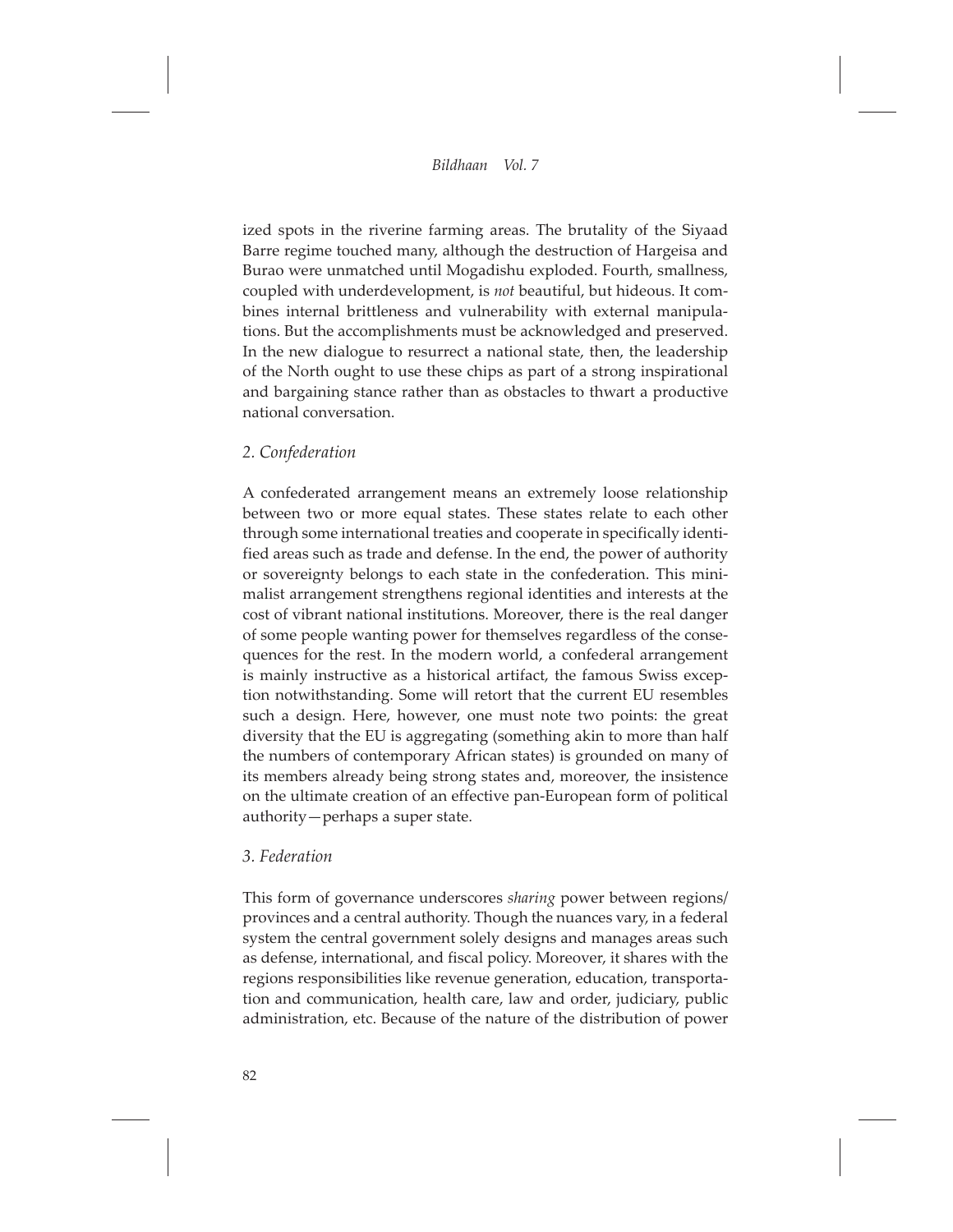ized spots in the riverine farming areas. The brutality of the Siyaad Barre regime touched many, although the destruction of Hargeisa and Burao were unmatched until Mogadishu exploded. Fourth, smallness, coupled with underdevelopment, is *not* beautiful, but hideous. It combines internal brittleness and vulnerability with external manipulations. But the accomplishments must be acknowledged and preserved. In the new dialogue to resurrect a national state, then, the leadership of the North ought to use these chips as part of a strong inspirational and bargaining stance rather than as obstacles to thwart a productive national conversation.

### *2. Confederation*

A confederated arrangement means an extremely loose relationship between two or more equal states. These states relate to each other through some international treaties and cooperate in specifically identified areas such as trade and defense. In the end, the power of authority or sovereignty belongs to each state in the confederation. This minimalist arrangement strengthens regional identities and interests at the cost of vibrant national institutions. Moreover, there is the real danger of some people wanting power for themselves regardless of the consequences for the rest. In the modern world, a confederal arrangement is mainly instructive as a historical artifact, the famous Swiss exception notwithstanding. Some will retort that the current EU resembles such a design. Here, however, one must note two points: the great diversity that the EU is aggregating (something akin to more than half the numbers of contemporary African states) is grounded on many of its members already being strong states and, moreover, the insistence on the ultimate creation of an effective pan-European form of political authority—perhaps a super state.

### *3. Federation*

This form of governance underscores *sharing* power between regions/provinces and a central authority. Though the nuances vary, in a federal system the central government solely designs and manages areas such as defense, international, and fiscal policy. Moreover, it shares with the regions responsibilities like revenue generation, education, transportation and communication, health care, law and order, judiciary, public administration, etc. Because of the nature of the distribution of power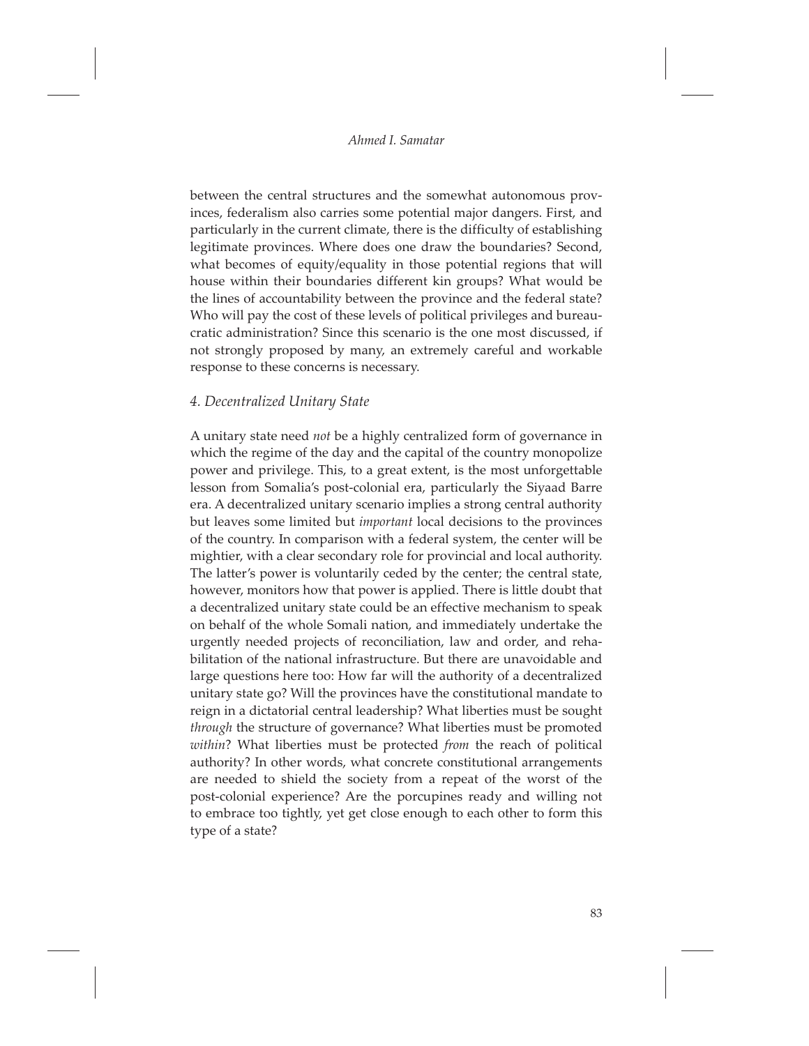between the central structures and the somewhat autonomous provinces, federalism also carries some potential major dangers. First, and particularly in the current climate, there is the difficulty of establishing legitimate provinces. Where does one draw the boundaries? Second, what becomes of equity/equality in those potential regions that will house within their boundaries different kin groups? What would be the lines of accountability between the province and the federal state? Who will pay the cost of these levels of political privileges and bureaucratic administration? Since this scenario is the one most discussed, if not strongly proposed by many, an extremely careful and workable response to these concerns is necessary.

### *4. Decentralized Unitary State*

A unitary state need *not* be a highly centralized form of governance in which the regime of the day and the capital of the country monopolize power and privilege. This, to a great extent, is the most unforgettable lesson from Somalia's post-colonial era, particularly the Siyaad Barre era. A decentralized unitary scenario implies a strong central authority but leaves some limited but *important* local decisions to the provinces of the country. In comparison with a federal system, the center will be mightier, with a clear secondary role for provincial and local authority. The latter's power is voluntarily ceded by the center; the central state, however, monitors how that power is applied. There is little doubt that a decentralized unitary state could be an effective mechanism to speak on behalf of the whole Somali nation, and immediately undertake the urgently needed projects of reconciliation, law and order, and rehabilitation of the national infrastructure. But there are unavoidable and large questions here too: How far will the authority of a decentralized unitary state go? Will the provinces have the constitutional mandate to reign in a dictatorial central leadership? What liberties must be sought *through* the structure of governance? What liberties must be promoted *within*? What liberties must be protected *from* the reach of political authority? In other words, what concrete constitutional arrangements are needed to shield the society from a repeat of the worst of the post-colonial experience? Are the porcupines ready and willing not to embrace too tightly, yet get close enough to each other to form this type of a state?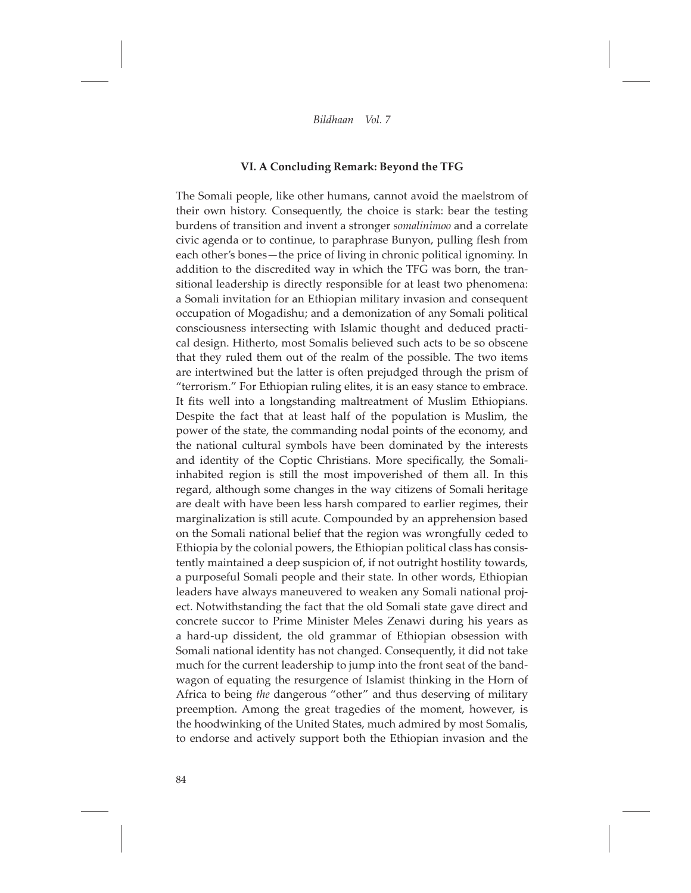### VI. A Concluding Remark: Beyond the TFG

The Somali people, like other humans, cannot avoid the maelstrom of their own history. Consequently, the choice is stark: bear the testing burdens of transition and invent a stronger *somalinimoo* and a correlate civic agenda or to continue, to paraphrase Bunyon, pulling flesh from each other's bones—the price of living in chronic political ignominy. In addition to the discredited way in which the TFG was born, the transitional leadership is directly responsible for at least two phenomena: a Somali invitation for an Ethiopian military invasion and consequent occupation of Mogadishu; and a demonization of any Somali political consciousness intersecting with Islamic thought and deduced practical design. Hitherto, most Somalis believed such acts to be so obscene that they ruled them out of the realm of the possible. The two items are intertwined but the latter is often prejudged through the prism of "terrorism." For Ethiopian ruling elites, it is an easy stance to embrace. It fits well into a longstanding maltreatment of Muslim Ethiopians. Despite the fact that at least half of the population is Muslim, the power of the state, the commanding nodal points of the economy, and the national cultural symbols have been dominated by the interests and identity of the Coptic Christians. More specifically, the Somali-inhabited region is still the most impoverished of them all. In this regard, although some changes in the way citizens of Somali heritage are dealt with have been less harsh compared to earlier regimes, their marginalization is still acute. Compounded by an apprehension based on the Somali national belief that the region was wrongfully ceded to Ethiopia by the colonial powers, the Ethiopian political class has consistently maintained a deep suspicion of, if not outright hostility towards, a purposeful Somali people and their state. In other words, Ethiopian leaders have always maneuvered to weaken any Somali national project. Notwithstanding the fact that the old Somali state gave direct and concrete succor to Prime Minister Meles Zenawi during his years as a hard-up dissident, the old grammar of Ethiopian obsession with Somali national identity has not changed. Consequently, it did not take much for the current leadership to jump into the front seat of the bandwagon of equating the resurgence of Islamist thinking in the Horn of Africa to being *the* dangerous "other" and thus deserving of military preemption. Among the great tragedies of the moment, however, is the hoodwinking of the United States, much admired by most Somalis, to endorse and actively support both the Ethiopian invasion and the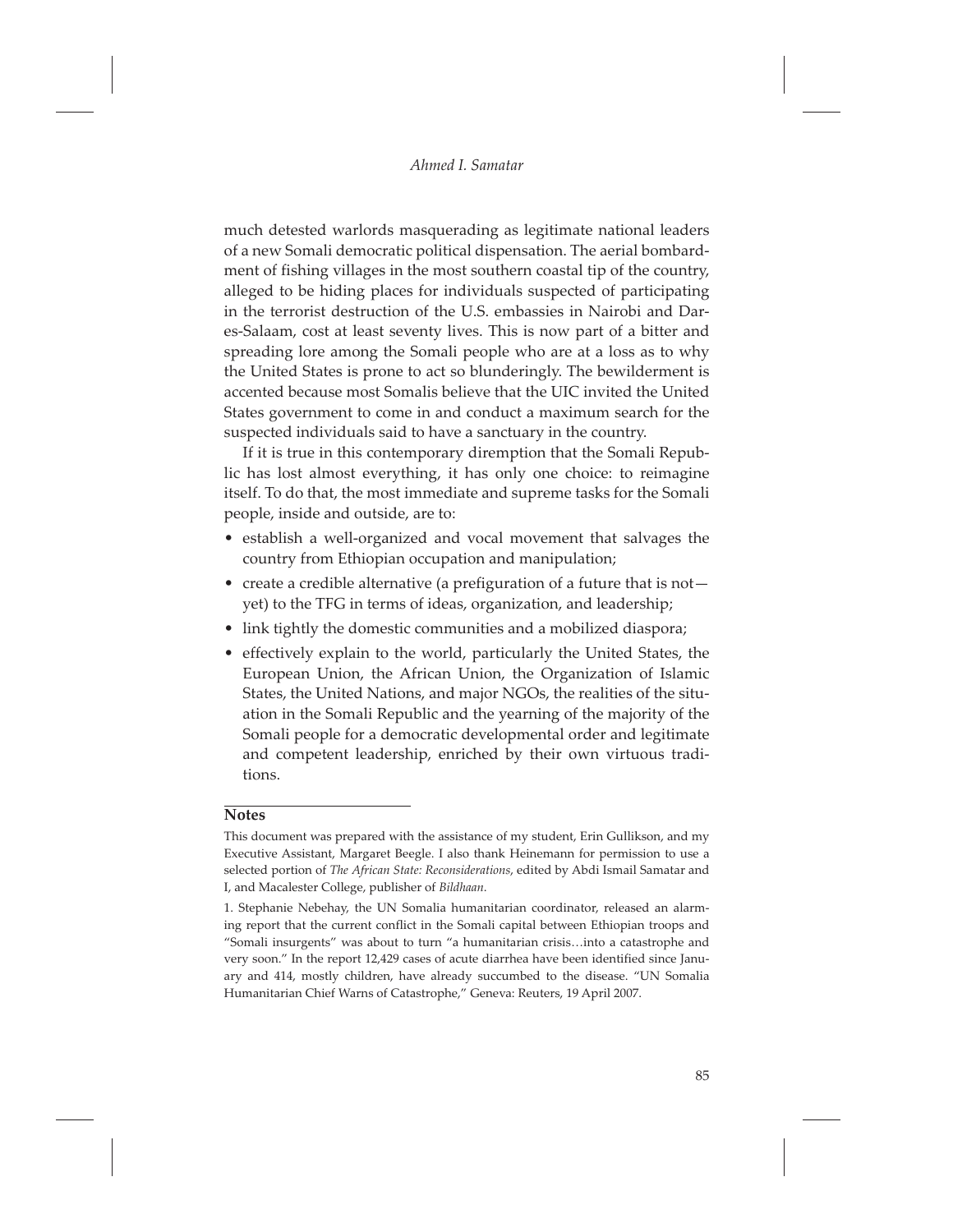much detested warlords masquerading as legitimate national leaders of a new Somali democratic political dispensation. The aerial bombardment of fishing villages in the most southern coastal tip of the country, alleged to be hiding places for individuals suspected of participating in the terrorist destruction of the U.S. embassies in Nairobi and Dar-es-Salaam, cost at least seventy lives. This is now part of a bitter and spreading lore among the Somali people who are at a loss as to why the United States is prone to act so blunderingly. The bewilderment is accented because most Somalis believe that the UIC invited the United States government to come in and conduct a maximum search for the suspected individuals said to have a sanctuary in the country.

If it is true in this contemporary diremption that the Somali Republic has lost almost everything, it has only one choice: to reimagine itself. To do that, the most immediate and supreme tasks for the Somali people, inside and outside, are to:

- establish a well-organized and vocal movement that salvages the country from Ethiopian occupation and manipulation;
- create a credible alternative (a prefiguration of a future that is not—yet) to the TFG in terms of ideas, organization, and leadership;
- link tightly the domestic communities and a mobilized diaspora;
- effectively explain to the world, particularly the United States, the European Union, the African Union, the Organization of Islamic States, the United Nations, and major NGOs, the realities of the situation in the Somali Republic and the yearning of the majority of the Somali people for a democratic developmental order and legitimate and competent leadership, enriched by their own virtuous traditions.

**Notes**

This document was prepared with the assistance of my student, Erin Gullikson, and my Executive Assistant, Margaret Beegle. I also thank Heinemann for permission to use a selected portion of *The African State: Reconsiderations*, edited by Abdi Ismail Samatar and I, and Macalester College, publisher of *Bildhaan*.

1. Stephanie Nebehay, the UN Somalia humanitarian coordinator, released an alarming report that the current conflict in the Somali capital between Ethiopian troops and "Somali insurgents" was about to turn "a humanitarian crisis…into a catastrophe and very soon." In the report 12,429 cases of acute diarrhea have been identified since January and 414, mostly children, have already succumbed to the disease. "UN Somalia Humanitarian Chief Warns of Catastrophe," Geneva: Reuters, 19 April 2007.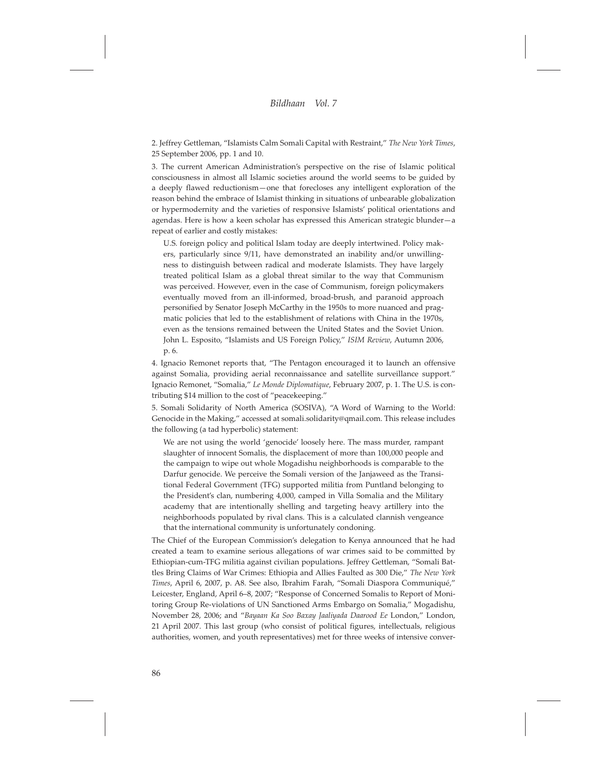2. Jeffrey Gettleman, "Islamists Calm Somali Capital with Restraint," *The New York Times*, 25 September 2006, pp. 1 and 10.

3. The current American Administration's perspective on the rise of Islamic political consciousness in almost all Islamic societies around the world seems to be guided by a deeply flawed reductionism—one that forecloses any intelligent exploration of the reason behind the embrace of Islamist thinking in situations of unbearable globalization or hypermodernity and the varieties of responsive Islamists' political orientations and agendas. Here is how a keen scholar has expressed this American strategic blunder—a repeat of earlier and costly mistakes:

> U.S. foreign policy and political Islam today are deeply intertwined. Policy makers, particularly since 9/11, have demonstrated an inability and/or unwillingness to distinguish between radical and moderate Islamists. They have largely treated political Islam as a global threat similar to the way that Communism was perceived. However, even in the case of Communism, foreign policymakers eventually moved from an ill-informed, broad-brush, and paranoid approach personified by Senator Joseph McCarthy in the 1950s to more nuanced and pragmatic policies that led to the establishment of relations with China in the 1970s, even as the tensions remained between the United States and the Soviet Union. John L. Esposito, "Islamists and US Foreign Policy," *ISIM Review*, Autumn 2006, p. 6.

4. Ignacio Remonet reports that, "The Pentagon encouraged it to launch an offensive against Somalia, providing aerial reconnaissance and satellite surveillance support." Ignacio Remonet, "Somalia," *Le Monde Diplomatique*, February 2007, p. 1. The U.S. is contributing $14 million to the cost of "peacekeeping."

5. Somali Solidarity of North America (SOSIVA), "A Word of Warning to the World: Genocide in the Making," accessed at somali.solidarity@qmail.com. This release includes the following (a tad hyperbolic) statement:

> We are not using the world 'genocide' loosely here. The mass murder, rampant slaughter of innocent Somalis, the displacement of more than 100,000 people and the campaign to wipe out whole Mogadishu neighborhoods is comparable to the Darfur genocide. We perceive the Somali version of the Janjaweed as the Transitional Federal Government (TFG) supported militia from Puntland belonging to the President's clan, numbering 4,000, camped in Villa Somalia and the Military academy that are intentionally shelling and targeting heavy artillery into the neighborhoods populated by rival clans. This is a calculated clannish vengeance that the international community is unfortunately condoning.

The Chief of the European Commission's delegation to Kenya announced that he had created a team to examine serious allegations of war crimes said to be committed by Ethiopian-cum-TFG militia against civilian populations. Jeffrey Gettleman, "Somali Battles Bring Claims of War Crimes: Ethiopia and Allies Faulted as 300 Die," *The New York Times*, April 6, 2007, p. A8. See also, Ibrahim Farah, "Somali Diaspora Communiqué," Leicester, England, April 6–8, 2007; "Response of Concerned Somalis to Report of Monitoring Group Re-violations of UN Sanctioned Arms Embargo on Somalia," Mogadishu, November 28, 2006; and "*Bayaan Ka Soo Baxay Jaaliyada Daarood Ee* London," London, 21 April 2007. This last group (who consist of political figures, intellectuals, religious authorities, women, and youth representatives) met for three weeks of intensive conver-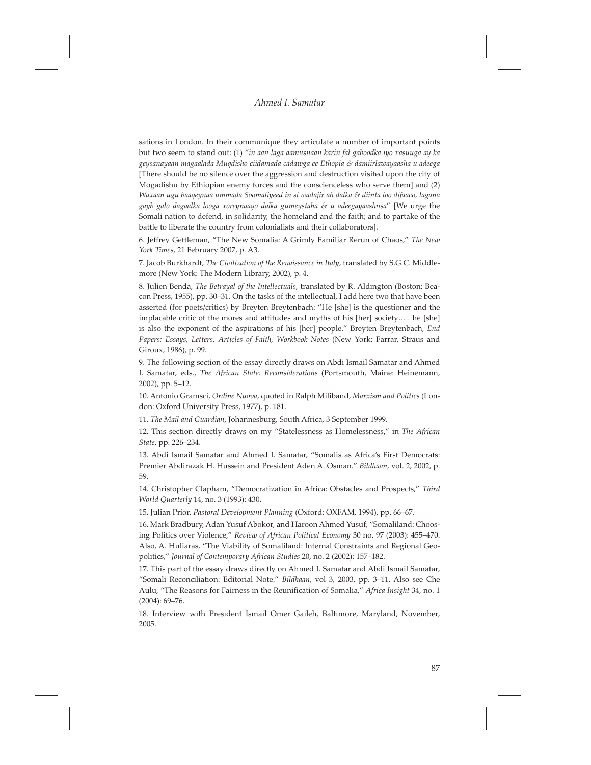sations in London. In their communiqué they articulate a number of important points but two seem to stand out: (1) "*in aan laga aamusnaan karin fal gaboodka iyo xasuuga ay ka geysanayaan magaalada Muqdisho ciidamada cadawga ee Ethopia & damiirlawayaasha u adeega* [There should be no silence over the aggression and destruction visited upon the city of Mogadishu by Ethiopian enemy forces and the conscienceless who serve them] and (2) *Waxaan ugu baaqeynaa ummada Soomaliyeed in si wadajir ah dalka & diinta loo difaaco, lagana gayb galo dagaalka looga xoreynaayo dalka gumeystaha & u adeegayaashiisa*" [We urge the Somali nation to defend, in solidarity, the homeland and the faith; and to partake of the battle to liberate the country from colonialists and their collaborators].

6. Jeffrey Gettleman, "The New Somalia: A Grimly Familiar Rerun of Chaos," *The New York Times*, 21 February 2007, p. A3.

7. Jacob Burkhardt, *The Civilization of the Renaissance in Italy*, translated by S.G.C. Middlemore (New York: The Modern Library, 2002), p. 4.

8. Julien Benda, *The Betrayal of the Intellectuals*, translated by R. Aldington (Boston: Beacon Press, 1955), pp. 30–31. On the tasks of the intellectual, I add here two that have been asserted (for poets/critics) by Breyten Breytenbach: "He [she] is the questioner and the implacable critic of the mores and attitudes and myths of his [her] society… . he [she] is also the exponent of the aspirations of his [her] people." Breyten Breytenbach, *End Papers: Essays, Letters, Articles of Faith, Workbook Notes* (New York: Farrar, Straus and Giroux, 1986), p. 99.

9. The following section of the essay directly draws on Abdi Ismail Samatar and Ahmed I. Samatar, eds., *The African State: Reconsiderations* (Portsmouth, Maine: Heinemann, 2002), pp. 5–12.

10. Antonio Gramsci, *Ordine Nuova*, quoted in Ralph Miliband, *Marxism and Politics* (London: Oxford University Press, 1977), p. 181.

11. *The Mail and Guardian*, Johannesburg, South Africa, 3 September 1999.

12. This section directly draws on my "Statelessness as Homelessness," in *The African State*, pp. 226–234.

13. Abdi Ismail Samatar and Ahmed I. Samatar, "Somalis as Africa's First Democrats: Premier Abdirazak H. Hussein and President Aden A. Osman." *Bildhaan*, vol. 2, 2002, p. 59.

14. Christopher Clapham, "Democratization in Africa: Obstacles and Prospects," *Third World Quarterly* 14, no. 3 (1993): 430.

15. Julian Prior, *Pastoral Development Planning* (Oxford: OXFAM, 1994), pp. 66–67.

16. Mark Bradbury, Adan Yusuf Abokor, and Haroon Ahmed Yusuf, "Somaliland: Choosing Politics over Violence," *Review of African Political Economy* 30 no. 97 (2003): 455–470. Also, A. Huliaras, "The Viability of Somaliland: Internal Constraints and Regional Geopolitics," *Journal of Contemporary African Studies* 20, no. 2 (2002): 157–182.

17. This part of the essay draws directly on Ahmed I. Samatar and Abdi Ismail Samatar, "Somali Reconciliation: Editorial Note." *Bildhaan*, vol 3, 2003, pp. 3–11. Also see Che Aulu, "The Reasons for Fairness in the Reunification of Somalia," *Africa Insight* 34, no. 1 (2004): 69–76.

18. Interview with President Ismail Omer Gaileh, Baltimore, Maryland, November, 2005.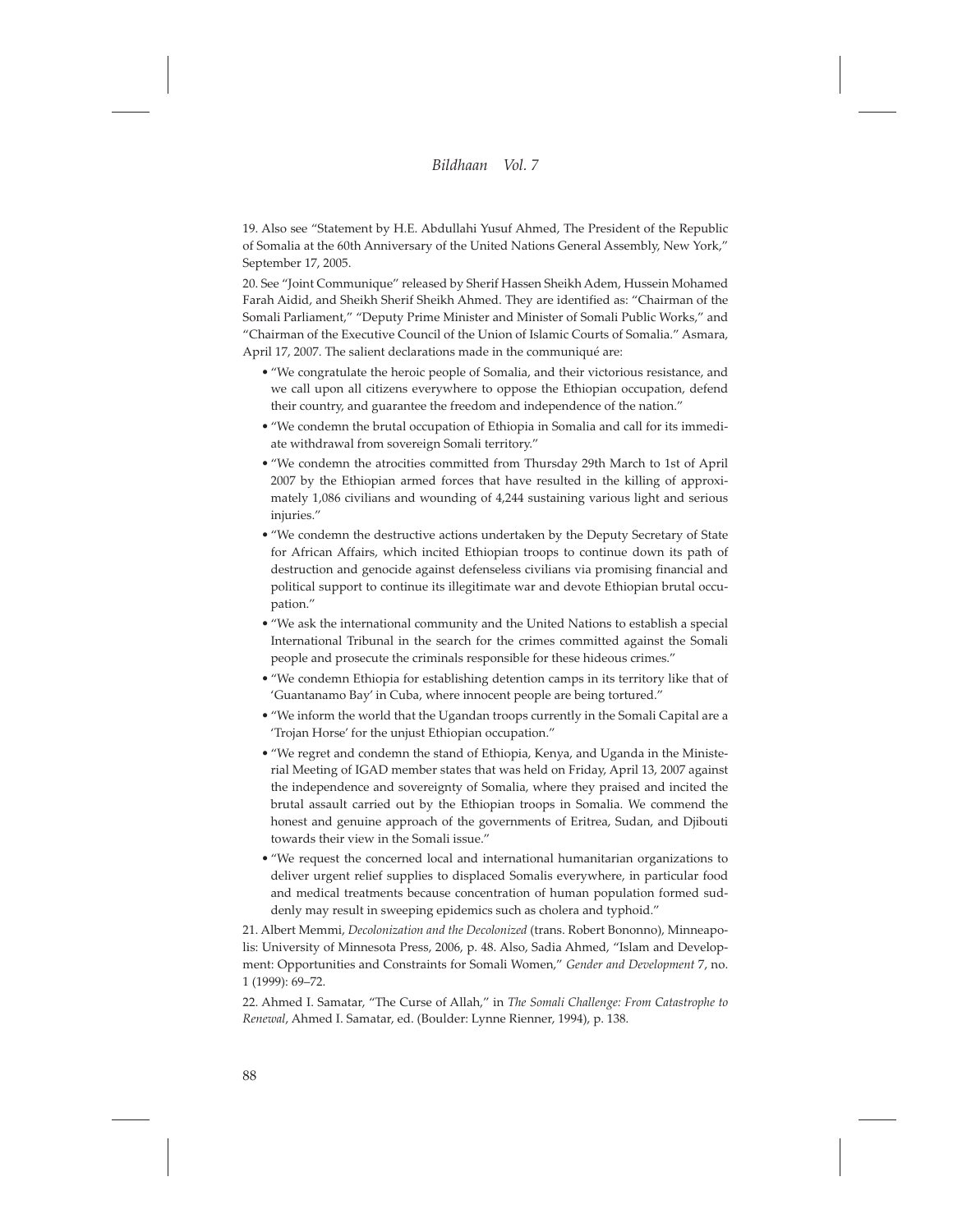19. Also see "Statement by H.E. Abdullahi Yusuf Ahmed, The President of the Republic of Somalia at the 60th Anniversary of the United Nations General Assembly, New York," September 17, 2005.

20. See "Joint Communique" released by Sherif Hassen Sheikh Adem, Hussein Mohamed Farah Aidid, and Sheikh Sherif Sheikh Ahmed. They are identified as: "Chairman of the Somali Parliament," "Deputy Prime Minister and Minister of Somali Public Works," and "Chairman of the Executive Council of the Union of Islamic Courts of Somalia." Asmara, April 17, 2007. The salient declarations made in the communiqué are:

- "We congratulate the heroic people of Somalia, and their victorious resistance, and we call upon all citizens everywhere to oppose the Ethiopian occupation, defend their country, and guarantee the freedom and independence of the nation."
- "We condemn the brutal occupation of Ethiopia in Somalia and call for its immediate withdrawal from sovereign Somali territory."
- "We condemn the atrocities committed from Thursday 29th March to 1st of April 2007 by the Ethiopian armed forces that have resulted in the killing of approximately 1,086 civilians and wounding of 4,244 sustaining various light and serious injuries."
- "We condemn the destructive actions undertaken by the Deputy Secretary of State for African Affairs, which incited Ethiopian troops to continue down its path of destruction and genocide against defenseless civilians via promising financial and political support to continue its illegitimate war and devote Ethiopian brutal occupation."
- "We ask the international community and the United Nations to establish a special International Tribunal in the search for the crimes committed against the Somali people and prosecute the criminals responsible for these hideous crimes."
- "We condemn Ethiopia for establishing detention camps in its territory like that of 'Guantanamo Bay' in Cuba, where innocent people are being tortured."
- "We inform the world that the Ugandan troops currently in the Somali Capital are a 'Trojan Horse' for the unjust Ethiopian occupation."
- "We regret and condemn the stand of Ethiopia, Kenya, and Uganda in the Ministerial Meeting of IGAD member states that was held on Friday, April 13, 2007 against the independence and sovereignty of Somalia, where they praised and incited the brutal assault carried out by the Ethiopian troops in Somalia. We commend the honest and genuine approach of the governments of Eritrea, Sudan, and Djibouti towards their view in the Somali issue."
- "We request the concerned local and international humanitarian organizations to deliver urgent relief supplies to displaced Somalis everywhere, in particular food and medical treatments because concentration of human population formed suddenly may result in sweeping epidemics such as cholera and typhoid."

21. Albert Memmi, *Decolonization and the Decolonized* (trans. Robert Bononno), Minneapolis: University of Minnesota Press, 2006, p. 48. Also, Sadia Ahmed, "Islam and Development: Opportunities and Constraints for Somali Women," *Gender and Development* 7, no. 1 (1999): 69–72.

22. Ahmed I. Samatar, "The Curse of Allah," in *The Somali Challenge: From Catastrophe to Renewal*, Ahmed I. Samatar, ed. (Boulder: Lynne Rienner, 1994), p. 138.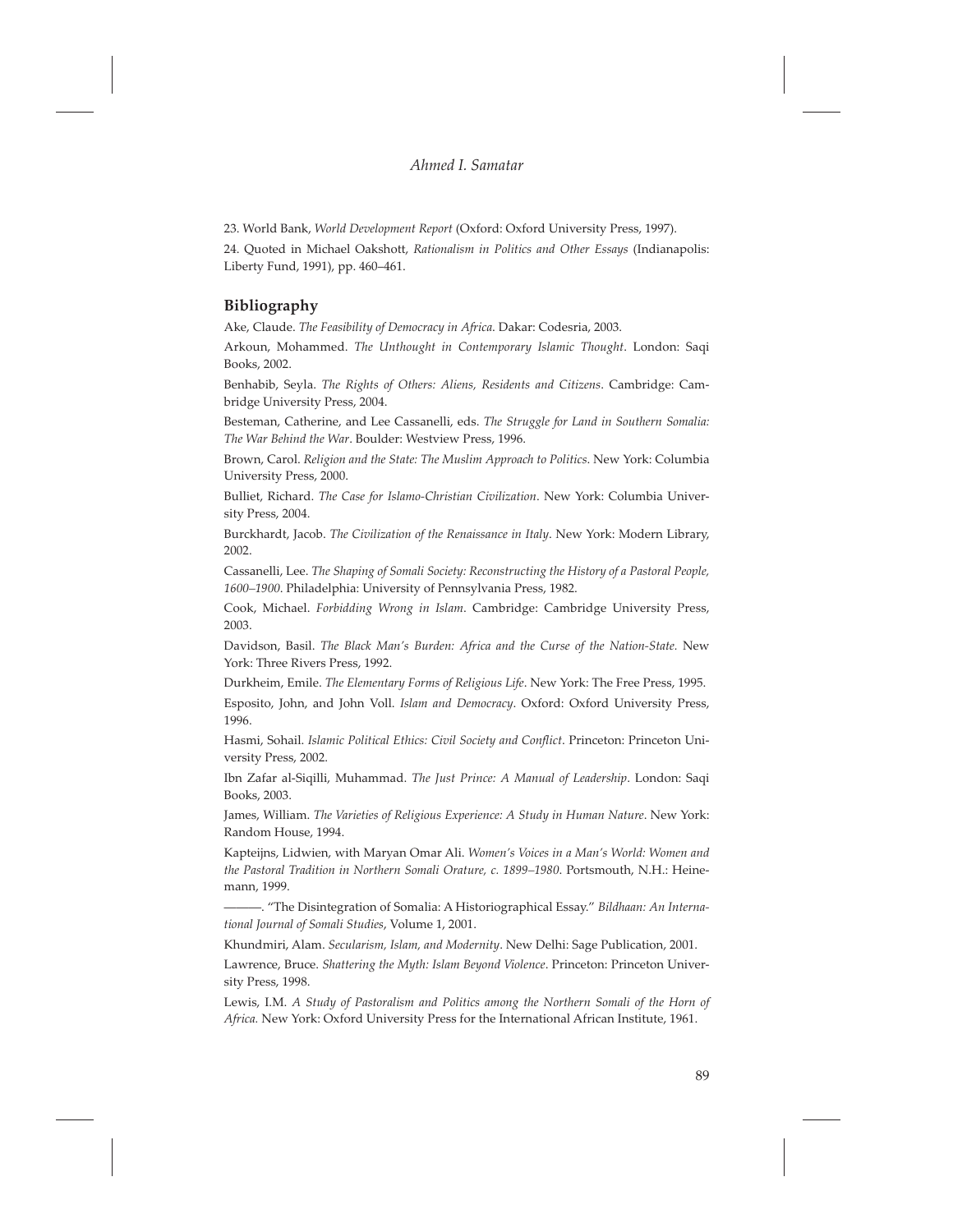23. World Bank, *World Development Report* (Oxford: Oxford University Press, 1997).

24. Quoted in Michael Oakshott, *Rationalism in Politics and Other Essays* (Indianapolis: Liberty Fund, 1991), pp. 460–461.

## Bibliography

Ake, Claude. *The Feasibility of Democracy in Africa*. Dakar: Codesria, 2003.

Arkoun, Mohammed. *The Unthought in Contemporary Islamic Thought*. London: Saqi Books, 2002.

Benhabib, Seyla. *The Rights of Others: Aliens, Residents and Citizens*. Cambridge: Cambridge University Press, 2004.

Besteman, Catherine, and Lee Cassanelli, eds. *The Struggle for Land in Southern Somalia: The War Behind the War*. Boulder: Westview Press, 1996.

Brown, Carol. *Religion and the State: The Muslim Approach to Politics*. New York: Columbia University Press, 2000.

Bulliet, Richard. *The Case for Islamo-Christian Civilization*. New York: Columbia University Press, 2004.

Burckhardt, Jacob. *The Civilization of the Renaissance in Italy*. New York: Modern Library, 2002.

Cassanelli, Lee. *The Shaping of Somali Society: Reconstructing the History of a Pastoral People, 1600–1900*. Philadelphia: University of Pennsylvania Press, 1982.

Cook, Michael. *Forbidding Wrong in Islam*. Cambridge: Cambridge University Press, 2003.

Davidson, Basil. *The Black Man's Burden: Africa and the Curse of the Nation-State.* New York: Three Rivers Press, 1992.

Durkheim, Emile. *The Elementary Forms of Religious Life*. New York: The Free Press, 1995.

Esposito, John, and John Voll. *Islam and Democracy*. Oxford: Oxford University Press, 1996.

Hasmi, Sohail. *Islamic Political Ethics: Civil Society and Conflict*. Princeton: Princeton University Press, 2002.

Ibn Zafar al-Siqilli, Muhammad. *The Just Prince: A Manual of Leadership*. London: Saqi Books, 2003.

James, William. *The Varieties of Religious Experience: A Study in Human Nature*. New York: Random House, 1994.

Kapteijns, Lidwien, with Maryan Omar Ali. *Women's Voices in a Man's World: Women and the Pastoral Tradition in Northern Somali Orature, c. 1899–1980*. Portsmouth, N.H.: Heinemann, 1999.

———. "The Disintegration of Somalia: A Historiographical Essay." *Bildhaan: An International Journal of Somali Studies*, Volume 1, 2001.

Khundmiri, Alam. *Secularism, Islam, and Modernity*. New Delhi: Sage Publication, 2001.

Lawrence, Bruce. *Shattering the Myth: Islam Beyond Violence*. Princeton: Princeton University Press, 1998.

Lewis, I.M. *A Study of Pastoralism and Politics among the Northern Somali of the Horn of Africa.* New York: Oxford University Press for the International African Institute, 1961.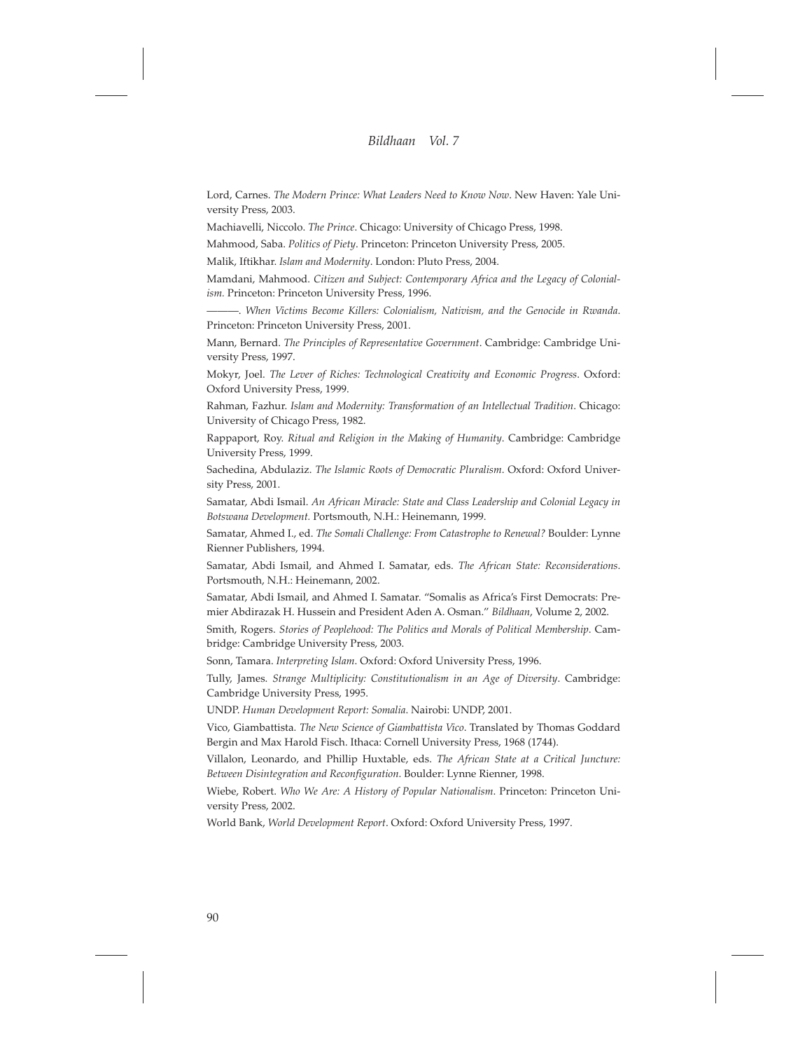Lord, Carnes. *The Modern Prince: What Leaders Need to Know Now*. New Haven: Yale University Press, 2003.

Machiavelli, Niccolo. *The Prince*. Chicago: University of Chicago Press, 1998.

Mahmood, Saba. *Politics of Piety*. Princeton: Princeton University Press, 2005.

Malik, Iftikhar. *Islam and Modernity*. London: Pluto Press, 2004.

Mamdani, Mahmood. *Citizen and Subject: Contemporary Africa and the Legacy of Colonialism.* Princeton: Princeton University Press, 1996.

———. *When Victims Become Killers: Colonialism, Nativism, and the Genocide in Rwanda*. Princeton: Princeton University Press, 2001.

Mann, Bernard. *The Principles of Representative Government*. Cambridge: Cambridge University Press, 1997.

Mokyr, Joel. *The Lever of Riches: Technological Creativity and Economic Progress*. Oxford: Oxford University Press, 1999.

Rahman, Fazhur. *Islam and Modernity: Transformation of an Intellectual Tradition*. Chicago: University of Chicago Press, 1982.

Rappaport, Roy. *Ritual and Religion in the Making of Humanity*. Cambridge: Cambridge University Press, 1999.

Sachedina, Abdulaziz. *The Islamic Roots of Democratic Pluralism*. Oxford: Oxford University Press, 2001.

Samatar, Abdi Ismail. *An African Miracle: State and Class Leadership and Colonial Legacy in Botswana Development.* Portsmouth, N.H.: Heinemann, 1999.

Samatar, Ahmed I., ed. *The Somali Challenge: From Catastrophe to Renewal?* Boulder: Lynne Rienner Publishers, 1994.

Samatar, Abdi Ismail, and Ahmed I. Samatar, eds. *The African State: Reconsiderations*. Portsmouth, N.H.: Heinemann, 2002.

Samatar, Abdi Ismail, and Ahmed I. Samatar. "Somalis as Africa's First Democrats: Premier Abdirazak H. Hussein and President Aden A. Osman." *Bildhaan*, Volume 2, 2002.

Smith, Rogers. *Stories of Peoplehood: The Politics and Morals of Political Membership*. Cambridge: Cambridge University Press, 2003.

Sonn, Tamara. *Interpreting Islam*. Oxford: Oxford University Press, 1996.

Tully, James. *Strange Multiplicity: Constitutionalism in an Age of Diversity*. Cambridge: Cambridge University Press, 1995.

UNDP. *Human Development Report: Somalia*. Nairobi: UNDP, 2001.

Vico, Giambattista. *The New Science of Giambattista Vico*. Translated by Thomas Goddard Bergin and Max Harold Fisch. Ithaca: Cornell University Press, 1968 (1744).

Villalon, Leonardo, and Phillip Huxtable, eds. *The African State at a Critical Juncture: Between Disintegration and Reconfiguration*. Boulder: Lynne Rienner, 1998.

Wiebe, Robert. *Who We Are: A History of Popular Nationalism*. Princeton: Princeton University Press, 2002.

World Bank, *World Development Report*. Oxford: Oxford University Press, 1997.